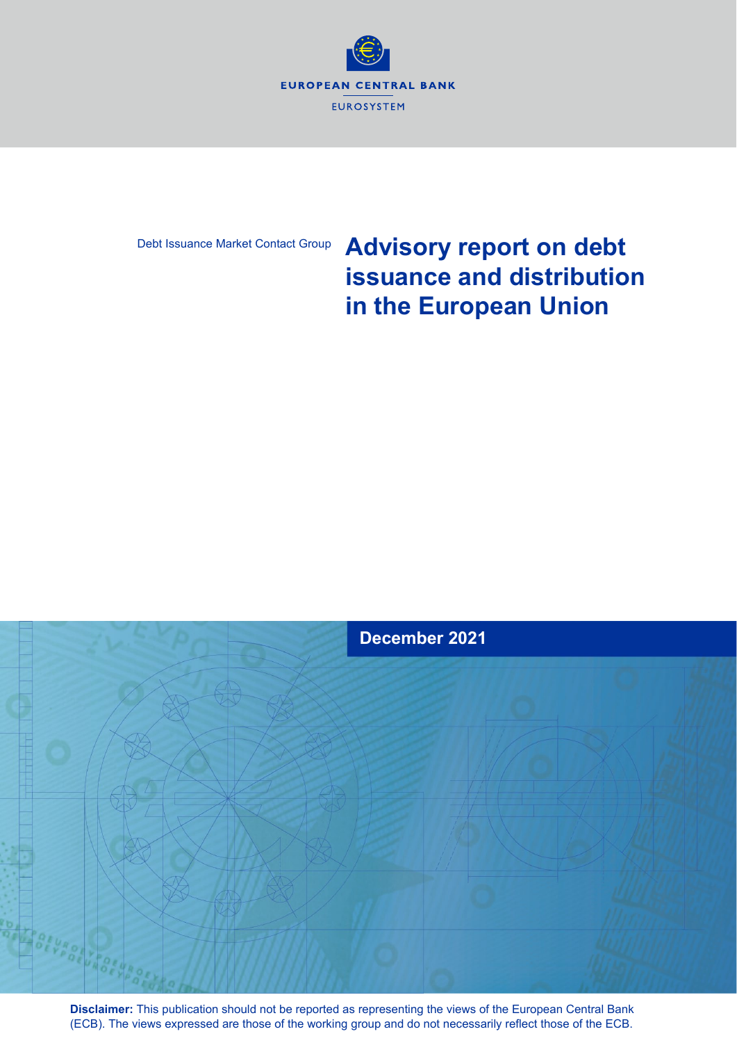EUROPEAN CENTRAL BANK

EUROSYSTEM

Debt Issuance Market Contact Group

# Advisory report on debt issuance and distribution in the European Union

December 2021

**Disclaimer:** This publication should not be reported as representing the views of the European Central Bank (ECB). The views expressed are those of the working group and do not necessarily reflect those of the ECB.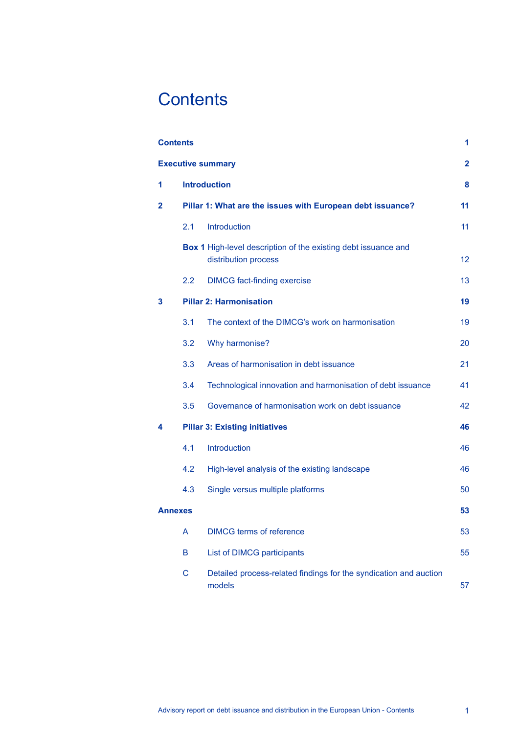# Contents

| | | |
|---|---|---|
| **Contents** | | **1** |
| **Executive summary** | | **2** |
| **1** | **Introduction** | **8** |
| **2** | **Pillar 1: What are the issues with European debt issuance?** | **11** |
| | 2.1 Introduction | 11 |
| | **Box 1** High-level description of the existing debt issuance and distribution process | 12 |
| | 2.2 DIMCG fact-finding exercise | 13 |
| **3** | **Pillar 2: Harmonisation** | **19** |
| | 3.1 The context of the DIMCG's work on harmonisation | 19 |
| | 3.2 Why harmonise? | 20 |
| | 3.3 Areas of harmonisation in debt issuance | 21 |
| | 3.4 Technological innovation and harmonisation of debt issuance | 41 |
| | 3.5 Governance of harmonisation work on debt issuance | 42 |
| **4** | **Pillar 3: Existing initiatives** | **46** |
| | 4.1 Introduction | 46 |
| | 4.2 High-level analysis of the existing landscape | 46 |
| | 4.3 Single versus multiple platforms | 50 |
| **Annexes** | | **53** |
| | A DIMCG terms of reference | 53 |
| | B List of DIMCG participants | 55 |
| | C Detailed process-related findings for the syndication and auction models | 57 |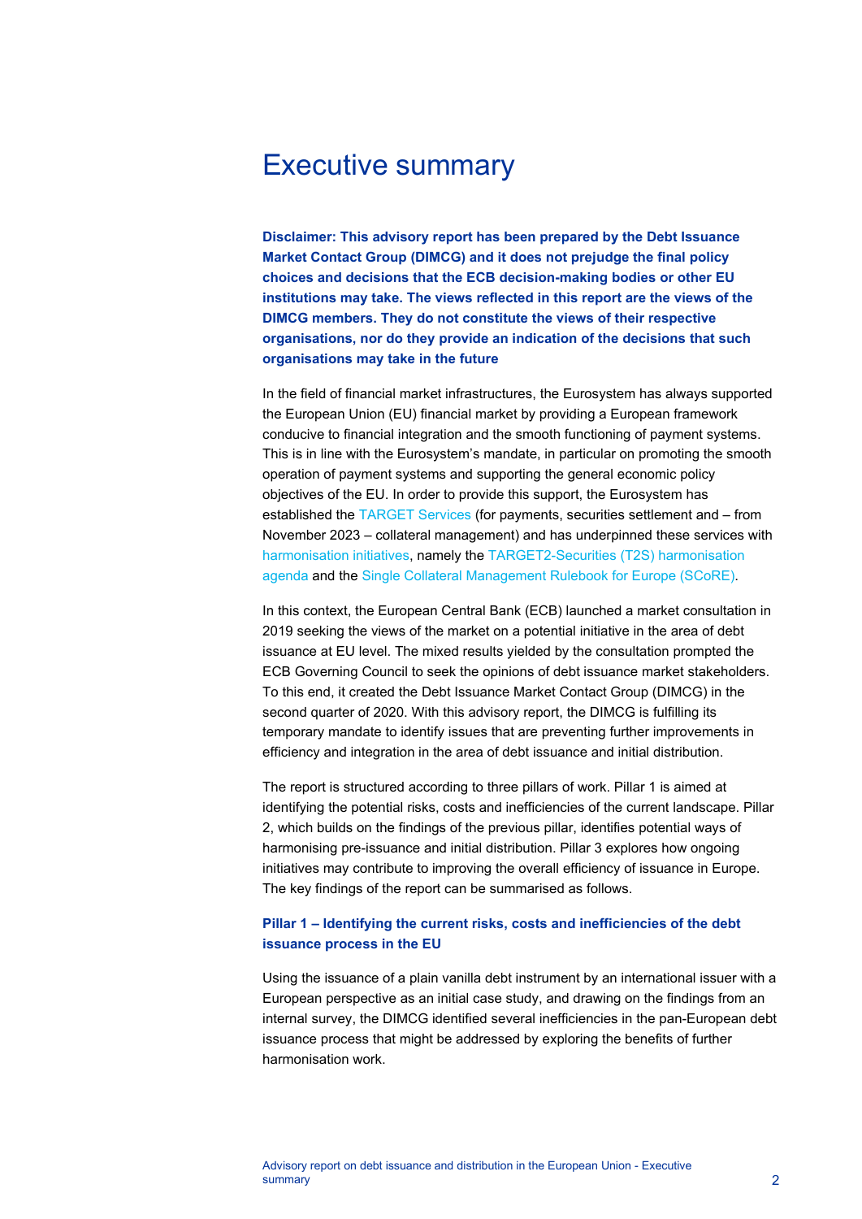# Executive summary

**Disclaimer: This advisory report has been prepared by the Debt Issuance Market Contact Group (DIMCG) and it does not prejudge the final policy choices and decisions that the ECB decision-making bodies or other EU institutions may take. The views reflected in this report are the views of the DIMCG members. They do not constitute the views of their respective organisations, nor do they provide an indication of the decisions that such organisations may take in the future**

In the field of financial market infrastructures, the Eurosystem has always supported the European Union (EU) financial market by providing a European framework conducive to financial integration and the smooth functioning of payment systems. This is in line with the Eurosystem's mandate, in particular on promoting the smooth operation of payment systems and supporting the general economic policy objectives of the EU. In order to provide this support, the Eurosystem has established the TARGET Services (for payments, securities settlement and – from November 2023 – collateral management) and has underpinned these services with harmonisation initiatives, namely the TARGET2-Securities (T2S) harmonisation agenda and the Single Collateral Management Rulebook for Europe (SCoRE).

In this context, the European Central Bank (ECB) launched a market consultation in 2019 seeking the views of the market on a potential initiative in the area of debt issuance at EU level. The mixed results yielded by the consultation prompted the ECB Governing Council to seek the opinions of debt issuance market stakeholders. To this end, it created the Debt Issuance Market Contact Group (DIMCG) in the second quarter of 2020. With this advisory report, the DIMCG is fulfilling its temporary mandate to identify issues that are preventing further improvements in efficiency and integration in the area of debt issuance and initial distribution.

The report is structured according to three pillars of work. Pillar 1 is aimed at identifying the potential risks, costs and inefficiencies of the current landscape. Pillar 2, which builds on the findings of the previous pillar, identifies potential ways of harmonising pre-issuance and initial distribution. Pillar 3 explores how ongoing initiatives may contribute to improving the overall efficiency of issuance in Europe. The key findings of the report can be summarised as follows.

### Pillar 1 – Identifying the current risks, costs and inefficiencies of the debt issuance process in the EU

Using the issuance of a plain vanilla debt instrument by an international issuer with a European perspective as an initial case study, and drawing on the findings from an internal survey, the DIMCG identified several inefficiencies in the pan-European debt issuance process that might be addressed by exploring the benefits of further harmonisation work.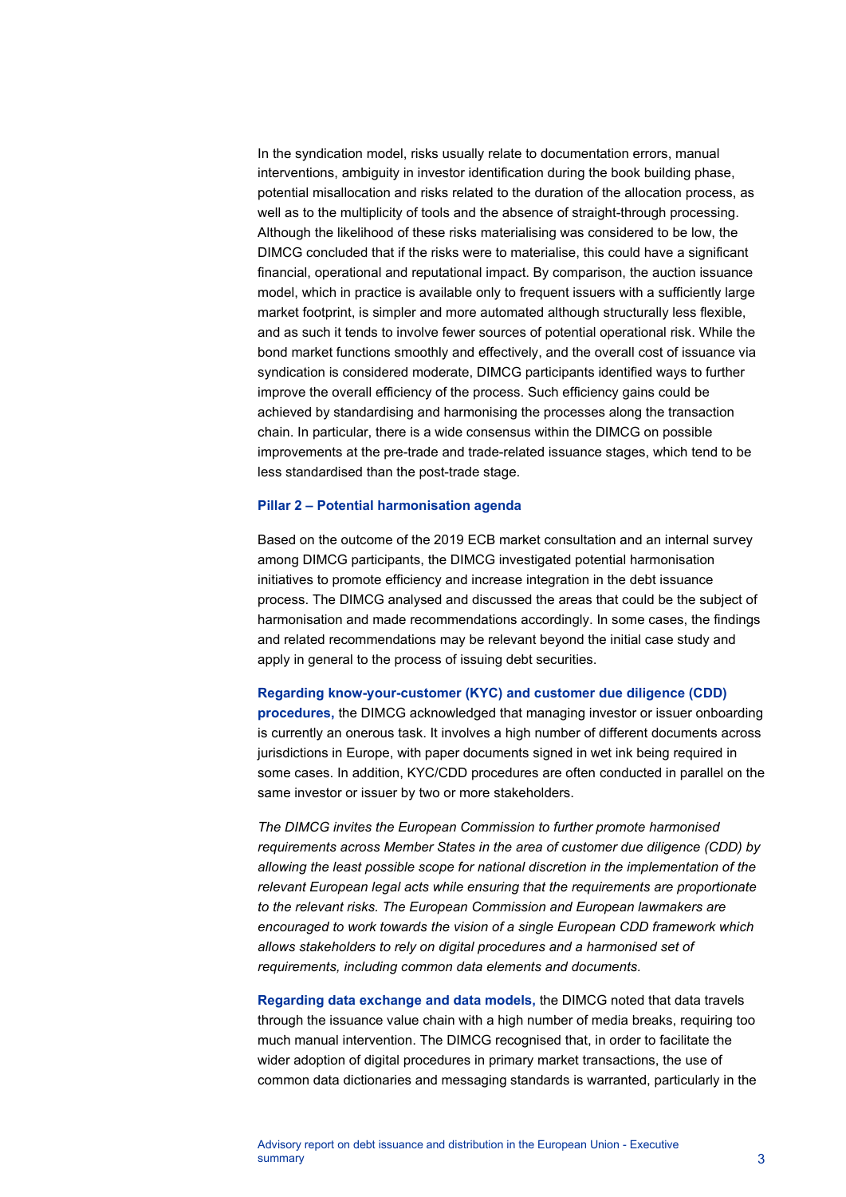In the syndication model, risks usually relate to documentation errors, manual interventions, ambiguity in investor identification during the book building phase, potential misallocation and risks related to the duration of the allocation process, as well as to the multiplicity of tools and the absence of straight-through processing. Although the likelihood of these risks materialising was considered to be low, the DIMCG concluded that if the risks were to materialise, this could have a significant financial, operational and reputational impact. By comparison, the auction issuance model, which in practice is available only to frequent issuers with a sufficiently large market footprint, is simpler and more automated although structurally less flexible, and as such it tends to involve fewer sources of potential operational risk. While the bond market functions smoothly and effectively, and the overall cost of issuance via syndication is considered moderate, DIMCG participants identified ways to further improve the overall efficiency of the process. Such efficiency gains could be achieved by standardising and harmonising the processes along the transaction chain. In particular, there is a wide consensus within the DIMCG on possible improvements at the pre-trade and trade-related issuance stages, which tend to be less standardised than the post-trade stage.

### Pillar 2 – Potential harmonisation agenda

Based on the outcome of the 2019 ECB market consultation and an internal survey among DIMCG participants, the DIMCG investigated potential harmonisation initiatives to promote efficiency and increase integration in the debt issuance process. The DIMCG analysed and discussed the areas that could be the subject of harmonisation and made recommendations accordingly. In some cases, the findings and related recommendations may be relevant beyond the initial case study and apply in general to the process of issuing debt securities.

**Regarding know-your-customer (KYC) and customer due diligence (CDD) procedures,** the DIMCG acknowledged that managing investor or issuer onboarding is currently an onerous task. It involves a high number of different documents across jurisdictions in Europe, with paper documents signed in wet ink being required in some cases. In addition, KYC/CDD procedures are often conducted in parallel on the same investor or issuer by two or more stakeholders.

*The DIMCG invites the European Commission to further promote harmonised requirements across Member States in the area of customer due diligence (CDD) by allowing the least possible scope for national discretion in the implementation of the relevant European legal acts while ensuring that the requirements are proportionate to the relevant risks. The European Commission and European lawmakers are encouraged to work towards the vision of a single European CDD framework which allows stakeholders to rely on digital procedures and a harmonised set of requirements, including common data elements and documents.*

**Regarding data exchange and data models,** the DIMCG noted that data travels through the issuance value chain with a high number of media breaks, requiring too much manual intervention. The DIMCG recognised that, in order to facilitate the wider adoption of digital procedures in primary market transactions, the use of common data dictionaries and messaging standards is warranted, particularly in the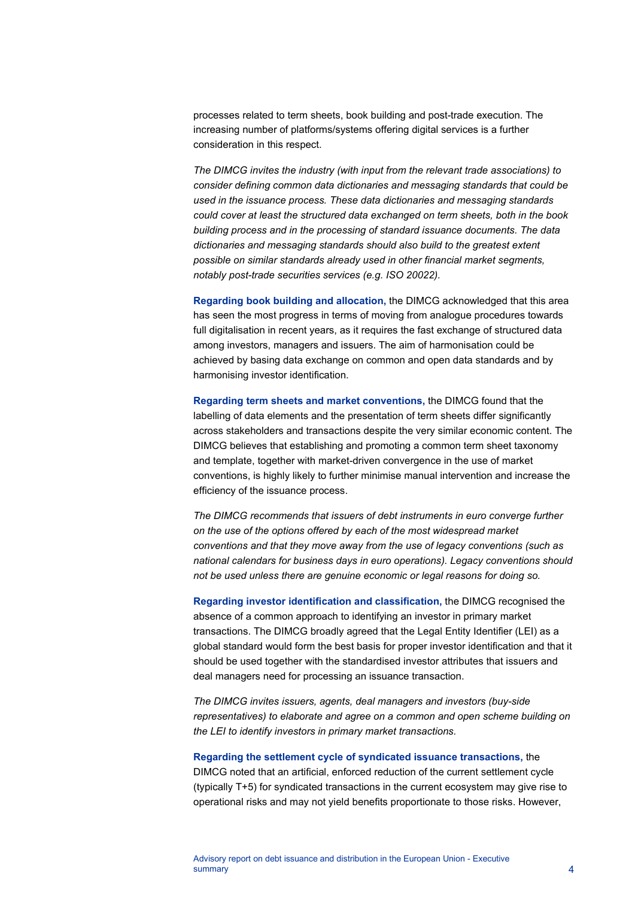processes related to term sheets, book building and post-trade execution. The increasing number of platforms/systems offering digital services is a further consideration in this respect.

*The DIMCG invites the industry (with input from the relevant trade associations) to consider defining common data dictionaries and messaging standards that could be used in the issuance process. These data dictionaries and messaging standards could cover at least the structured data exchanged on term sheets, both in the book building process and in the processing of standard issuance documents. The data dictionaries and messaging standards should also build to the greatest extent possible on similar standards already used in other financial market segments, notably post-trade securities services (e.g. ISO 20022).*

**Regarding book building and allocation,** the DIMCG acknowledged that this area has seen the most progress in terms of moving from analogue procedures towards full digitalisation in recent years, as it requires the fast exchange of structured data among investors, managers and issuers. The aim of harmonisation could be achieved by basing data exchange on common and open data standards and by harmonising investor identification.

**Regarding term sheets and market conventions,** the DIMCG found that the labelling of data elements and the presentation of term sheets differ significantly across stakeholders and transactions despite the very similar economic content. The DIMCG believes that establishing and promoting a common term sheet taxonomy and template, together with market-driven convergence in the use of market conventions, is highly likely to further minimise manual intervention and increase the efficiency of the issuance process.

*The DIMCG recommends that issuers of debt instruments in euro converge further on the use of the options offered by each of the most widespread market conventions and that they move away from the use of legacy conventions (such as national calendars for business days in euro operations). Legacy conventions should not be used unless there are genuine economic or legal reasons for doing so.*

**Regarding investor identification and classification,** the DIMCG recognised the absence of a common approach to identifying an investor in primary market transactions. The DIMCG broadly agreed that the Legal Entity Identifier (LEI) as a global standard would form the best basis for proper investor identification and that it should be used together with the standardised investor attributes that issuers and deal managers need for processing an issuance transaction.

*The DIMCG invites issuers, agents, deal managers and investors (buy-side representatives) to elaborate and agree on a common and open scheme building on the LEI to identify investors in primary market transactions.*

**Regarding the settlement cycle of syndicated issuance transactions,** the DIMCG noted that an artificial, enforced reduction of the current settlement cycle (typically T+5) for syndicated transactions in the current ecosystem may give rise to operational risks and may not yield benefits proportionate to those risks. However,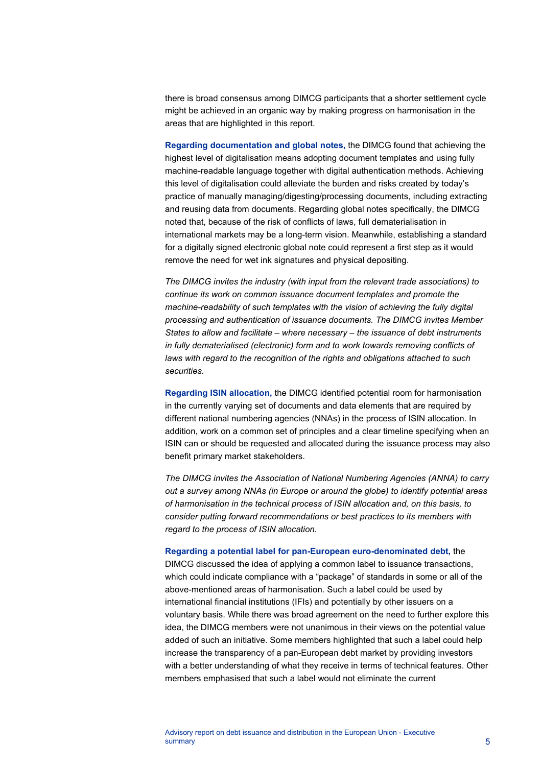there is broad consensus among DIMCG participants that a shorter settlement cycle might be achieved in an organic way by making progress on harmonisation in the areas that are highlighted in this report.

**Regarding documentation and global notes,** the DIMCG found that achieving the highest level of digitalisation means adopting document templates and using fully machine-readable language together with digital authentication methods. Achieving this level of digitalisation could alleviate the burden and risks created by today's practice of manually managing/digesting/processing documents, including extracting and reusing data from documents. Regarding global notes specifically, the DIMCG noted that, because of the risk of conflicts of laws, full dematerialisation in international markets may be a long-term vision. Meanwhile, establishing a standard for a digitally signed electronic global note could represent a first step as it would remove the need for wet ink signatures and physical depositing.

*The DIMCG invites the industry (with input from the relevant trade associations) to continue its work on common issuance document templates and promote the machine-readability of such templates with the vision of achieving the fully digital processing and authentication of issuance documents. The DIMCG invites Member States to allow and facilitate – where necessary – the issuance of debt instruments in fully dematerialised (electronic) form and to work towards removing conflicts of laws with regard to the recognition of the rights and obligations attached to such securities.*

**Regarding ISIN allocation,** the DIMCG identified potential room for harmonisation in the currently varying set of documents and data elements that are required by different national numbering agencies (NNAs) in the process of ISIN allocation. In addition, work on a common set of principles and a clear timeline specifying when an ISIN can or should be requested and allocated during the issuance process may also benefit primary market stakeholders.

*The DIMCG invites the Association of National Numbering Agencies (ANNA) to carry out a survey among NNAs (in Europe or around the globe) to identify potential areas of harmonisation in the technical process of ISIN allocation and, on this basis, to consider putting forward recommendations or best practices to its members with regard to the process of ISIN allocation.*

**Regarding a potential label for pan-European euro-denominated debt,** the DIMCG discussed the idea of applying a common label to issuance transactions, which could indicate compliance with a "package" of standards in some or all of the above-mentioned areas of harmonisation. Such a label could be used by international financial institutions (IFIs) and potentially by other issuers on a voluntary basis. While there was broad agreement on the need to further explore this idea, the DIMCG members were not unanimous in their views on the potential value added of such an initiative. Some members highlighted that such a label could help increase the transparency of a pan-European debt market by providing investors with a better understanding of what they receive in terms of technical features. Other members emphasised that such a label would not eliminate the current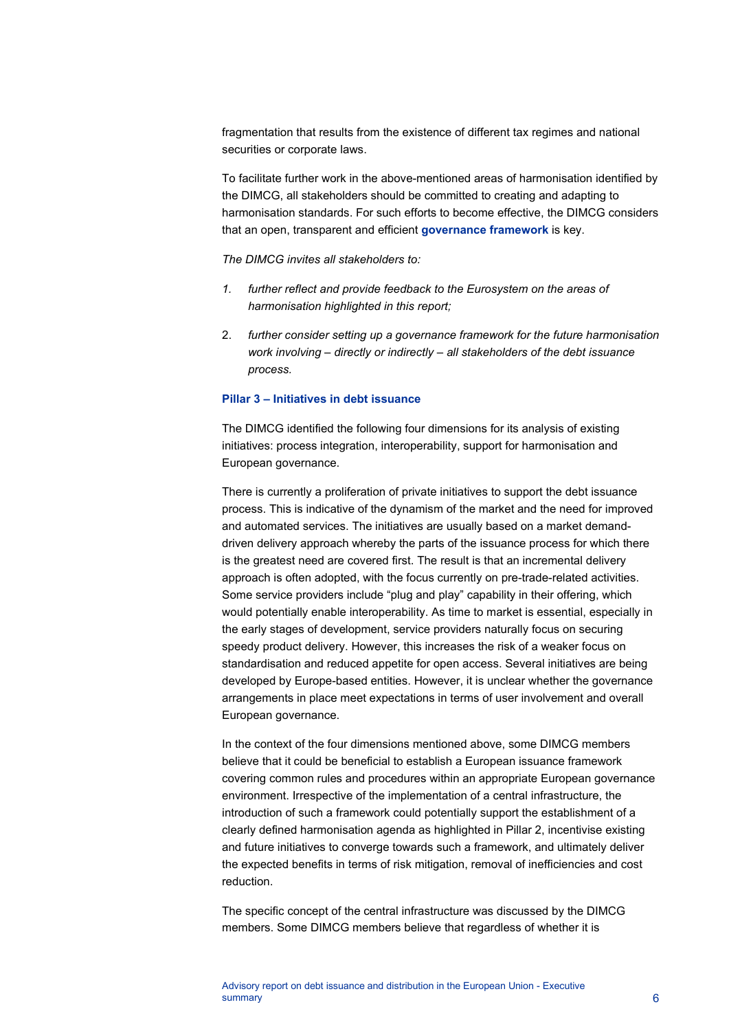fragmentation that results from the existence of different tax regimes and national securities or corporate laws.

To facilitate further work in the above-mentioned areas of harmonisation identified by the DIMCG, all stakeholders should be committed to creating and adapting to harmonisation standards. For such efforts to become effective, the DIMCG considers that an open, transparent and efficient **governance framework** is key.

*The DIMCG invites all stakeholders to:*

1. *further reflect and provide feedback to the Eurosystem on the areas of harmonisation highlighted in this report;*
2. *further consider setting up a governance framework for the future harmonisation work involving – directly or indirectly – all stakeholders of the debt issuance process.*

### Pillar 3 – Initiatives in debt issuance

The DIMCG identified the following four dimensions for its analysis of existing initiatives: process integration, interoperability, support for harmonisation and European governance.

There is currently a proliferation of private initiatives to support the debt issuance process. This is indicative of the dynamism of the market and the need for improved and automated services. The initiatives are usually based on a market demand-driven delivery approach whereby the parts of the issuance process for which there is the greatest need are covered first. The result is that an incremental delivery approach is often adopted, with the focus currently on pre-trade-related activities. Some service providers include "plug and play" capability in their offering, which would potentially enable interoperability. As time to market is essential, especially in the early stages of development, service providers naturally focus on securing speedy product delivery. However, this increases the risk of a weaker focus on standardisation and reduced appetite for open access. Several initiatives are being developed by Europe-based entities. However, it is unclear whether the governance arrangements in place meet expectations in terms of user involvement and overall European governance.

In the context of the four dimensions mentioned above, some DIMCG members believe that it could be beneficial to establish a European issuance framework covering common rules and procedures within an appropriate European governance environment. Irrespective of the implementation of a central infrastructure, the introduction of such a framework could potentially support the establishment of a clearly defined harmonisation agenda as highlighted in Pillar 2, incentivise existing and future initiatives to converge towards such a framework, and ultimately deliver the expected benefits in terms of risk mitigation, removal of inefficiencies and cost reduction.

The specific concept of the central infrastructure was discussed by the DIMCG members. Some DIMCG members believe that regardless of whether it is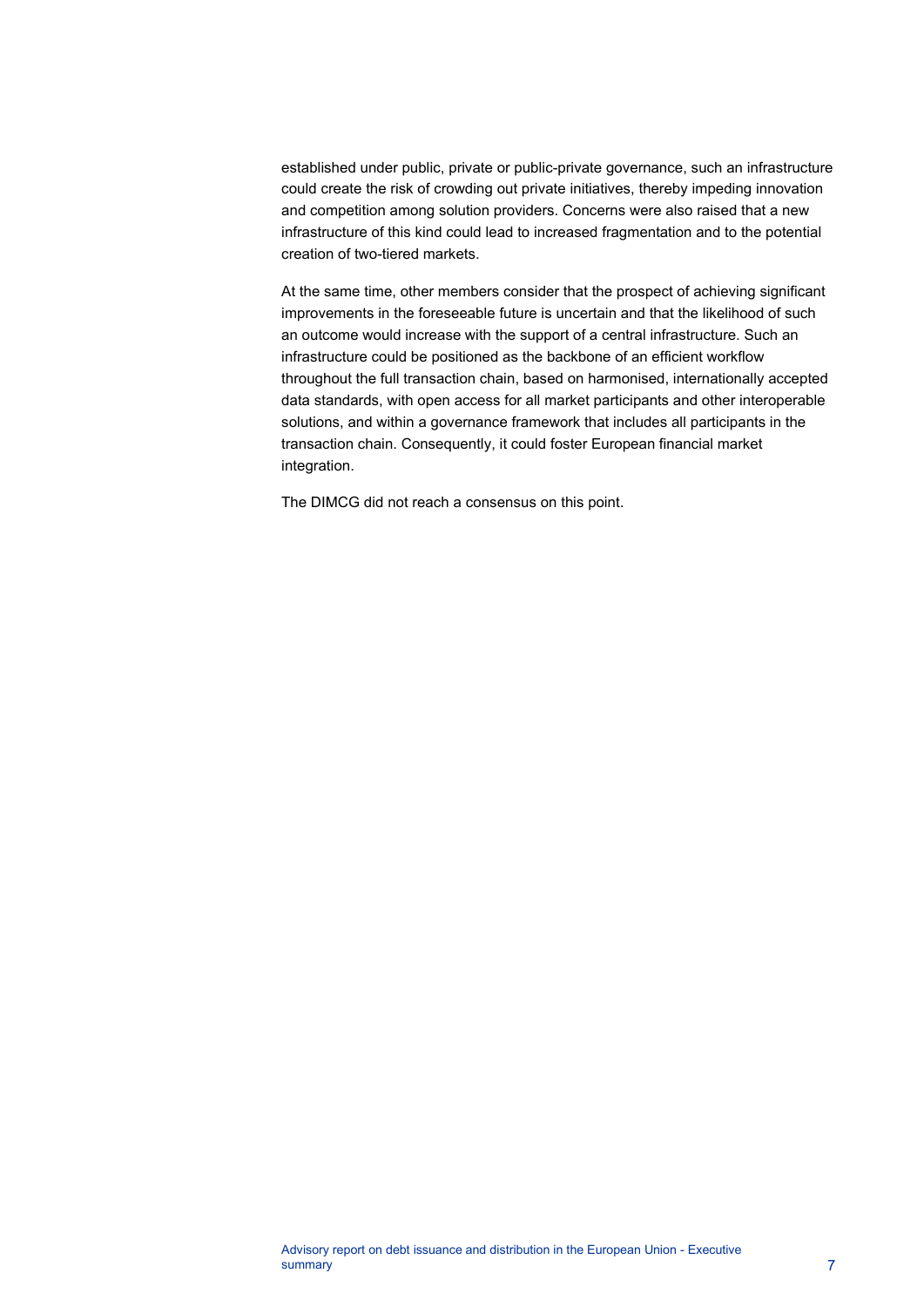established under public, private or public-private governance, such an infrastructure could create the risk of crowding out private initiatives, thereby impeding innovation and competition among solution providers. Concerns were also raised that a new infrastructure of this kind could lead to increased fragmentation and to the potential creation of two-tiered markets.

At the same time, other members consider that the prospect of achieving significant improvements in the foreseeable future is uncertain and that the likelihood of such an outcome would increase with the support of a central infrastructure. Such an infrastructure could be positioned as the backbone of an efficient workflow throughout the full transaction chain, based on harmonised, internationally accepted data standards, with open access for all market participants and other interoperable solutions, and within a governance framework that includes all participants in the transaction chain. Consequently, it could foster European financial market integration.

The DIMCG did not reach a consensus on this point.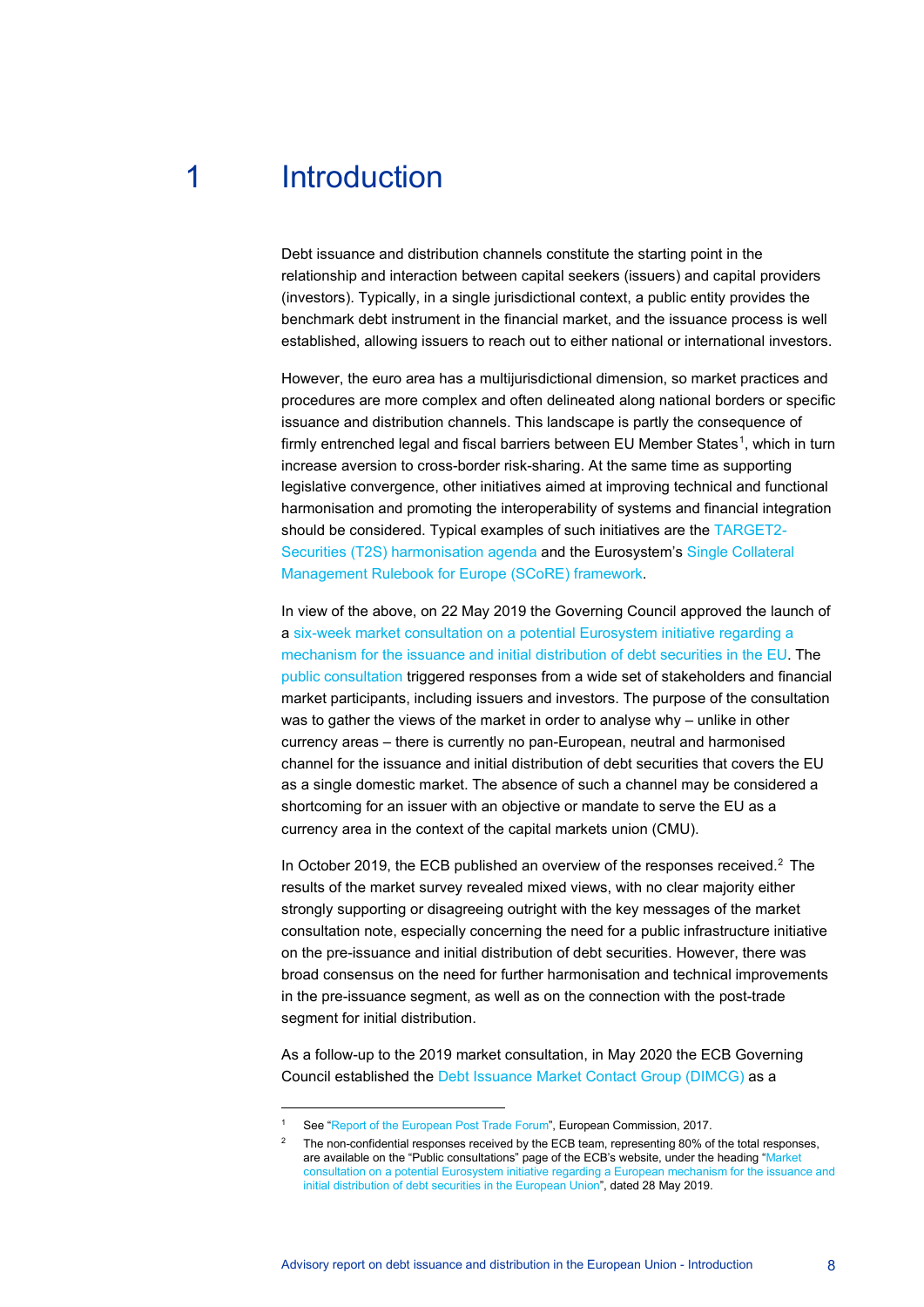# 1 Introduction

Debt issuance and distribution channels constitute the starting point in the relationship and interaction between capital seekers (issuers) and capital providers (investors). Typically, in a single jurisdictional context, a public entity provides the benchmark debt instrument in the financial market, and the issuance process is well established, allowing issuers to reach out to either national or international investors.

However, the euro area has a multijurisdictional dimension, so market practices and procedures are more complex and often delineated along national borders or specific issuance and distribution channels. This landscape is partly the consequence of firmly entrenched legal and fiscal barriers between EU Member States[1], which in turn increase aversion to cross-border risk-sharing. At the same time as supporting legislative convergence, other initiatives aimed at improving technical and functional harmonisation and promoting the interoperability of systems and financial integration should be considered. Typical examples of such initiatives are the TARGET2-Securities (T2S) harmonisation agenda and the Eurosystem's Single Collateral Management Rulebook for Europe (SCoRE) framework.

In view of the above, on 22 May 2019 the Governing Council approved the launch of a six-week market consultation on a potential Eurosystem initiative regarding a mechanism for the issuance and initial distribution of debt securities in the EU. The public consultation triggered responses from a wide set of stakeholders and financial market participants, including issuers and investors. The purpose of the consultation was to gather the views of the market in order to analyse why – unlike in other currency areas – there is currently no pan-European, neutral and harmonised channel for the issuance and initial distribution of debt securities that covers the EU as a single domestic market. The absence of such a channel may be considered a shortcoming for an issuer with an objective or mandate to serve the EU as a currency area in the context of the capital markets union (CMU).

In October 2019, the ECB published an overview of the responses received.[2] The results of the market survey revealed mixed views, with no clear majority either strongly supporting or disagreeing outright with the key messages of the market consultation note, especially concerning the need for a public infrastructure initiative on the pre-issuance and initial distribution of debt securities. However, there was broad consensus on the need for further harmonisation and technical improvements in the pre-issuance segment, as well as on the connection with the post-trade segment for initial distribution.

As a follow-up to the 2019 market consultation, in May 2020 the ECB Governing Council established the Debt Issuance Market Contact Group (DIMCG) as a

[1] See "Report of the European Post Trade Forum", European Commission, 2017.

[2] The non-confidential responses received by the ECB team, representing 80% of the total responses, are available on the "Public consultations" page of the ECB's website, under the heading "Market consultation on a potential Eurosystem initiative regarding a European mechanism for the issuance and initial distribution of debt securities in the European Union", dated 28 May 2019.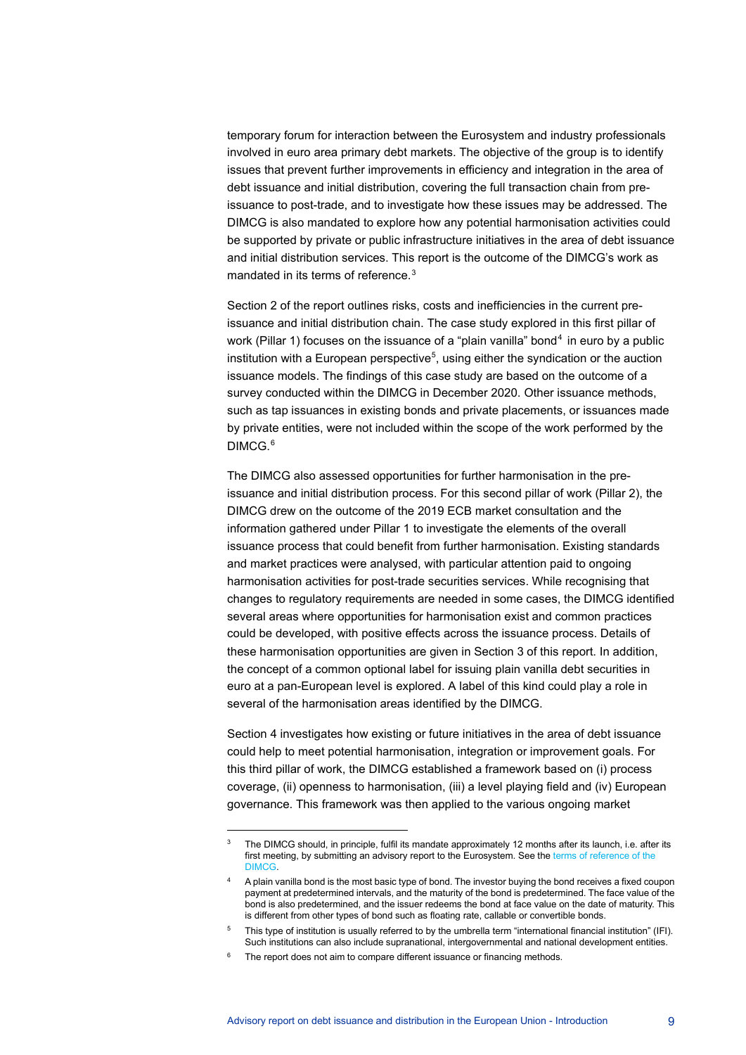temporary forum for interaction between the Eurosystem and industry professionals involved in euro area primary debt markets. The objective of the group is to identify issues that prevent further improvements in efficiency and integration in the area of debt issuance and initial distribution, covering the full transaction chain from pre-issuance to post-trade, and to investigate how these issues may be addressed. The DIMCG is also mandated to explore how any potential harmonisation activities could be supported by private or public infrastructure initiatives in the area of debt issuance and initial distribution services. This report is the outcome of the DIMCG's work as mandated in its terms of reference.[3]

Section 2 of the report outlines risks, costs and inefficiencies in the current pre-issuance and initial distribution chain. The case study explored in this first pillar of work (Pillar 1) focuses on the issuance of a "plain vanilla" bond[4] in euro by a public institution with a European perspective[5], using either the syndication or the auction issuance models. The findings of this case study are based on the outcome of a survey conducted within the DIMCG in December 2020. Other issuance methods, such as tap issuances in existing bonds and private placements, or issuances made by private entities, were not included within the scope of the work performed by the DIMCG.[6]

The DIMCG also assessed opportunities for further harmonisation in the pre-issuance and initial distribution process. For this second pillar of work (Pillar 2), the DIMCG drew on the outcome of the 2019 ECB market consultation and the information gathered under Pillar 1 to investigate the elements of the overall issuance process that could benefit from further harmonisation. Existing standards and market practices were analysed, with particular attention paid to ongoing harmonisation activities for post-trade securities services. While recognising that changes to regulatory requirements are needed in some cases, the DIMCG identified several areas where opportunities for harmonisation exist and common practices could be developed, with positive effects across the issuance process. Details of these harmonisation opportunities are given in Section 3 of this report. In addition, the concept of a common optional label for issuing plain vanilla debt securities in euro at a pan-European level is explored. A label of this kind could play a role in several of the harmonisation areas identified by the DIMCG.

Section 4 investigates how existing or future initiatives in the area of debt issuance could help to meet potential harmonisation, integration or improvement goals. For this third pillar of work, the DIMCG established a framework based on (i) process coverage, (ii) openness to harmonisation, (iii) a level playing field and (iv) European governance. This framework was then applied to the various ongoing market

---

[3] The DIMCG should, in principle, fulfil its mandate approximately 12 months after its launch, i.e. after its first meeting, by submitting an advisory report to the Eurosystem. See the terms of reference of the DIMCG.

[4] A plain vanilla bond is the most basic type of bond. The investor buying the bond receives a fixed coupon payment at predetermined intervals, and the maturity of the bond is predetermined. The face value of the bond is also predetermined, and the issuer redeems the bond at face value on the date of maturity. This is different from other types of bond such as floating rate, callable or convertible bonds.

[5] This type of institution is usually referred to by the umbrella term "international financial institution" (IFI). Such institutions can also include supranational, intergovernmental and national development entities.

[6] The report does not aim to compare different issuance or financing methods.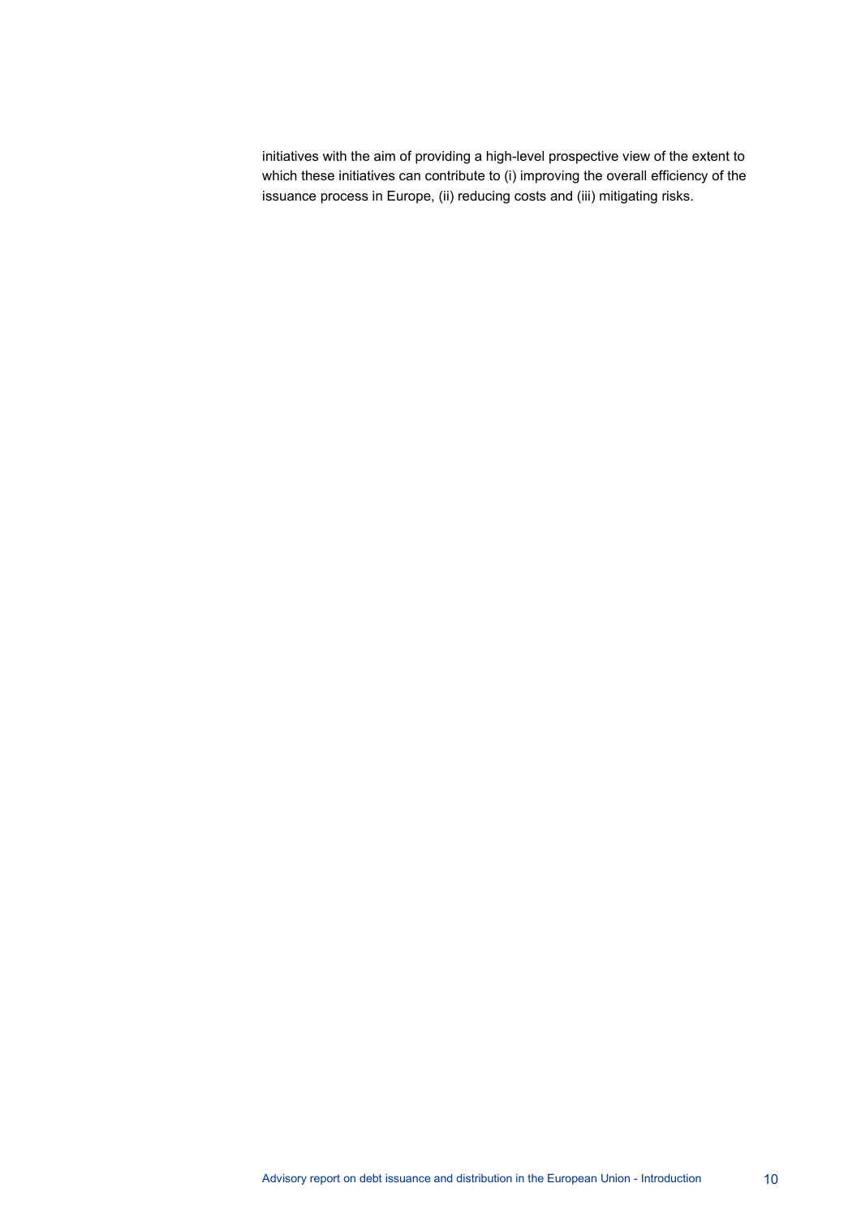initiatives with the aim of providing a high-level prospective view of the extent to which these initiatives can contribute to (i) improving the overall efficiency of the issuance process in Europe, (ii) reducing costs and (iii) mitigating risks.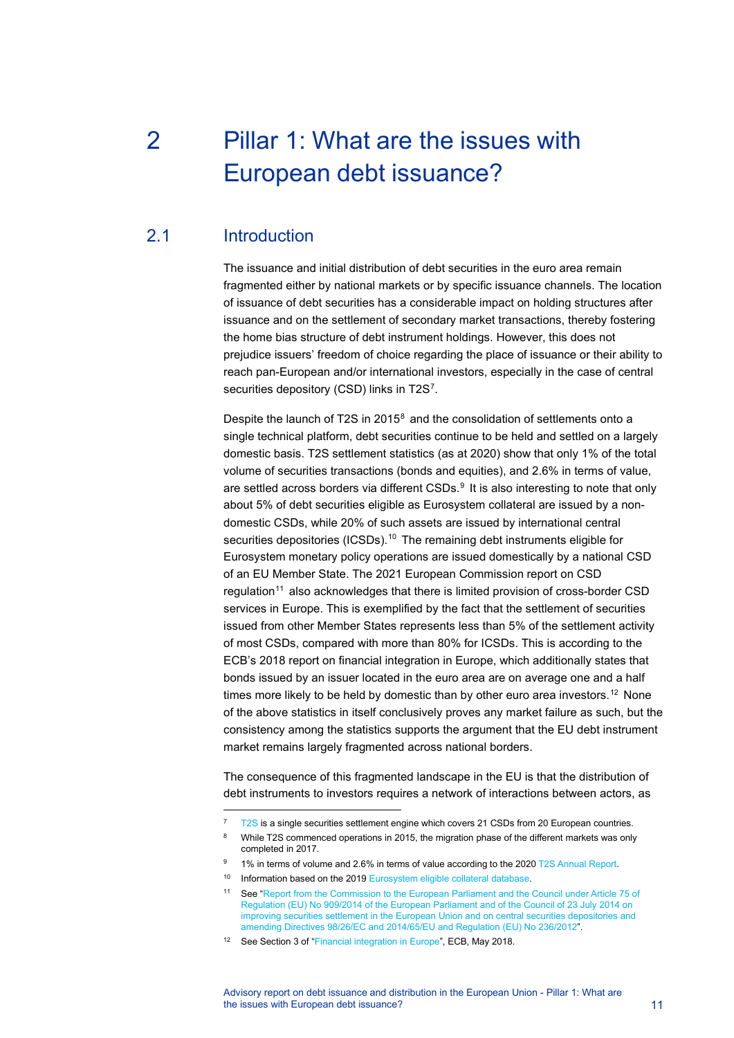# 2 Pillar 1: What are the issues with European debt issuance?

## 2.1 Introduction

The issuance and initial distribution of debt securities in the euro area remain fragmented either by national markets or by specific issuance channels. The location of issuance of debt securities has a considerable impact on holding structures after issuance and on the settlement of secondary market transactions, thereby fostering the home bias structure of debt instrument holdings. However, this does not prejudice issuers' freedom of choice regarding the place of issuance or their ability to reach pan-European and/or international investors, especially in the case of central securities depository (CSD) links in T2S[7].

Despite the launch of T2S in 2015[8] and the consolidation of settlements onto a single technical platform, debt securities continue to be held and settled on a largely domestic basis. T2S settlement statistics (as at 2020) show that only 1% of the total volume of securities transactions (bonds and equities), and 2.6% in terms of value, are settled across borders via different CSDs.[9] It is also interesting to note that only about 5% of debt securities eligible as Eurosystem collateral are issued by a non-domestic CSDs, while 20% of such assets are issued by international central securities depositories (ICSDs).[10] The remaining debt instruments eligible for Eurosystem monetary policy operations are issued domestically by a national CSD of an EU Member State. The 2021 European Commission report on CSD regulation[11] also acknowledges that there is limited provision of cross-border CSD services in Europe. This is exemplified by the fact that the settlement of securities issued from other Member States represents less than 5% of the settlement activity of most CSDs, compared with more than 80% for ICSDs. This is according to the ECB's 2018 report on financial integration in Europe, which additionally states that bonds issued by an issuer located in the euro area are on average one and a half times more likely to be held by domestic than by other euro area investors.[12] None of the above statistics in itself conclusively proves any market failure as such, but the consistency among the statistics supports the argument that the EU debt instrument market remains largely fragmented across national borders.

The consequence of this fragmented landscape in the EU is that the distribution of debt instruments to investors requires a network of interactions between actors, as

---

[7] T2S is a single securities settlement engine which covers 21 CSDs from 20 European countries.

[8] While T2S commenced operations in 2015, the migration phase of the different markets was only completed in 2017.

[9] 1% in terms of volume and 2.6% in terms of value according to the 2020 T2S Annual Report.

[10] Information based on the 2019 Eurosystem eligible collateral database.

[11] See "Report from the Commission to the European Parliament and the Council under Article 75 of Regulation (EU) No 909/2014 of the European Parliament and of the Council of 23 July 2014 on improving securities settlement in the European Union and on central securities depositories and amending Directives 98/26/EC and 2014/65/EU and Regulation (EU) No 236/2012".

[12] See Section 3 of "Financial integration in Europe", ECB, May 2018.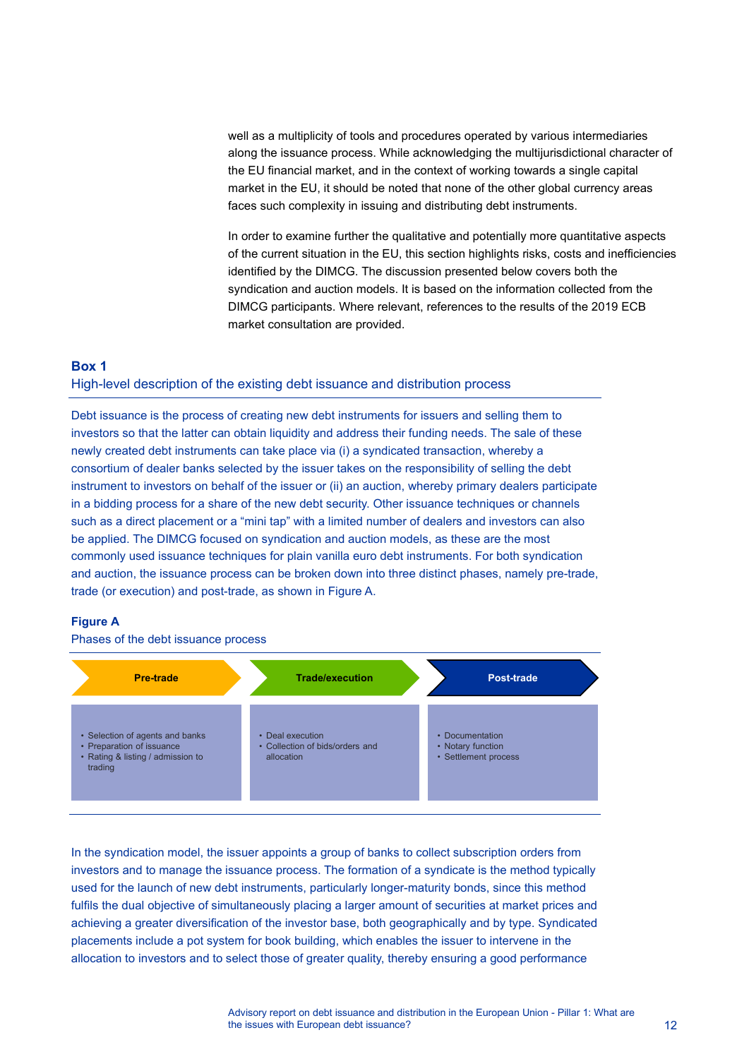well as a multiplicity of tools and procedures operated by various intermediaries along the issuance process. While acknowledging the multijurisdictional character of the EU financial market, and in the context of working towards a single capital market in the EU, it should be noted that none of the other global currency areas faces such complexity in issuing and distributing debt instruments.

In order to examine further the qualitative and potentially more quantitative aspects of the current situation in the EU, this section highlights risks, costs and inefficiencies identified by the DIMCG. The discussion presented below covers both the syndication and auction models. It is based on the information collected from the DIMCG participants. Where relevant, references to the results of the 2019 ECB market consultation are provided.

### Box 1

**High-level description of the existing debt issuance and distribution process**

Debt issuance is the process of creating new debt instruments for issuers and selling them to investors so that the latter can obtain liquidity and address their funding needs. The sale of these newly created debt instruments can take place via (i) a syndicated transaction, whereby a consortium of dealer banks selected by the issuer takes on the responsibility of selling the debt instrument to investors on behalf of the issuer or (ii) an auction, whereby primary dealers participate in a bidding process for a share of the new debt security. Other issuance techniques or channels such as a direct placement or a "mini tap" with a limited number of dealers and investors can also be applied. The DIMCG focused on syndication and auction models, as these are the most commonly used issuance techniques for plain vanilla euro debt instruments. For both syndication and auction, the issuance process can be broken down into three distinct phases, namely pre-trade, trade (or execution) and post-trade, as shown in Figure A.

**Figure A**

Phases of the debt issuance process

| Pre-trade | Trade/execution | Post-trade |
|---|---|---|
| • Selection of agents and banks<br>• Preparation of issuance<br>• Rating & listing / admission to trading | • Deal execution<br>• Collection of bids/orders and allocation | • Documentation<br>• Notary function<br>• Settlement process |

In the syndication model, the issuer appoints a group of banks to collect subscription orders from investors and to manage the issuance process. The formation of a syndicate is the method typically used for the launch of new debt instruments, particularly longer-maturity bonds, since this method fulfils the dual objective of simultaneously placing a larger amount of securities at market prices and achieving a greater diversification of the investor base, both geographically and by type. Syndicated placements include a pot system for book building, which enables the issuer to intervene in the allocation to investors and to select those of greater quality, thereby ensuring a good performance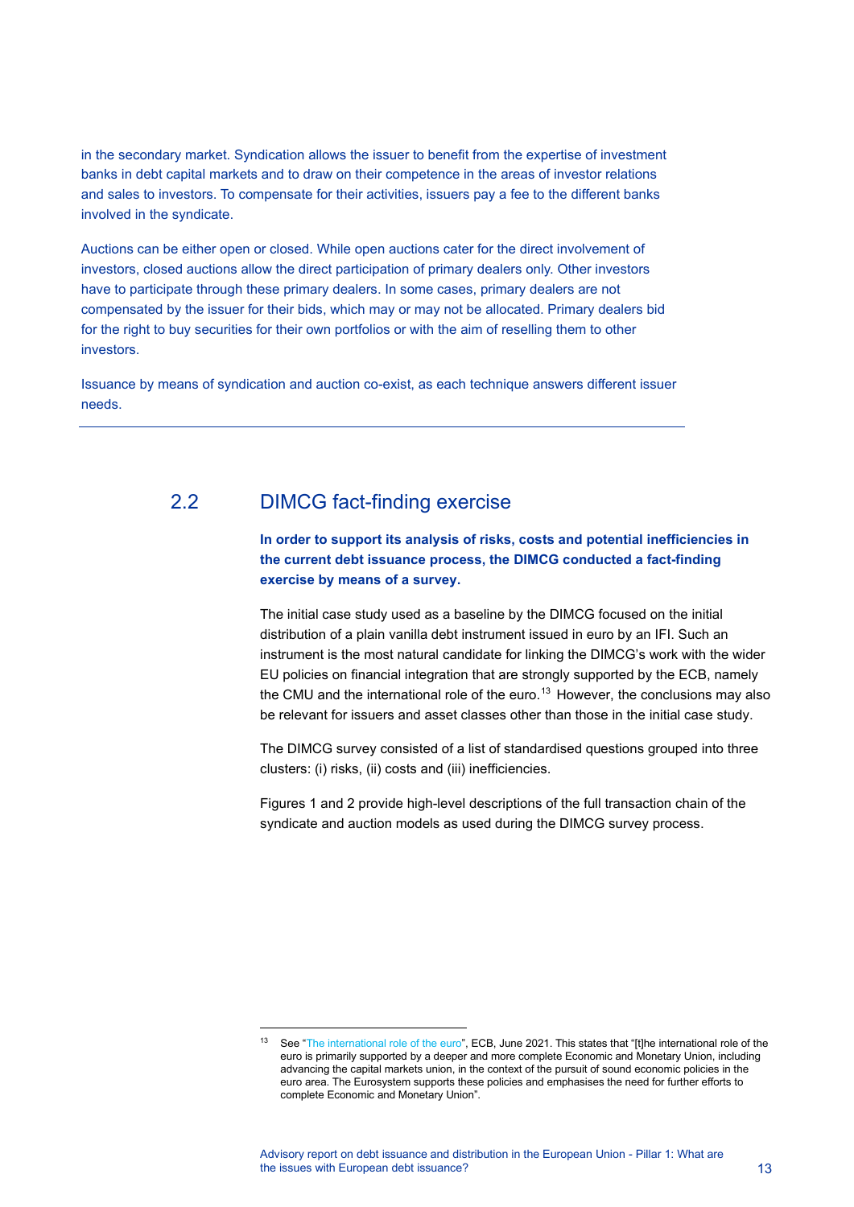in the secondary market. Syndication allows the issuer to benefit from the expertise of investment banks in debt capital markets and to draw on their competence in the areas of investor relations and sales to investors. To compensate for their activities, issuers pay a fee to the different banks involved in the syndicate.

Auctions can be either open or closed. While open auctions cater for the direct involvement of investors, closed auctions allow the direct participation of primary dealers only. Other investors have to participate through these primary dealers. In some cases, primary dealers are not compensated by the issuer for their bids, which may or may not be allocated. Primary dealers bid for the right to buy securities for their own portfolios or with the aim of reselling them to other investors.

Issuance by means of syndication and auction co-exist, as each technique answers different issuer needs.

---

## 2.2 DIMCG fact-finding exercise

**In order to support its analysis of risks, costs and potential inefficiencies in the current debt issuance process, the DIMCG conducted a fact-finding exercise by means of a survey.**

The initial case study used as a baseline by the DIMCG focused on the initial distribution of a plain vanilla debt instrument issued in euro by an IFI. Such an instrument is the most natural candidate for linking the DIMCG's work with the wider EU policies on financial integration that are strongly supported by the ECB, namely the CMU and the international role of the euro.[13] However, the conclusions may also be relevant for issuers and asset classes other than those in the initial case study.

The DIMCG survey consisted of a list of standardised questions grouped into three clusters: (i) risks, (ii) costs and (iii) inefficiencies.

Figures 1 and 2 provide high-level descriptions of the full transaction chain of the syndicate and auction models as used during the DIMCG survey process.

---

[13] See "The international role of the euro", ECB, June 2021. This states that "[t]he international role of the euro is primarily supported by a deeper and more complete Economic and Monetary Union, including advancing the capital markets union, in the context of the pursuit of sound economic policies in the euro area. The Eurosystem supports these policies and emphasises the need for further efforts to complete Economic and Monetary Union".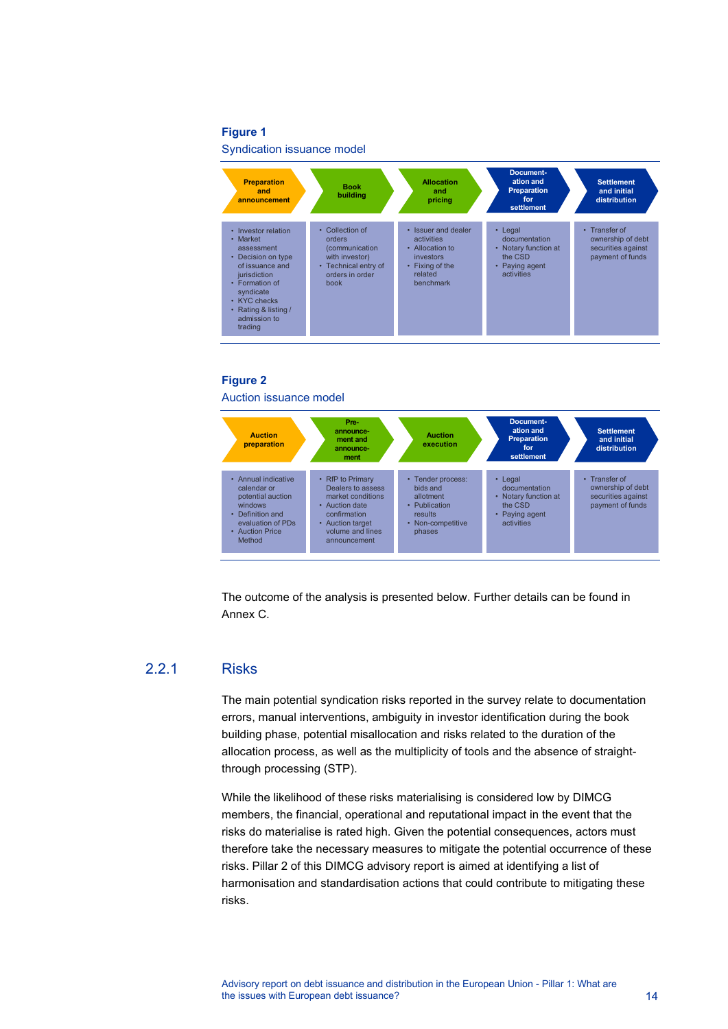**Figure 1**

Syndication issuance model

| Preparation and announcement | Book building | Allocation and pricing | Documentation and Preparation for settlement | Settlement and initial distribution |
|---|---|---|---|---|
| • Investor relation<br>• Market assessment<br>• Decision on type of issuance and jurisdiction<br>• Formation of syndicate<br>• KYC checks<br>• Rating & listing / admission to trading | • Collection of orders (communication with investor)<br>• Technical entry of orders in order book | • Issuer and dealer activities<br>• Allocation to investors<br>• Fixing of the related benchmark | • Legal documentation<br>• Notary function at the CSD<br>• Paying agent activities | • Transfer of ownership of debt securities against payment of funds |

**Figure 2**

Auction issuance model

| Auction preparation | Pre-announcement and announcement | Auction execution | Documentation and Preparation for settlement | Settlement and initial distribution |
|---|---|---|---|---|
| • Annual indicative calendar or potential auction windows<br>• Definition and evaluation of PDs<br>• Auction Price Method | • RfP to Primary Dealers to assess market conditions<br>• Auction date confirmation<br>• Auction target volume and lines announcement | • Tender process: bids and allotment<br>• Publication results<br>• Non-competitive phases | • Legal documentation<br>• Notary function at the CSD<br>• Paying agent activities | • Transfer of ownership of debt securities against payment of funds |

The outcome of the analysis is presented below. Further details can be found in Annex C.

### 2.2.1 Risks

The main potential syndication risks reported in the survey relate to documentation errors, manual interventions, ambiguity in investor identification during the book building phase, potential misallocation and risks related to the duration of the allocation process, as well as the multiplicity of tools and the absence of straight-through processing (STP).

While the likelihood of these risks materialising is considered low by DIMCG members, the financial, operational and reputational impact in the event that the risks do materialise is rated high. Given the potential consequences, actors must therefore take the necessary measures to mitigate the potential occurrence of these risks. Pillar 2 of this DIMCG advisory report is aimed at identifying a list of harmonisation and standardisation actions that could contribute to mitigating these risks.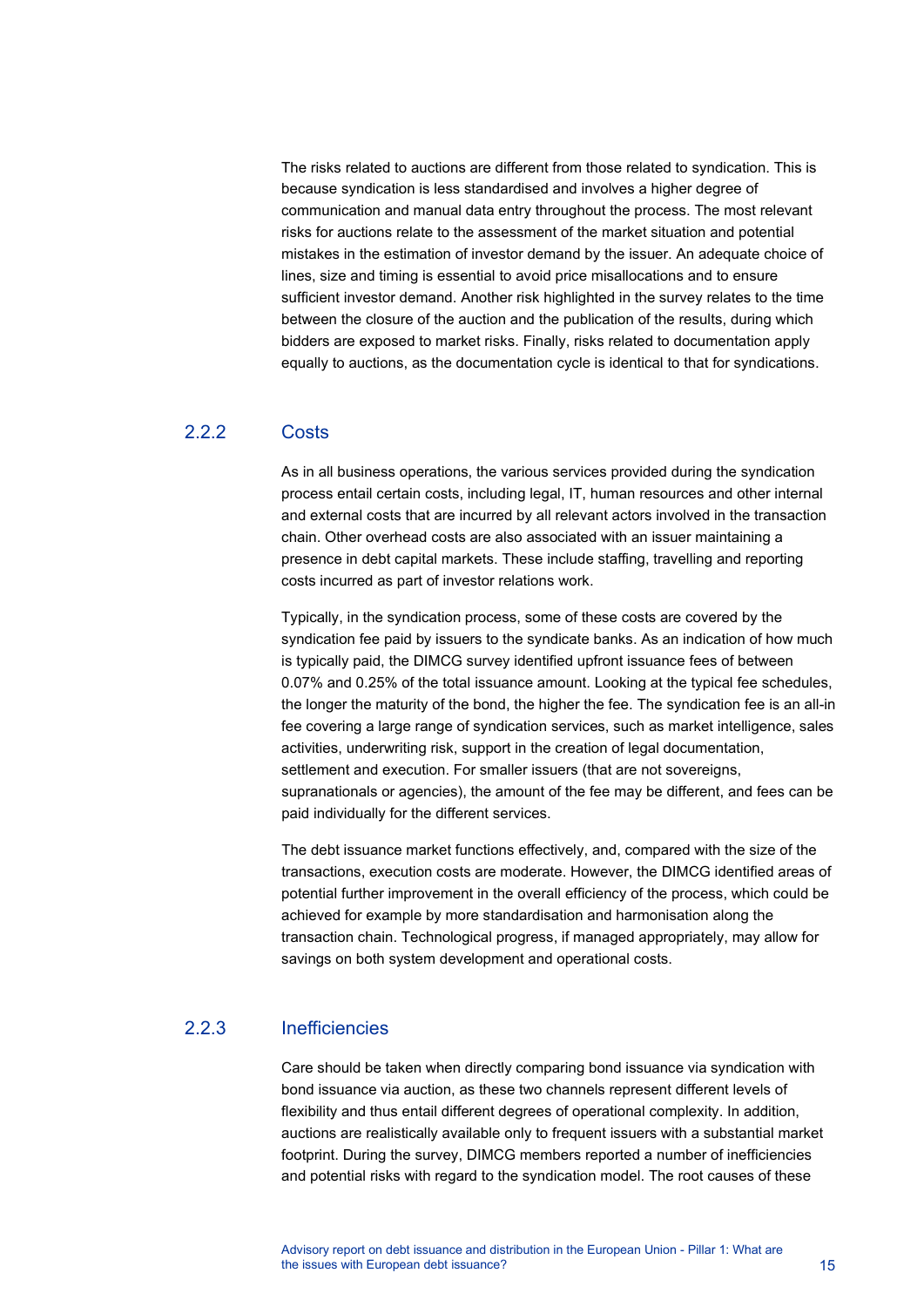The risks related to auctions are different from those related to syndication. This is because syndication is less standardised and involves a higher degree of communication and manual data entry throughout the process. The most relevant risks for auctions relate to the assessment of the market situation and potential mistakes in the estimation of investor demand by the issuer. An adequate choice of lines, size and timing is essential to avoid price misallocations and to ensure sufficient investor demand. Another risk highlighted in the survey relates to the time between the closure of the auction and the publication of the results, during which bidders are exposed to market risks. Finally, risks related to documentation apply equally to auctions, as the documentation cycle is identical to that for syndications.

### 2.2.2 Costs

As in all business operations, the various services provided during the syndication process entail certain costs, including legal, IT, human resources and other internal and external costs that are incurred by all relevant actors involved in the transaction chain. Other overhead costs are also associated with an issuer maintaining a presence in debt capital markets. These include staffing, travelling and reporting costs incurred as part of investor relations work.

Typically, in the syndication process, some of these costs are covered by the syndication fee paid by issuers to the syndicate banks. As an indication of how much is typically paid, the DIMCG survey identified upfront issuance fees of between 0.07% and 0.25% of the total issuance amount. Looking at the typical fee schedules, the longer the maturity of the bond, the higher the fee. The syndication fee is an all-in fee covering a large range of syndication services, such as market intelligence, sales activities, underwriting risk, support in the creation of legal documentation, settlement and execution. For smaller issuers (that are not sovereigns, supranationals or agencies), the amount of the fee may be different, and fees can be paid individually for the different services.

The debt issuance market functions effectively, and, compared with the size of the transactions, execution costs are moderate. However, the DIMCG identified areas of potential further improvement in the overall efficiency of the process, which could be achieved for example by more standardisation and harmonisation along the transaction chain. Technological progress, if managed appropriately, may allow for savings on both system development and operational costs.

### 2.2.3 Inefficiencies

Care should be taken when directly comparing bond issuance via syndication with bond issuance via auction, as these two channels represent different levels of flexibility and thus entail different degrees of operational complexity. In addition, auctions are realistically available only to frequent issuers with a substantial market footprint. During the survey, DIMCG members reported a number of inefficiencies and potential risks with regard to the syndication model. The root causes of these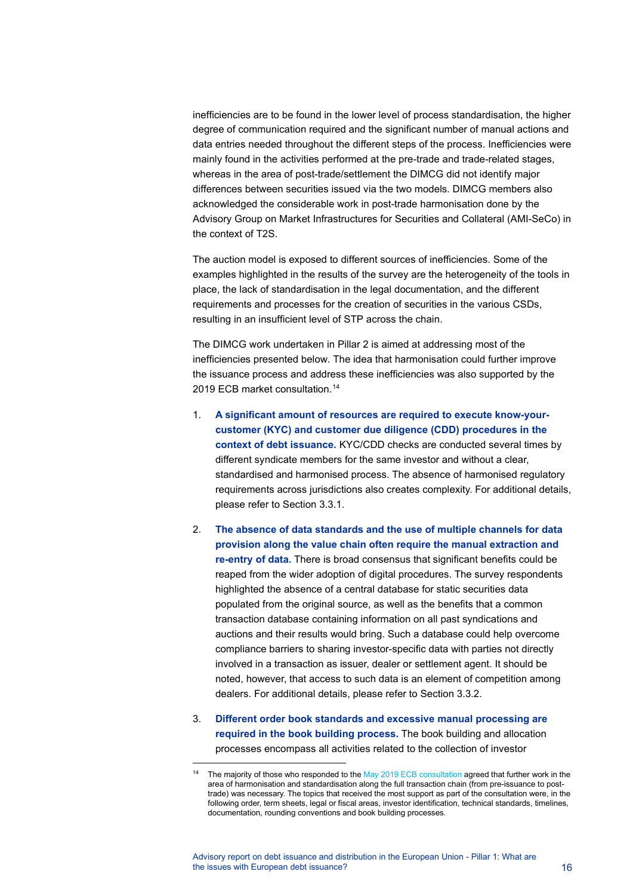inefficiencies are to be found in the lower level of process standardisation, the higher degree of communication required and the significant number of manual actions and data entries needed throughout the different steps of the process. Inefficiencies were mainly found in the activities performed at the pre-trade and trade-related stages, whereas in the area of post-trade/settlement the DIMCG did not identify major differences between securities issued via the two models. DIMCG members also acknowledged the considerable work in post-trade harmonisation done by the Advisory Group on Market Infrastructures for Securities and Collateral (AMI-SeCo) in the context of T2S.

The auction model is exposed to different sources of inefficiencies. Some of the examples highlighted in the results of the survey are the heterogeneity of the tools in place, the lack of standardisation in the legal documentation, and the different requirements and processes for the creation of securities in the various CSDs, resulting in an insufficient level of STP across the chain.

The DIMCG work undertaken in Pillar 2 is aimed at addressing most of the inefficiencies presented below. The idea that harmonisation could further improve the issuance process and address these inefficiencies was also supported by the 2019 ECB market consultation.[14]

1. **A significant amount of resources are required to execute know-your-customer (KYC) and customer due diligence (CDD) procedures in the context of debt issuance.** KYC/CDD checks are conducted several times by different syndicate members for the same investor and without a clear, standardised and harmonised process. The absence of harmonised regulatory requirements across jurisdictions also creates complexity. For additional details, please refer to Section 3.3.1.

2. **The absence of data standards and the use of multiple channels for data provision along the value chain often require the manual extraction and re-entry of data.** There is broad consensus that significant benefits could be reaped from the wider adoption of digital procedures. The survey respondents highlighted the absence of a central database for static securities data populated from the original source, as well as the benefits that a common transaction database containing information on all past syndications and auctions and their results would bring. Such a database could help overcome compliance barriers to sharing investor-specific data with parties not directly involved in a transaction as issuer, dealer or settlement agent. It should be noted, however, that access to such data is an element of competition among dealers. For additional details, please refer to Section 3.3.2.

3. **Different order book standards and excessive manual processing are required in the book building process.** The book building and allocation processes encompass all activities related to the collection of investor

[14] The majority of those who responded to the May 2019 ECB consultation agreed that further work in the area of harmonisation and standardisation along the full transaction chain (from pre-issuance to post-trade) was necessary. The topics that received the most support as part of the consultation were, in the following order, term sheets, legal or fiscal areas, investor identification, technical standards, timelines, documentation, rounding conventions and book building processes.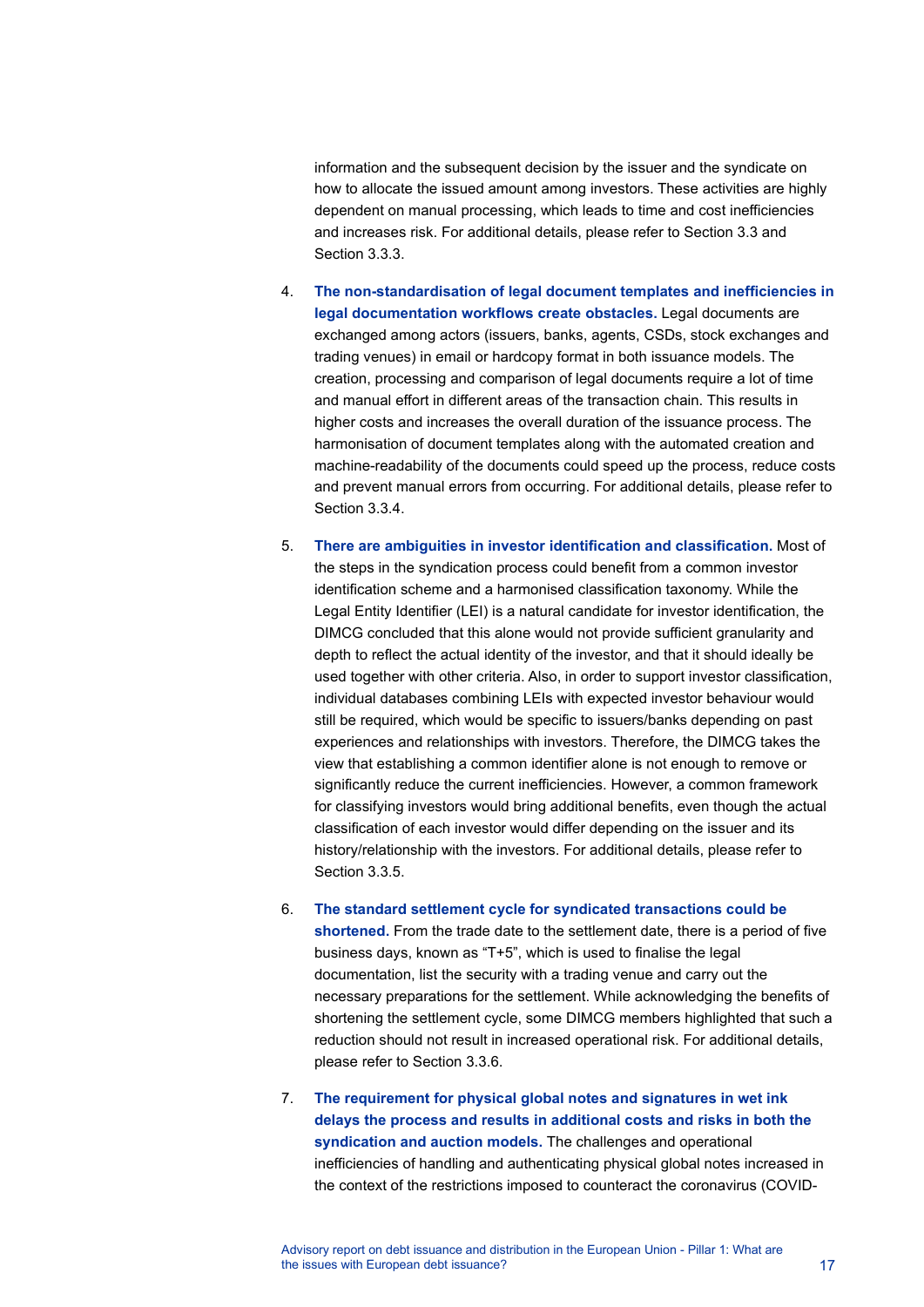information and the subsequent decision by the issuer and the syndicate on how to allocate the issued amount among investors. These activities are highly dependent on manual processing, which leads to time and cost inefficiencies and increases risk. For additional details, please refer to Section 3.3 and Section 3.3.3.

4. **The non-standardisation of legal document templates and inefficiencies in legal documentation workflows create obstacles.** Legal documents are exchanged among actors (issuers, banks, agents, CSDs, stock exchanges and trading venues) in email or hardcopy format in both issuance models. The creation, processing and comparison of legal documents require a lot of time and manual effort in different areas of the transaction chain. This results in higher costs and increases the overall duration of the issuance process. The harmonisation of document templates along with the automated creation and machine-readability of the documents could speed up the process, reduce costs and prevent manual errors from occurring. For additional details, please refer to Section 3.3.4.

5. **There are ambiguities in investor identification and classification.** Most of the steps in the syndication process could benefit from a common investor identification scheme and a harmonised classification taxonomy. While the Legal Entity Identifier (LEI) is a natural candidate for investor identification, the DIMCG concluded that this alone would not provide sufficient granularity and depth to reflect the actual identity of the investor, and that it should ideally be used together with other criteria. Also, in order to support investor classification, individual databases combining LEIs with expected investor behaviour would still be required, which would be specific to issuers/banks depending on past experiences and relationships with investors. Therefore, the DIMCG takes the view that establishing a common identifier alone is not enough to remove or significantly reduce the current inefficiencies. However, a common framework for classifying investors would bring additional benefits, even though the actual classification of each investor would differ depending on the issuer and its history/relationship with the investors. For additional details, please refer to Section 3.3.5.

6. **The standard settlement cycle for syndicated transactions could be shortened.** From the trade date to the settlement date, there is a period of five business days, known as "T+5", which is used to finalise the legal documentation, list the security with a trading venue and carry out the necessary preparations for the settlement. While acknowledging the benefits of shortening the settlement cycle, some DIMCG members highlighted that such a reduction should not result in increased operational risk. For additional details, please refer to Section 3.3.6.

7. **The requirement for physical global notes and signatures in wet ink delays the process and results in additional costs and risks in both the syndication and auction models.** The challenges and operational inefficiencies of handling and authenticating physical global notes increased in the context of the restrictions imposed to counteract the coronavirus (COVID-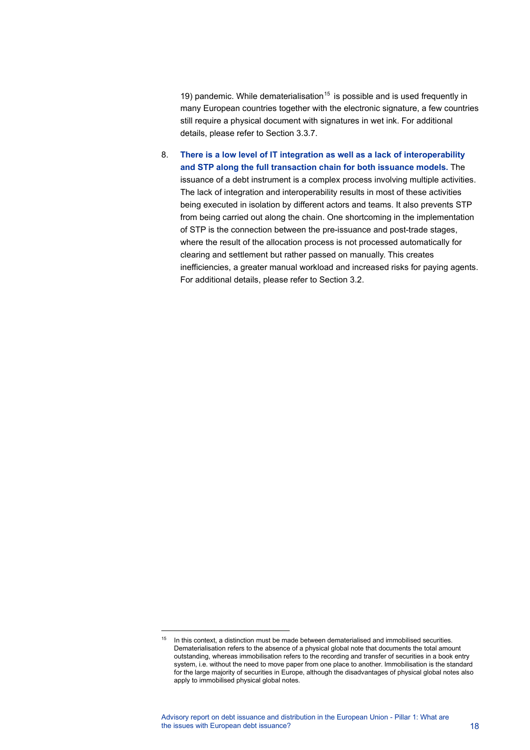19) pandemic. While dematerialisation[15] is possible and is used frequently in many European countries together with the electronic signature, a few countries still require a physical document with signatures in wet ink. For additional details, please refer to Section 3.3.7.

8. **There is a low level of IT integration as well as a lack of interoperability and STP along the full transaction chain for both issuance models.** The issuance of a debt instrument is a complex process involving multiple activities. The lack of integration and interoperability results in most of these activities being executed in isolation by different actors and teams. It also prevents STP from being carried out along the chain. One shortcoming in the implementation of STP is the connection between the pre-issuance and post-trade stages, where the result of the allocation process is not processed automatically for clearing and settlement but rather passed on manually. This creates inefficiencies, a greater manual workload and increased risks for paying agents. For additional details, please refer to Section 3.2.

---

[15] In this context, a distinction must be made between dematerialised and immobilised securities. Dematerialisation refers to the absence of a physical global note that documents the total amount outstanding, whereas immobilisation refers to the recording and transfer of securities in a book entry system, i.e. without the need to move paper from one place to another. Immobilisation is the standard for the large majority of securities in Europe, although the disadvantages of physical global notes also apply to immobilised physical global notes.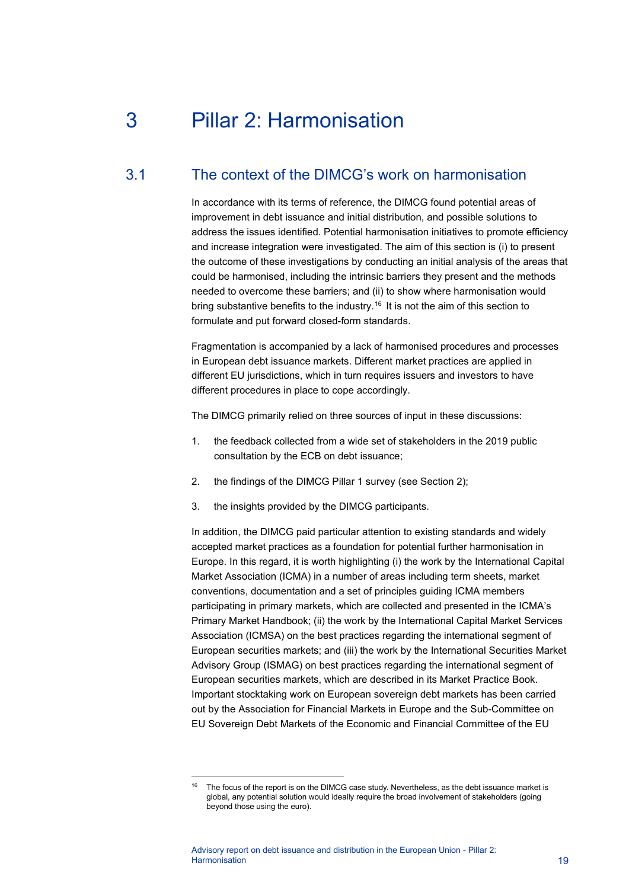# 3 Pillar 2: Harmonisation

## 3.1 The context of the DIMCG's work on harmonisation

In accordance with its terms of reference, the DIMCG found potential areas of improvement in debt issuance and initial distribution, and possible solutions to address the issues identified. Potential harmonisation initiatives to promote efficiency and increase integration were investigated. The aim of this section is (i) to present the outcome of these investigations by conducting an initial analysis of the areas that could be harmonised, including the intrinsic barriers they present and the methods needed to overcome these barriers; and (ii) to show where harmonisation would bring substantive benefits to the industry.[16] It is not the aim of this section to formulate and put forward closed-form standards.

Fragmentation is accompanied by a lack of harmonised procedures and processes in European debt issuance markets. Different market practices are applied in different EU jurisdictions, which in turn requires issuers and investors to have different procedures in place to cope accordingly.

The DIMCG primarily relied on three sources of input in these discussions:

1. the feedback collected from a wide set of stakeholders in the 2019 public consultation by the ECB on debt issuance;
2. the findings of the DIMCG Pillar 1 survey (see Section 2);
3. the insights provided by the DIMCG participants.

In addition, the DIMCG paid particular attention to existing standards and widely accepted market practices as a foundation for potential further harmonisation in Europe. In this regard, it is worth highlighting (i) the work by the International Capital Market Association (ICMA) in a number of areas including term sheets, market conventions, documentation and a set of principles guiding ICMA members participating in primary markets, which are collected and presented in the ICMA's Primary Market Handbook; (ii) the work by the International Capital Market Services Association (ICMSA) on the best practices regarding the international segment of European securities markets; and (iii) the work by the International Securities Market Advisory Group (ISMAG) on best practices regarding the international segment of European securities markets, which are described in its Market Practice Book. Important stocktaking work on European sovereign debt markets has been carried out by the Association for Financial Markets in Europe and the Sub-Committee on EU Sovereign Debt Markets of the Economic and Financial Committee of the EU

---

[16] The focus of the report is on the DIMCG case study. Nevertheless, as the debt issuance market is global, any potential solution would ideally require the broad involvement of stakeholders (going beyond those using the euro).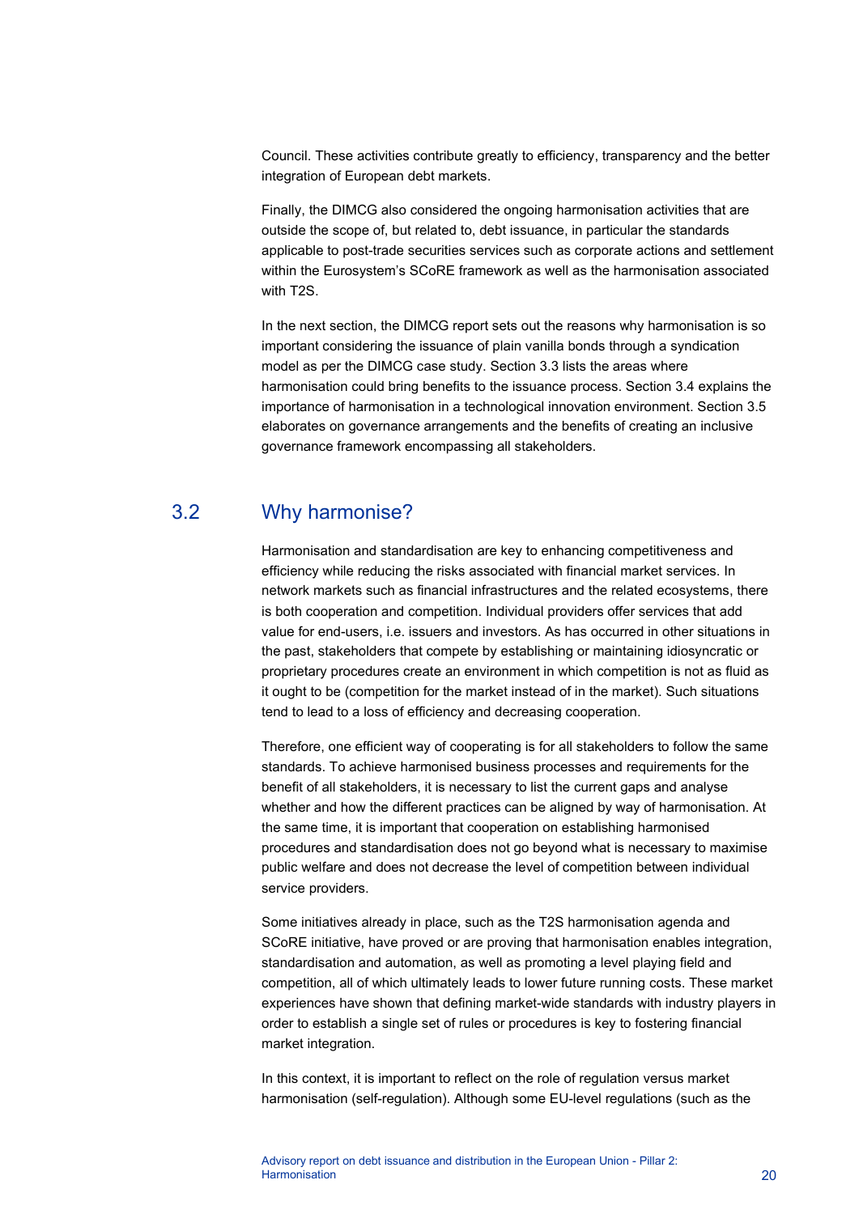Council. These activities contribute greatly to efficiency, transparency and the better integration of European debt markets.

Finally, the DIMCG also considered the ongoing harmonisation activities that are outside the scope of, but related to, debt issuance, in particular the standards applicable to post-trade securities services such as corporate actions and settlement within the Eurosystem's SCoRE framework as well as the harmonisation associated with T2S.

In the next section, the DIMCG report sets out the reasons why harmonisation is so important considering the issuance of plain vanilla bonds through a syndication model as per the DIMCG case study. Section 3.3 lists the areas where harmonisation could bring benefits to the issuance process. Section 3.4 explains the importance of harmonisation in a technological innovation environment. Section 3.5 elaborates on governance arrangements and the benefits of creating an inclusive governance framework encompassing all stakeholders.

## 3.2 Why harmonise?

Harmonisation and standardisation are key to enhancing competitiveness and efficiency while reducing the risks associated with financial market services. In network markets such as financial infrastructures and the related ecosystems, there is both cooperation and competition. Individual providers offer services that add value for end-users, i.e. issuers and investors. As has occurred in other situations in the past, stakeholders that compete by establishing or maintaining idiosyncratic or proprietary procedures create an environment in which competition is not as fluid as it ought to be (competition for the market instead of in the market). Such situations tend to lead to a loss of efficiency and decreasing cooperation.

Therefore, one efficient way of cooperating is for all stakeholders to follow the same standards. To achieve harmonised business processes and requirements for the benefit of all stakeholders, it is necessary to list the current gaps and analyse whether and how the different practices can be aligned by way of harmonisation. At the same time, it is important that cooperation on establishing harmonised procedures and standardisation does not go beyond what is necessary to maximise public welfare and does not decrease the level of competition between individual service providers.

Some initiatives already in place, such as the T2S harmonisation agenda and SCoRE initiative, have proved or are proving that harmonisation enables integration, standardisation and automation, as well as promoting a level playing field and competition, all of which ultimately leads to lower future running costs. These market experiences have shown that defining market-wide standards with industry players in order to establish a single set of rules or procedures is key to fostering financial market integration.

In this context, it is important to reflect on the role of regulation versus market harmonisation (self-regulation). Although some EU-level regulations (such as the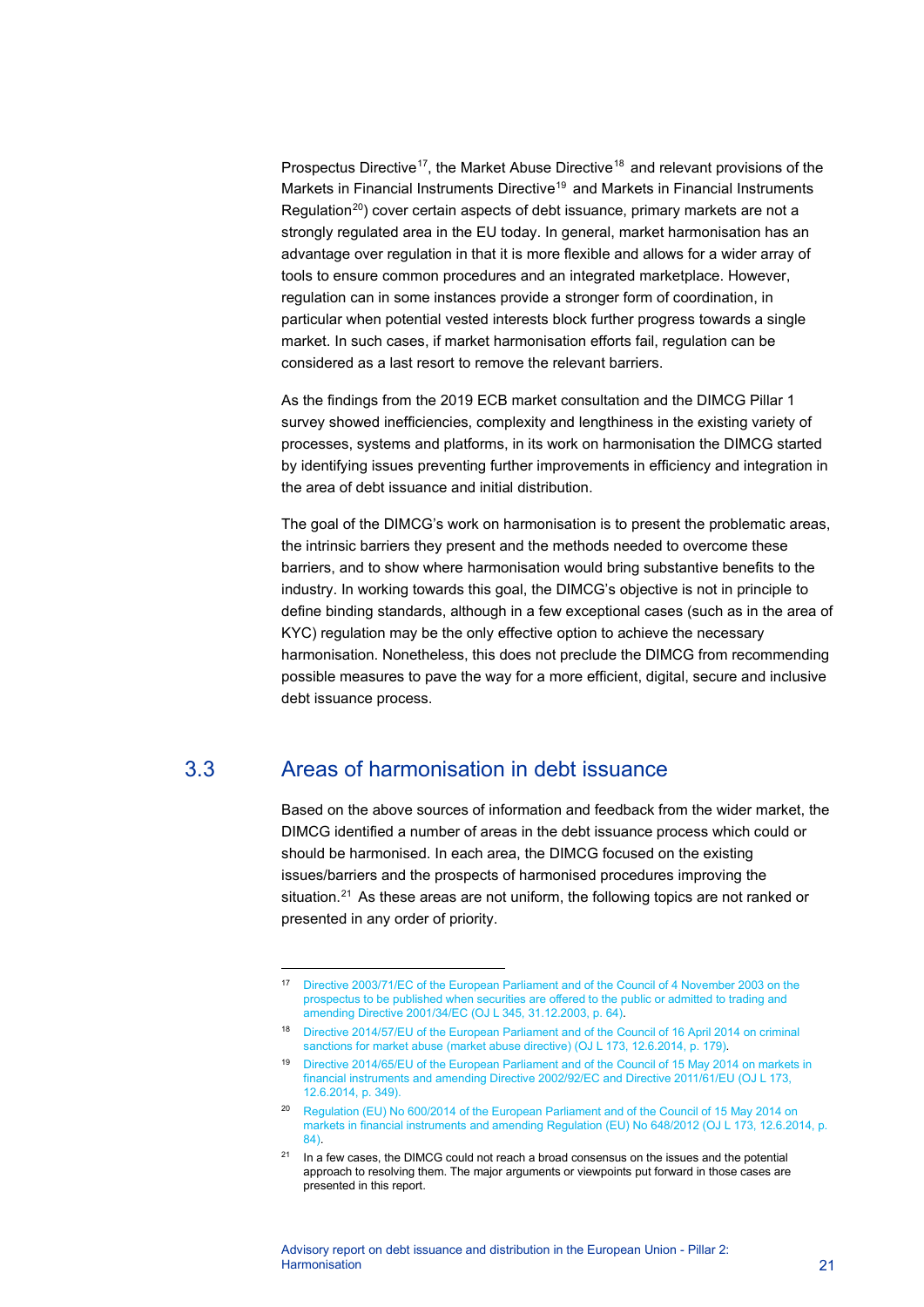Prospectus Directive[17], the Market Abuse Directive[18] and relevant provisions of the Markets in Financial Instruments Directive[19] and Markets in Financial Instruments Regulation[20]) cover certain aspects of debt issuance, primary markets are not a strongly regulated area in the EU today. In general, market harmonisation has an advantage over regulation in that it is more flexible and allows for a wider array of tools to ensure common procedures and an integrated marketplace. However, regulation can in some instances provide a stronger form of coordination, in particular when potential vested interests block further progress towards a single market. In such cases, if market harmonisation efforts fail, regulation can be considered as a last resort to remove the relevant barriers.

As the findings from the 2019 ECB market consultation and the DIMCG Pillar 1 survey showed inefficiencies, complexity and lengthiness in the existing variety of processes, systems and platforms, in its work on harmonisation the DIMCG started by identifying issues preventing further improvements in efficiency and integration in the area of debt issuance and initial distribution.

The goal of the DIMCG's work on harmonisation is to present the problematic areas, the intrinsic barriers they present and the methods needed to overcome these barriers, and to show where harmonisation would bring substantive benefits to the industry. In working towards this goal, the DIMCG's objective is not in principle to define binding standards, although in a few exceptional cases (such as in the area of KYC) regulation may be the only effective option to achieve the necessary harmonisation. Nonetheless, this does not preclude the DIMCG from recommending possible measures to pave the way for a more efficient, digital, secure and inclusive debt issuance process.

## 3.3 Areas of harmonisation in debt issuance

Based on the above sources of information and feedback from the wider market, the DIMCG identified a number of areas in the debt issuance process which could or should be harmonised. In each area, the DIMCG focused on the existing issues/barriers and the prospects of harmonised procedures improving the situation.[21] As these areas are not uniform, the following topics are not ranked or presented in any order of priority.

---

[17] Directive 2003/71/EC of the European Parliament and of the Council of 4 November 2003 on the prospectus to be published when securities are offered to the public or admitted to trading and amending Directive 2001/34/EC (OJ L 345, 31.12.2003, p. 64).

[18] Directive 2014/57/EU of the European Parliament and of the Council of 16 April 2014 on criminal sanctions for market abuse (market abuse directive) (OJ L 173, 12.6.2014, p. 179).

[19] Directive 2014/65/EU of the European Parliament and of the Council of 15 May 2014 on markets in financial instruments and amending Directive 2002/92/EC and Directive 2011/61/EU (OJ L 173, 12.6.2014, p. 349).

[20] Regulation (EU) No 600/2014 of the European Parliament and of the Council of 15 May 2014 on markets in financial instruments and amending Regulation (EU) No 648/2012 (OJ L 173, 12.6.2014, p. 84).

[21] In a few cases, the DIMCG could not reach a broad consensus on the issues and the potential approach to resolving them. The major arguments or viewpoints put forward in those cases are presented in this report.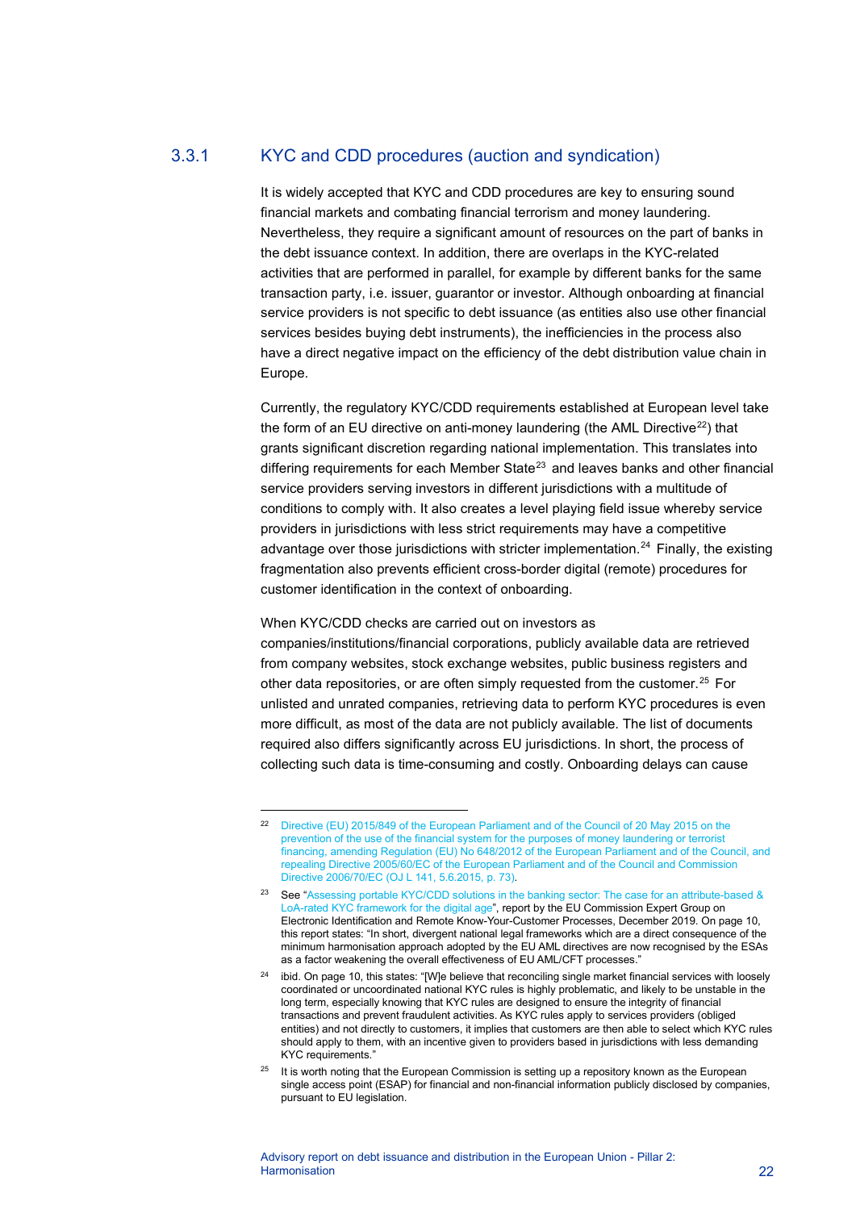### 3.3.1 KYC and CDD procedures (auction and syndication)

It is widely accepted that KYC and CDD procedures are key to ensuring sound financial markets and combating financial terrorism and money laundering. Nevertheless, they require a significant amount of resources on the part of banks in the debt issuance context. In addition, there are overlaps in the KYC-related activities that are performed in parallel, for example by different banks for the same transaction party, i.e. issuer, guarantor or investor. Although onboarding at financial service providers is not specific to debt issuance (as entities also use other financial services besides buying debt instruments), the inefficiencies in the process also have a direct negative impact on the efficiency of the debt distribution value chain in Europe.

Currently, the regulatory KYC/CDD requirements established at European level take the form of an EU directive on anti-money laundering (the AML Directive[22]) that grants significant discretion regarding national implementation. This translates into differing requirements for each Member State[23] and leaves banks and other financial service providers serving investors in different jurisdictions with a multitude of conditions to comply with. It also creates a level playing field issue whereby service providers in jurisdictions with less strict requirements may have a competitive advantage over those jurisdictions with stricter implementation.[24] Finally, the existing fragmentation also prevents efficient cross-border digital (remote) procedures for customer identification in the context of onboarding.

When KYC/CDD checks are carried out on investors as companies/institutions/financial corporations, publicly available data are retrieved from company websites, stock exchange websites, public business registers and other data repositories, or are often simply requested from the customer.[25] For unlisted and unrated companies, retrieving data to perform KYC procedures is even more difficult, as most of the data are not publicly available. The list of documents required also differs significantly across EU jurisdictions. In short, the process of collecting such data is time-consuming and costly. Onboarding delays can cause

---

[22] Directive (EU) 2015/849 of the European Parliament and of the Council of 20 May 2015 on the prevention of the use of the financial system for the purposes of money laundering or terrorist financing, amending Regulation (EU) No 648/2012 of the European Parliament and of the Council, and repealing Directive 2005/60/EC of the European Parliament and of the Council and Commission Directive 2006/70/EC (OJ L 141, 5.6.2015, p. 73).

[23] See "Assessing portable KYC/CDD solutions in the banking sector: The case for an attribute-based & LoA-rated KYC framework for the digital age", report by the EU Commission Expert Group on Electronic Identification and Remote Know-Your-Customer Processes, December 2019. On page 10, this report states: "In short, divergent national legal frameworks which are a direct consequence of the minimum harmonisation approach adopted by the EU AML directives are now recognised by the ESAs as a factor weakening the overall effectiveness of EU AML/CFT processes."

[24] ibid. On page 10, this states: "[W]e believe that reconciling single market financial services with loosely coordinated or uncoordinated national KYC rules is highly problematic, and likely to be unstable in the long term, especially knowing that KYC rules are designed to ensure the integrity of financial transactions and prevent fraudulent activities. As KYC rules apply to services providers (obliged entities) and not directly to customers, it implies that customers are then able to select which KYC rules should apply to them, with an incentive given to providers based in jurisdictions with less demanding KYC requirements."

[25] It is worth noting that the European Commission is setting up a repository known as the European single access point (ESAP) for financial and non-financial information publicly disclosed by companies, pursuant to EU legislation.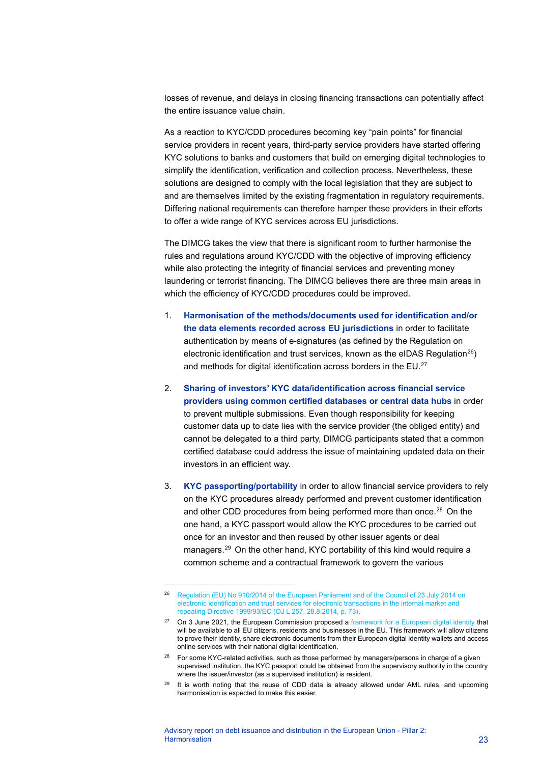losses of revenue, and delays in closing financing transactions can potentially affect the entire issuance value chain.

As a reaction to KYC/CDD procedures becoming key "pain points" for financial service providers in recent years, third-party service providers have started offering KYC solutions to banks and customers that build on emerging digital technologies to simplify the identification, verification and collection process. Nevertheless, these solutions are designed to comply with the local legislation that they are subject to and are themselves limited by the existing fragmentation in regulatory requirements. Differing national requirements can therefore hamper these providers in their efforts to offer a wide range of KYC services across EU jurisdictions.

The DIMCG takes the view that there is significant room to further harmonise the rules and regulations around KYC/CDD with the objective of improving efficiency while also protecting the integrity of financial services and preventing money laundering or terrorist financing. The DIMCG believes there are three main areas in which the efficiency of KYC/CDD procedures could be improved.

1. **Harmonisation of the methods/documents used for identification and/or the data elements recorded across EU jurisdictions** in order to facilitate authentication by means of e-signatures (as defined by the Regulation on electronic identification and trust services, known as the eIDAS Regulation[26]) and methods for digital identification across borders in the EU.[27]

2. **Sharing of investors' KYC data/identification across financial service providers using common certified databases or central data hubs** in order to prevent multiple submissions. Even though responsibility for keeping customer data up to date lies with the service provider (the obliged entity) and cannot be delegated to a third party, DIMCG participants stated that a common certified database could address the issue of maintaining updated data on their investors in an efficient way.

3. **KYC passporting/portability** in order to allow financial service providers to rely on the KYC procedures already performed and prevent customer identification and other CDD procedures from being performed more than once.[28] On the one hand, a KYC passport would allow the KYC procedures to be carried out once for an investor and then reused by other issuer agents or deal managers.[29] On the other hand, KYC portability of this kind would require a common scheme and a contractual framework to govern the various

---

[26] Regulation (EU) No 910/2014 of the European Parliament and of the Council of 23 July 2014 on electronic identification and trust services for electronic transactions in the internal market and repealing Directive 1999/93/EC (OJ L 257, 28.8.2014, p. 73).

[27] On 3 June 2021, the European Commission proposed a framework for a European digital identity that will be available to all EU citizens, residents and businesses in the EU. This framework will allow citizens to prove their identity, share electronic documents from their European digital identity wallets and access online services with their national digital identification.

[28] For some KYC-related activities, such as those performed by managers/persons in charge of a given supervised institution, the KYC passport could be obtained from the supervisory authority in the country where the issuer/investor (as a supervised institution) is resident.

[29] It is worth noting that the reuse of CDD data is already allowed under AML rules, and upcoming harmonisation is expected to make this easier.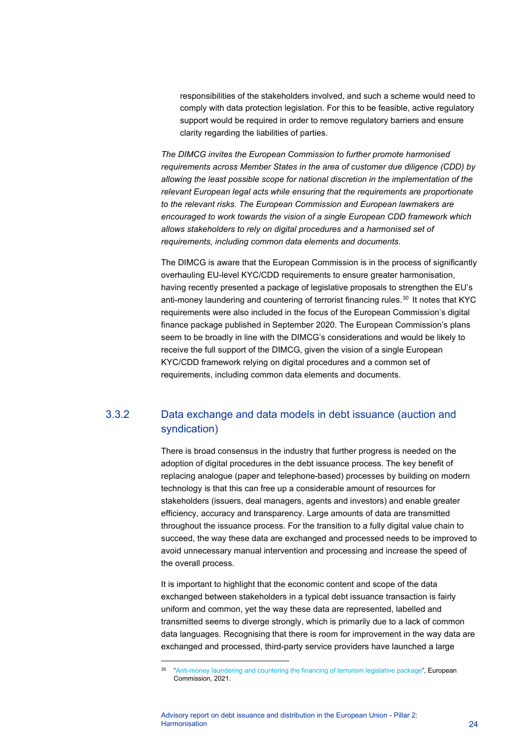responsibilities of the stakeholders involved, and such a scheme would need to comply with data protection legislation. For this to be feasible, active regulatory support would be required in order to remove regulatory barriers and ensure clarity regarding the liabilities of parties.

*The DIMCG invites the European Commission to further promote harmonised requirements across Member States in the area of customer due diligence (CDD) by allowing the least possible scope for national discretion in the implementation of the relevant European legal acts while ensuring that the requirements are proportionate to the relevant risks. The European Commission and European lawmakers are encouraged to work towards the vision of a single European CDD framework which allows stakeholders to rely on digital procedures and a harmonised set of requirements, including common data elements and documents.*

The DIMCG is aware that the European Commission is in the process of significantly overhauling EU-level KYC/CDD requirements to ensure greater harmonisation, having recently presented a package of legislative proposals to strengthen the EU's anti-money laundering and countering of terrorist financing rules.[30] It notes that KYC requirements were also included in the focus of the European Commission's digital finance package published in September 2020. The European Commission's plans seem to be broadly in line with the DIMCG's considerations and would be likely to receive the full support of the DIMCG, given the vision of a single European KYC/CDD framework relying on digital procedures and a common set of requirements, including common data elements and documents.

### 3.3.2 Data exchange and data models in debt issuance (auction and syndication)

There is broad consensus in the industry that further progress is needed on the adoption of digital procedures in the debt issuance process. The key benefit of replacing analogue (paper and telephone-based) processes by building on modern technology is that this can free up a considerable amount of resources for stakeholders (issuers, deal managers, agents and investors) and enable greater efficiency, accuracy and transparency. Large amounts of data are transmitted throughout the issuance process. For the transition to a fully digital value chain to succeed, the way these data are exchanged and processed needs to be improved to avoid unnecessary manual intervention and processing and increase the speed of the overall process.

It is important to highlight that the economic content and scope of the data exchanged between stakeholders in a typical debt issuance transaction is fairly uniform and common, yet the way these data are represented, labelled and transmitted seems to diverge strongly, which is primarily due to a lack of common data languages. Recognising that there is room for improvement in the way data are exchanged and processed, third-party service providers have launched a large

---

[30] "Anti-money laundering and countering the financing of terrorism legislative package", European Commission, 2021.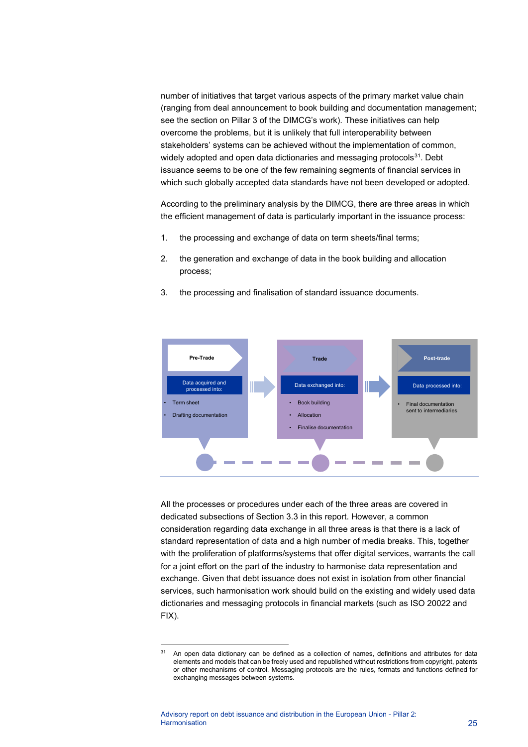number of initiatives that target various aspects of the primary market value chain (ranging from deal announcement to book building and documentation management; see the section on Pillar 3 of the DIMCG's work). These initiatives can help overcome the problems, but it is unlikely that full interoperability between stakeholders' systems can be achieved without the implementation of common, widely adopted and open data dictionaries and messaging protocols[31]. Debt issuance seems to be one of the few remaining segments of financial services in which such globally accepted data standards have not been developed or adopted.

According to the preliminary analysis by the DIMCG, there are three areas in which the efficient management of data is particularly important in the issuance process:

1. the processing and exchange of data on term sheets/final terms;
2. the generation and exchange of data in the book building and allocation process;
3. the processing and finalisation of standard issuance documents.

**Pre-Trade**

Data acquired and processed into:

- Term sheet
- Drafting documentation

**Trade**

Data exchanged into:

- Book building
- Allocation
- Finalise documentation

**Post-trade**

Data processed into:

- Final documentation sent to intermediaries

All the processes or procedures under each of the three areas are covered in dedicated subsections of Section 3.3 in this report. However, a common consideration regarding data exchange in all three areas is that there is a lack of standard representation of data and a high number of media breaks. This, together with the proliferation of platforms/systems that offer digital services, warrants the call for a joint effort on the part of the industry to harmonise data representation and exchange. Given that debt issuance does not exist in isolation from other financial services, such harmonisation work should build on the existing and widely used data dictionaries and messaging protocols in financial markets (such as ISO 20022 and FIX).

[31] An open data dictionary can be defined as a collection of names, definitions and attributes for data elements and models that can be freely used and republished without restrictions from copyright, patents or other mechanisms of control. Messaging protocols are the rules, formats and functions defined for exchanging messages between systems.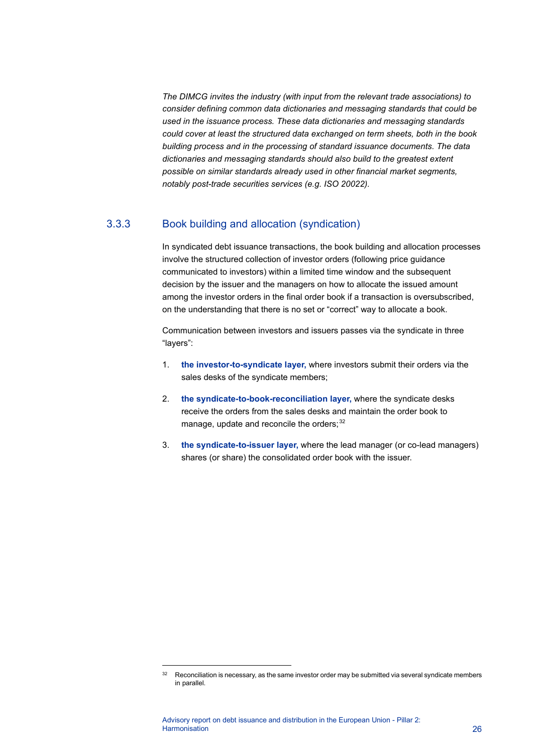*The DIMCG invites the industry (with input from the relevant trade associations) to consider defining common data dictionaries and messaging standards that could be used in the issuance process. These data dictionaries and messaging standards could cover at least the structured data exchanged on term sheets, both in the book building process and in the processing of standard issuance documents. The data dictionaries and messaging standards should also build to the greatest extent possible on similar standards already used in other financial market segments, notably post-trade securities services (e.g. ISO 20022).*

### 3.3.3 Book building and allocation (syndication)

In syndicated debt issuance transactions, the book building and allocation processes involve the structured collection of investor orders (following price guidance communicated to investors) within a limited time window and the subsequent decision by the issuer and the managers on how to allocate the issued amount among the investor orders in the final order book if a transaction is oversubscribed, on the understanding that there is no set or "correct" way to allocate a book.

Communication between investors and issuers passes via the syndicate in three "layers":

1. **the investor-to-syndicate layer,** where investors submit their orders via the sales desks of the syndicate members;
2. **the syndicate-to-book-reconciliation layer,** where the syndicate desks receive the orders from the sales desks and maintain the order book to manage, update and reconcile the orders;[32]
3. **the syndicate-to-issuer layer,** where the lead manager (or co-lead managers) shares (or share) the consolidated order book with the issuer.

[32] Reconciliation is necessary, as the same investor order may be submitted via several syndicate members in parallel.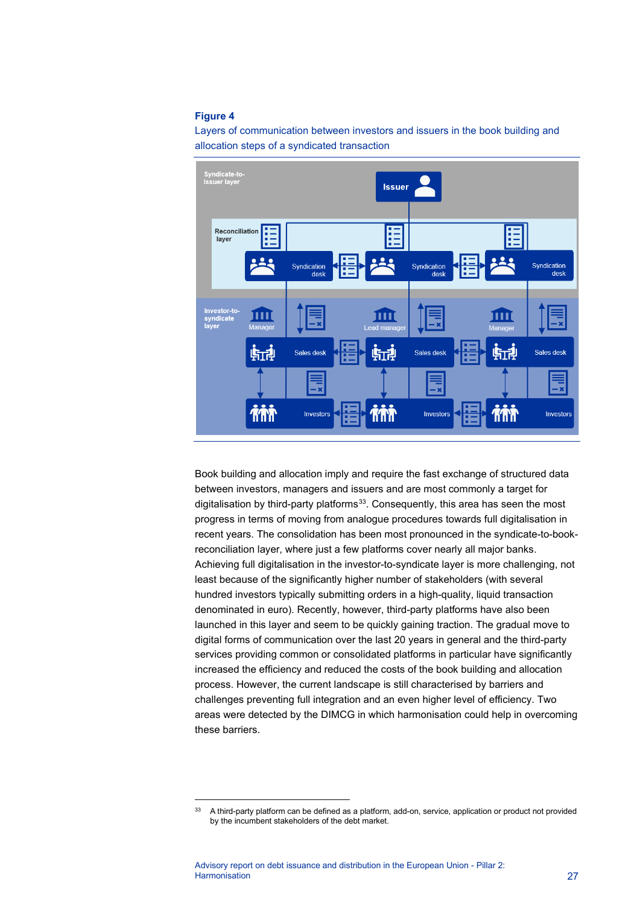**Figure 4**

Layers of communication between investors and issuers in the book building and allocation steps of a syndicated transaction

Book building and allocation imply and require the fast exchange of structured data between investors, managers and issuers and are most commonly a target for digitalisation by third-party platforms[33]. Consequently, this area has seen the most progress in terms of moving from analogue procedures towards full digitalisation in recent years. The consolidation has been most pronounced in the syndicate-to-book-reconciliation layer, where just a few platforms cover nearly all major banks. Achieving full digitalisation in the investor-to-syndicate layer is more challenging, not least because of the significantly higher number of stakeholders (with several hundred investors typically submitting orders in a high-quality, liquid transaction denominated in euro). Recently, however, third-party platforms have also been launched in this layer and seem to be quickly gaining traction. The gradual move to digital forms of communication over the last 20 years in general and the third-party services providing common or consolidated platforms in particular have significantly increased the efficiency and reduced the costs of the book building and allocation process. However, the current landscape is still characterised by barriers and challenges preventing full integration and an even higher level of efficiency. Two areas were detected by the DIMCG in which harmonisation could help in overcoming these barriers.

[33] A third-party platform can be defined as a platform, add-on, service, application or product not provided by the incumbent stakeholders of the debt market.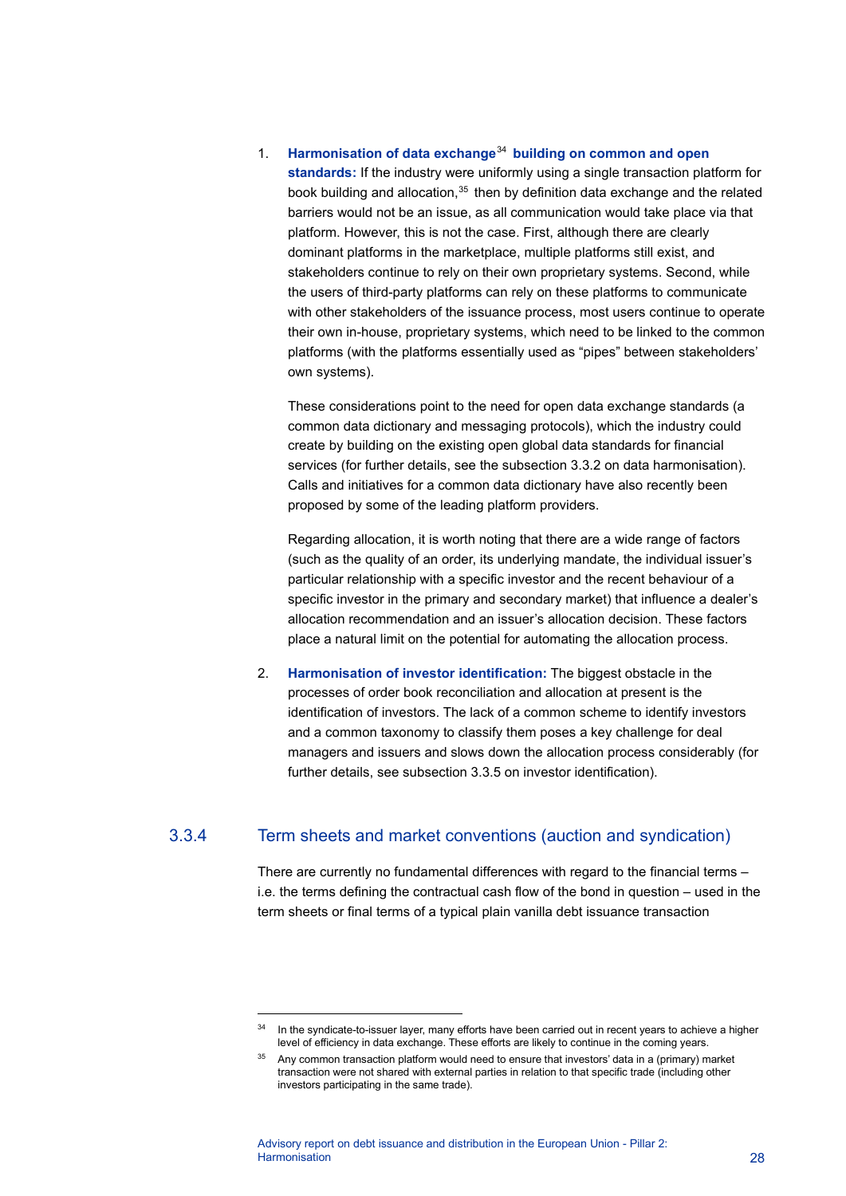1. **Harmonisation of data exchange[34] building on common and open standards:** If the industry were uniformly using a single transaction platform for book building and allocation,[35] then by definition data exchange and the related barriers would not be an issue, as all communication would take place via that platform. However, this is not the case. First, although there are clearly dominant platforms in the marketplace, multiple platforms still exist, and stakeholders continue to rely on their own proprietary systems. Second, while the users of third-party platforms can rely on these platforms to communicate with other stakeholders of the issuance process, most users continue to operate their own in-house, proprietary systems, which need to be linked to the common platforms (with the platforms essentially used as "pipes" between stakeholders' own systems).

   These considerations point to the need for open data exchange standards (a common data dictionary and messaging protocols), which the industry could create by building on the existing open global data standards for financial services (for further details, see the subsection 3.3.2 on data harmonisation). Calls and initiatives for a common data dictionary have also recently been proposed by some of the leading platform providers.

   Regarding allocation, it is worth noting that there are a wide range of factors (such as the quality of an order, its underlying mandate, the individual issuer's particular relationship with a specific investor and the recent behaviour of a specific investor in the primary and secondary market) that influence a dealer's allocation recommendation and an issuer's allocation decision. These factors place a natural limit on the potential for automating the allocation process.

2. **Harmonisation of investor identification:** The biggest obstacle in the processes of order book reconciliation and allocation at present is the identification of investors. The lack of a common scheme to identify investors and a common taxonomy to classify them poses a key challenge for deal managers and issuers and slows down the allocation process considerably (for further details, see subsection 3.3.5 on investor identification).

### 3.3.4 Term sheets and market conventions (auction and syndication)

There are currently no fundamental differences with regard to the financial terms – i.e. the terms defining the contractual cash flow of the bond in question – used in the term sheets or final terms of a typical plain vanilla debt issuance transaction

---

[34] In the syndicate-to-issuer layer, many efforts have been carried out in recent years to achieve a higher level of efficiency in data exchange. These efforts are likely to continue in the coming years.

[35] Any common transaction platform would need to ensure that investors' data in a (primary) market transaction were not shared with external parties in relation to that specific trade (including other investors participating in the same trade).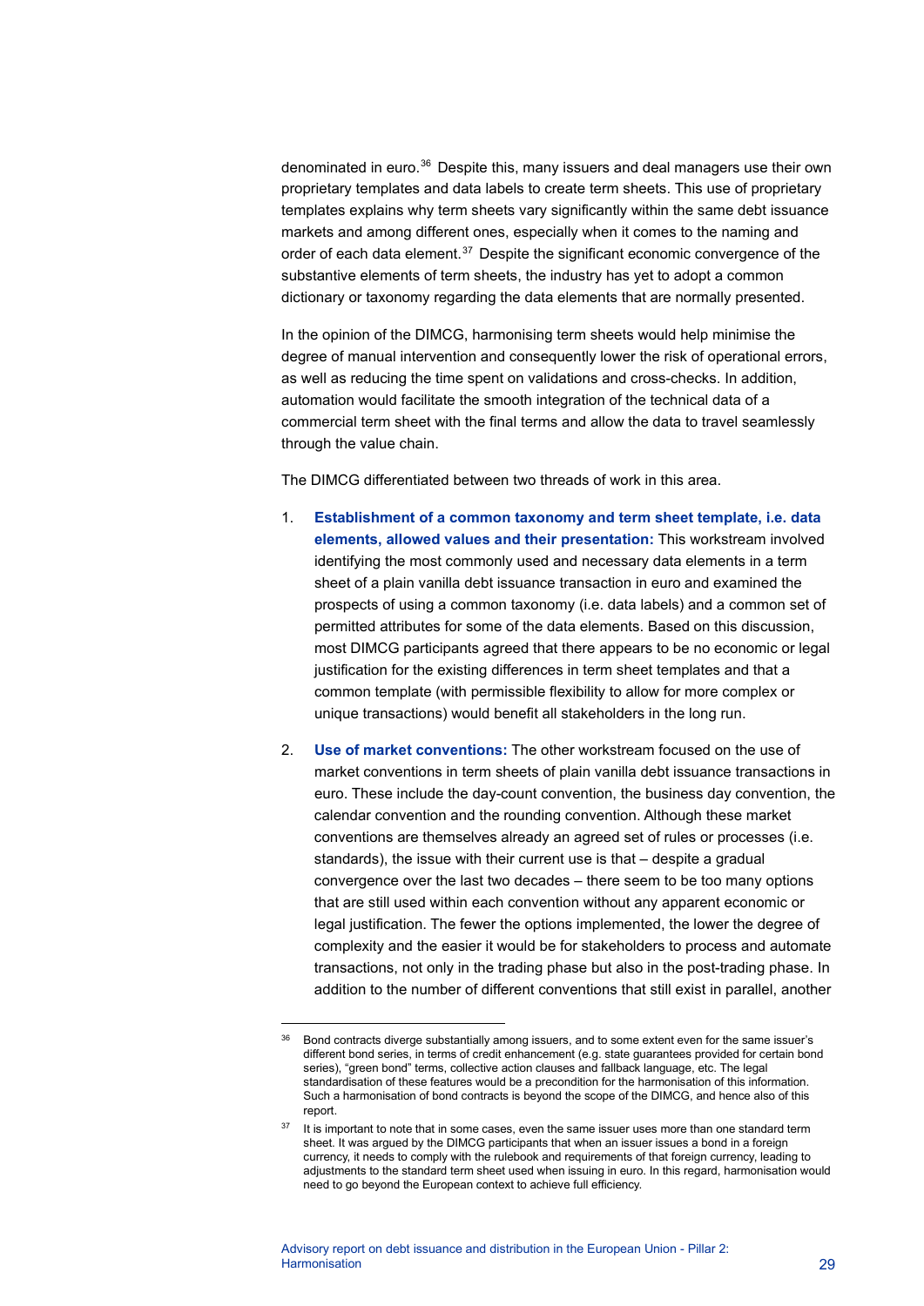denominated in euro.[36] Despite this, many issuers and deal managers use their own proprietary templates and data labels to create term sheets. This use of proprietary templates explains why term sheets vary significantly within the same debt issuance markets and among different ones, especially when it comes to the naming and order of each data element.[37] Despite the significant economic convergence of the substantive elements of term sheets, the industry has yet to adopt a common dictionary or taxonomy regarding the data elements that are normally presented.

In the opinion of the DIMCG, harmonising term sheets would help minimise the degree of manual intervention and consequently lower the risk of operational errors, as well as reducing the time spent on validations and cross-checks. In addition, automation would facilitate the smooth integration of the technical data of a commercial term sheet with the final terms and allow the data to travel seamlessly through the value chain.

The DIMCG differentiated between two threads of work in this area.

1. **Establishment of a common taxonomy and term sheet template, i.e. data elements, allowed values and their presentation:** This workstream involved identifying the most commonly used and necessary data elements in a term sheet of a plain vanilla debt issuance transaction in euro and examined the prospects of using a common taxonomy (i.e. data labels) and a common set of permitted attributes for some of the data elements. Based on this discussion, most DIMCG participants agreed that there appears to be no economic or legal justification for the existing differences in term sheet templates and that a common template (with permissible flexibility to allow for more complex or unique transactions) would benefit all stakeholders in the long run.

2. **Use of market conventions:** The other workstream focused on the use of market conventions in term sheets of plain vanilla debt issuance transactions in euro. These include the day-count convention, the business day convention, the calendar convention and the rounding convention. Although these market conventions are themselves already an agreed set of rules or processes (i.e. standards), the issue with their current use is that – despite a gradual convergence over the last two decades – there seem to be too many options that are still used within each convention without any apparent economic or legal justification. The fewer the options implemented, the lower the degree of complexity and the easier it would be for stakeholders to process and automate transactions, not only in the trading phase but also in the post-trading phase. In addition to the number of different conventions that still exist in parallel, another

---

[36] Bond contracts diverge substantially among issuers, and to some extent even for the same issuer's different bond series, in terms of credit enhancement (e.g. state guarantees provided for certain bond series), "green bond" terms, collective action clauses and fallback language, etc. The legal standardisation of these features would be a precondition for the harmonisation of this information. Such a harmonisation of bond contracts is beyond the scope of the DIMCG, and hence also of this report.

[37] It is important to note that in some cases, even the same issuer uses more than one standard term sheet. It was argued by the DIMCG participants that when an issuer issues a bond in a foreign currency, it needs to comply with the rulebook and requirements of that foreign currency, leading to adjustments to the standard term sheet used when issuing in euro. In this regard, harmonisation would need to go beyond the European context to achieve full efficiency.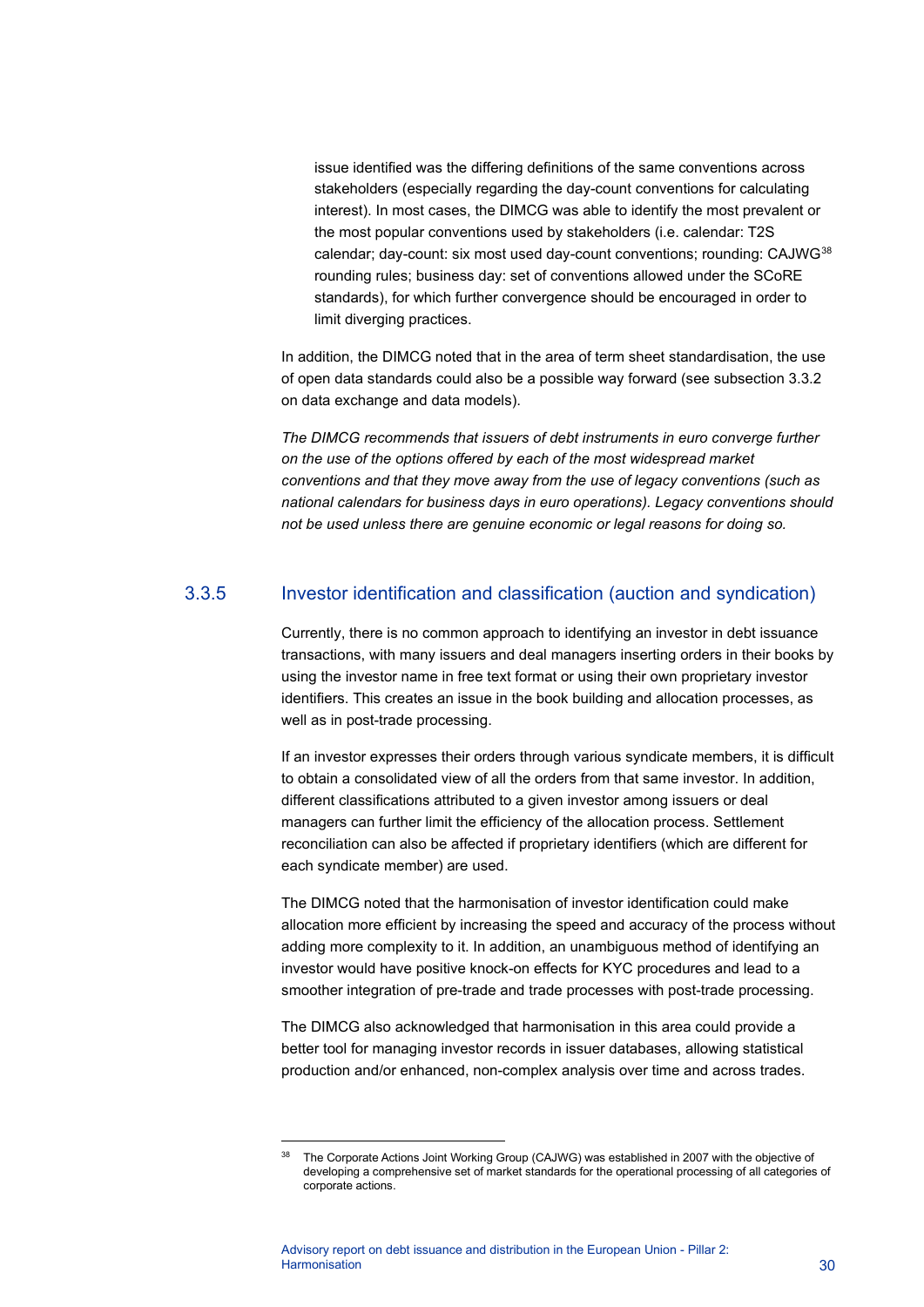issue identified was the differing definitions of the same conventions across stakeholders (especially regarding the day-count conventions for calculating interest). In most cases, the DIMCG was able to identify the most prevalent or the most popular conventions used by stakeholders (i.e. calendar: T2S calendar; day-count: six most used day-count conventions; rounding: CAJWG[38] rounding rules; business day: set of conventions allowed under the SCoRE standards), for which further convergence should be encouraged in order to limit diverging practices.

In addition, the DIMCG noted that in the area of term sheet standardisation, the use of open data standards could also be a possible way forward (see subsection 3.3.2 on data exchange and data models).

*The DIMCG recommends that issuers of debt instruments in euro converge further on the use of the options offered by each of the most widespread market conventions and that they move away from the use of legacy conventions (such as national calendars for business days in euro operations). Legacy conventions should not be used unless there are genuine economic or legal reasons for doing so.*

### 3.3.5 Investor identification and classification (auction and syndication)

Currently, there is no common approach to identifying an investor in debt issuance transactions, with many issuers and deal managers inserting orders in their books by using the investor name in free text format or using their own proprietary investor identifiers. This creates an issue in the book building and allocation processes, as well as in post-trade processing.

If an investor expresses their orders through various syndicate members, it is difficult to obtain a consolidated view of all the orders from that same investor. In addition, different classifications attributed to a given investor among issuers or deal managers can further limit the efficiency of the allocation process. Settlement reconciliation can also be affected if proprietary identifiers (which are different for each syndicate member) are used.

The DIMCG noted that the harmonisation of investor identification could make allocation more efficient by increasing the speed and accuracy of the process without adding more complexity to it. In addition, an unambiguous method of identifying an investor would have positive knock-on effects for KYC procedures and lead to a smoother integration of pre-trade and trade processes with post-trade processing.

The DIMCG also acknowledged that harmonisation in this area could provide a better tool for managing investor records in issuer databases, allowing statistical production and/or enhanced, non-complex analysis over time and across trades.

[38] The Corporate Actions Joint Working Group (CAJWG) was established in 2007 with the objective of developing a comprehensive set of market standards for the operational processing of all categories of corporate actions.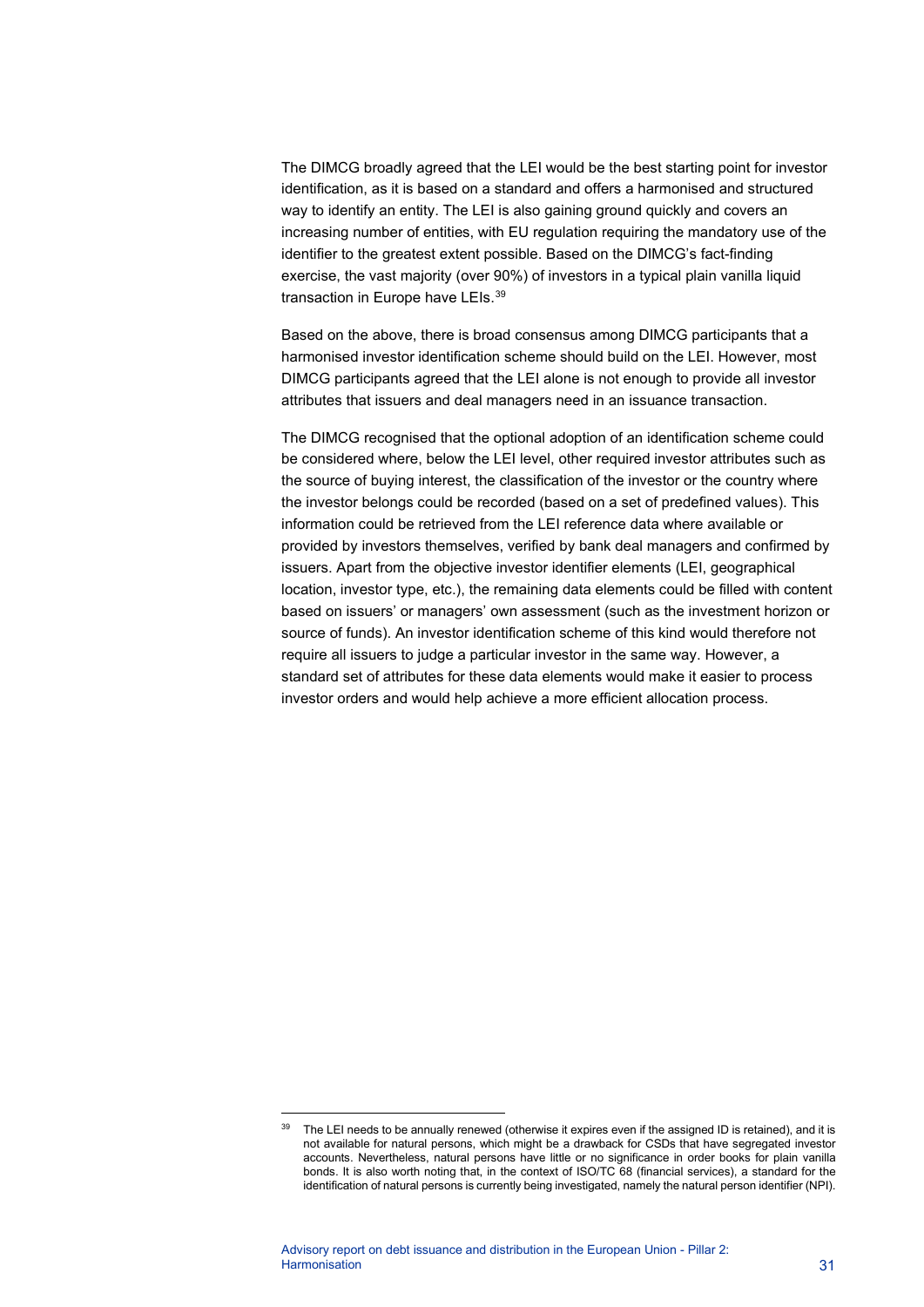The DIMCG broadly agreed that the LEI would be the best starting point for investor identification, as it is based on a standard and offers a harmonised and structured way to identify an entity. The LEI is also gaining ground quickly and covers an increasing number of entities, with EU regulation requiring the mandatory use of the identifier to the greatest extent possible. Based on the DIMCG's fact-finding exercise, the vast majority (over 90%) of investors in a typical plain vanilla liquid transaction in Europe have LEIs.[39]

Based on the above, there is broad consensus among DIMCG participants that a harmonised investor identification scheme should build on the LEI. However, most DIMCG participants agreed that the LEI alone is not enough to provide all investor attributes that issuers and deal managers need in an issuance transaction.

The DIMCG recognised that the optional adoption of an identification scheme could be considered where, below the LEI level, other required investor attributes such as the source of buying interest, the classification of the investor or the country where the investor belongs could be recorded (based on a set of predefined values). This information could be retrieved from the LEI reference data where available or provided by investors themselves, verified by bank deal managers and confirmed by issuers. Apart from the objective investor identifier elements (LEI, geographical location, investor type, etc.), the remaining data elements could be filled with content based on issuers' or managers' own assessment (such as the investment horizon or source of funds). An investor identification scheme of this kind would therefore not require all issuers to judge a particular investor in the same way. However, a standard set of attributes for these data elements would make it easier to process investor orders and would help achieve a more efficient allocation process.

[39] The LEI needs to be annually renewed (otherwise it expires even if the assigned ID is retained), and it is not available for natural persons, which might be a drawback for CSDs that have segregated investor accounts. Nevertheless, natural persons have little or no significance in order books for plain vanilla bonds. It is also worth noting that, in the context of ISO/TC 68 (financial services), a standard for the identification of natural persons is currently being investigated, namely the natural person identifier (NPI).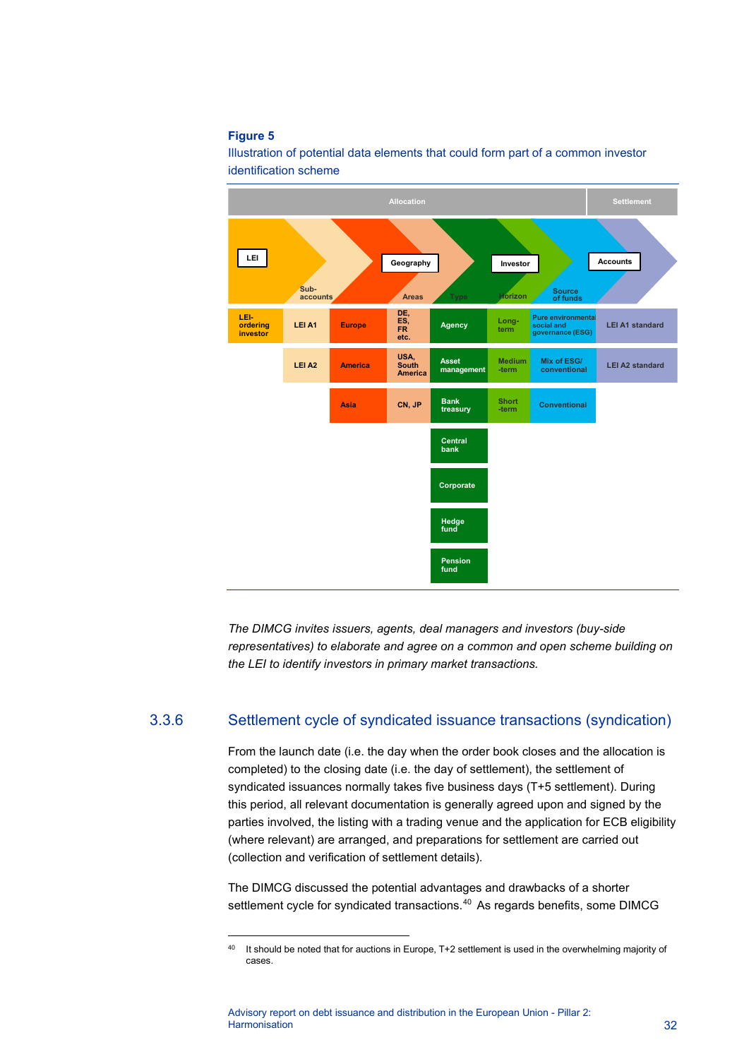**Figure 5**

Illustration of potential data elements that could form part of a common investor identification scheme

| Allocation | | | | | | | | Settlement |
|---|---|---|---|---|---|---|---|---|
| LEI | Sub-accounts | Geography | Areas | Investor Type | Horizon | Source of funds | | Accounts |
| LEI-ordering investor | LEI A1 | Europe | DE, ES, FR etc. | Agency | Long-term | Pure environmental social and governance (ESG) | | LEI A1 standard |
| | LEI A2 | America | USA, South America | Asset management | Medium-term | Mix of ESG/ conventional | | LEI A2 standard |
| | | Asia | CN, JP | Bank treasury | Short-term | Conventional | | |
| | | | | Central bank | | | | |
| | | | | Corporate | | | | |
| | | | | Hedge fund | | | | |
| | | | | Pension fund | | | | |

*The DIMCG invites issuers, agents, deal managers and investors (buy-side representatives) to elaborate and agree on a common and open scheme building on the LEI to identify investors in primary market transactions.*

### 3.3.6 Settlement cycle of syndicated issuance transactions (syndication)

From the launch date (i.e. the day when the order book closes and the allocation is completed) to the closing date (i.e. the day of settlement), the settlement of syndicated issuances normally takes five business days (T+5 settlement). During this period, all relevant documentation is generally agreed upon and signed by the parties involved, the listing with a trading venue and the application for ECB eligibility (where relevant) are arranged, and preparations for settlement are carried out (collection and verification of settlement details).

The DIMCG discussed the potential advantages and drawbacks of a shorter settlement cycle for syndicated transactions.[40] As regards benefits, some DIMCG

[40] It should be noted that for auctions in Europe, T+2 settlement is used in the overwhelming majority of cases.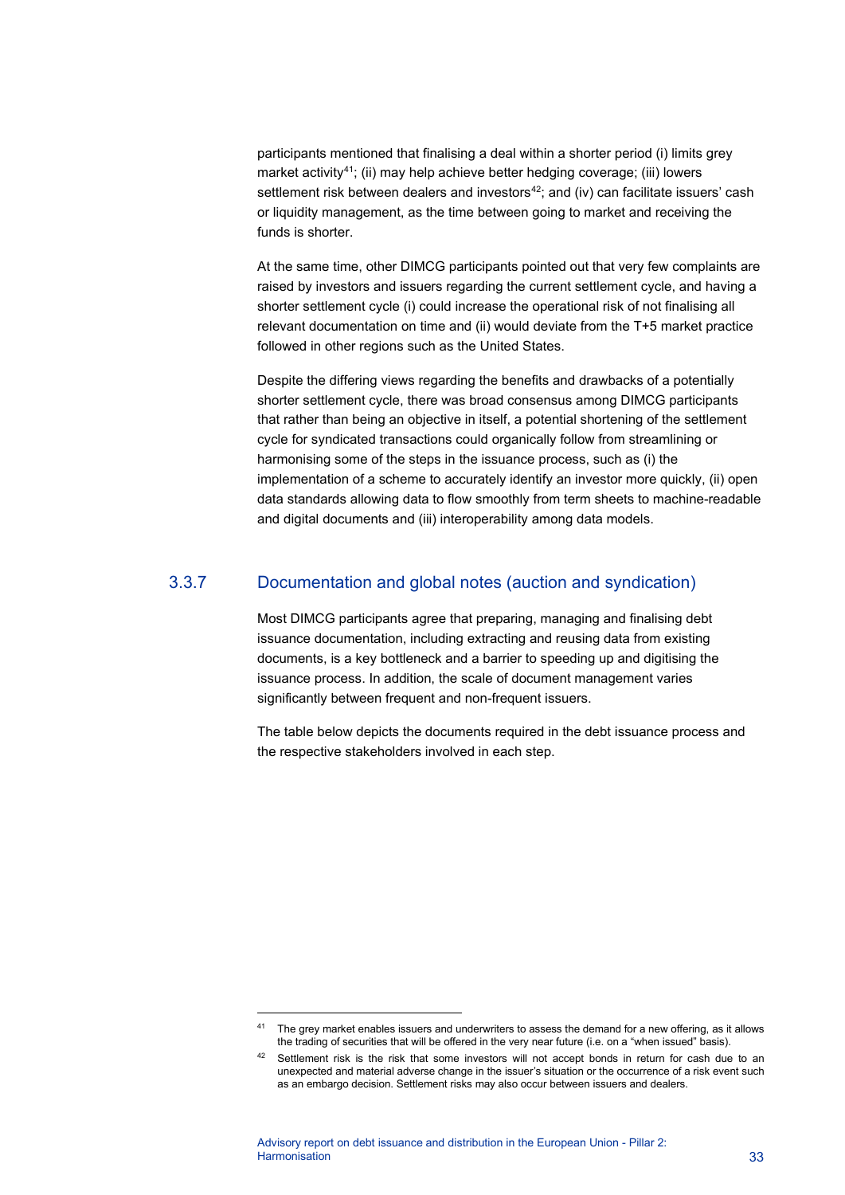participants mentioned that finalising a deal within a shorter period (i) limits grey market activity[41]; (ii) may help achieve better hedging coverage; (iii) lowers settlement risk between dealers and investors[42]; and (iv) can facilitate issuers' cash or liquidity management, as the time between going to market and receiving the funds is shorter.

At the same time, other DIMCG participants pointed out that very few complaints are raised by investors and issuers regarding the current settlement cycle, and having a shorter settlement cycle (i) could increase the operational risk of not finalising all relevant documentation on time and (ii) would deviate from the T+5 market practice followed in other regions such as the United States.

Despite the differing views regarding the benefits and drawbacks of a potentially shorter settlement cycle, there was broad consensus among DIMCG participants that rather than being an objective in itself, a potential shortening of the settlement cycle for syndicated transactions could organically follow from streamlining or harmonising some of the steps in the issuance process, such as (i) the implementation of a scheme to accurately identify an investor more quickly, (ii) open data standards allowing data to flow smoothly from term sheets to machine-readable and digital documents and (iii) interoperability among data models.

### 3.3.7 Documentation and global notes (auction and syndication)

Most DIMCG participants agree that preparing, managing and finalising debt issuance documentation, including extracting and reusing data from existing documents, is a key bottleneck and a barrier to speeding up and digitising the issuance process. In addition, the scale of document management varies significantly between frequent and non-frequent issuers.

The table below depicts the documents required in the debt issuance process and the respective stakeholders involved in each step.

[41] The grey market enables issuers and underwriters to assess the demand for a new offering, as it allows the trading of securities that will be offered in the very near future (i.e. on a "when issued" basis).

[42] Settlement risk is the risk that some investors will not accept bonds in return for cash due to an unexpected and material adverse change in the issuer's situation or the occurrence of a risk event such as an embargo decision. Settlement risks may also occur between issuers and dealers.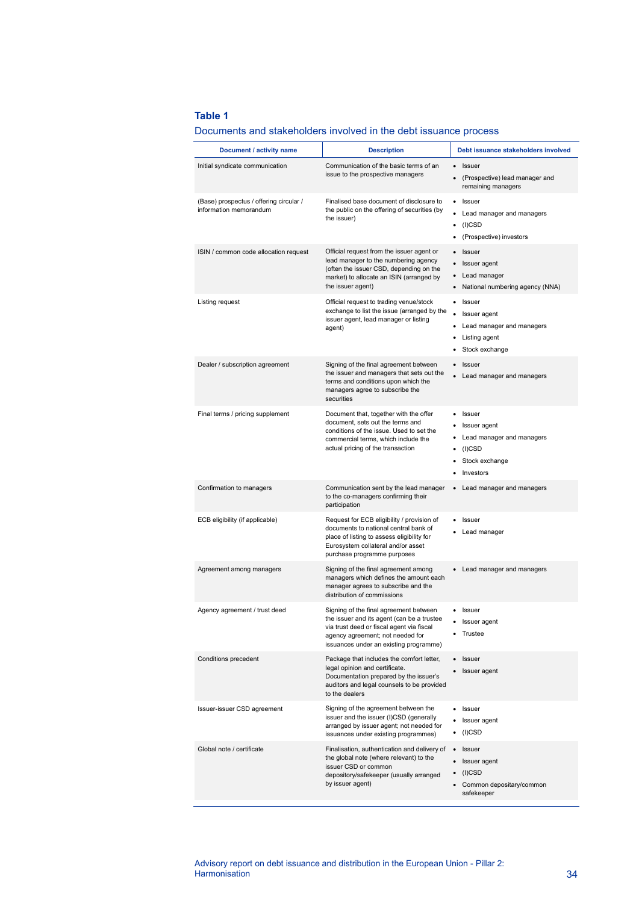**Table 1**

Documents and stakeholders involved in the debt issuance process

| Document / activity name | Description | Debt issuance stakeholders involved |
|---|---|---|
| Initial syndicate communication | Communication of the basic terms of an issue to the prospective managers | • Issuer<br>• (Prospective) lead manager and remaining managers |
| (Base) prospectus / offering circular / information memorandum | Finalised base document of disclosure to the public on the offering of securities (by the issuer) | • Issuer<br>• Lead manager and managers<br>• (I)CSD<br>• (Prospective) investors |
| ISIN / common code allocation request | Official request from the issuer agent or lead manager to the numbering agency (often the issuer CSD, depending on the market) to allocate an ISIN (arranged by the issuer agent) | • Issuer<br>• Issuer agent<br>• Lead manager<br>• National numbering agency (NNA) |
| Listing request | Official request to trading venue/stock exchange to list the issue (arranged by the issuer agent, lead manager or listing agent) | • Issuer<br>• Issuer agent<br>• Lead manager and managers<br>• Listing agent<br>• Stock exchange |
| Dealer / subscription agreement | Signing of the final agreement between the issuer and managers that sets out the terms and conditions upon which the managers agree to subscribe the securities | • Issuer<br>• Lead manager and managers |
| Final terms / pricing supplement | Document that, together with the offer document, sets out the terms and conditions of the issue. Used to set the commercial terms, which include the actual pricing of the transaction | • Issuer<br>• Issuer agent<br>• Lead manager and managers<br>• (I)CSD<br>• Stock exchange<br>• Investors |
| Confirmation to managers | Communication sent by the lead manager to the co-managers confirming their participation | • Lead manager and managers |
| ECB eligibility (if applicable) | Request for ECB eligibility / provision of documents to national central bank of place of listing to assess eligibility for Eurosystem collateral and/or asset purchase programme purposes | • Issuer<br>• Lead manager |
| Agreement among managers | Signing of the final agreement among managers which defines the amount each manager agrees to subscribe and the distribution of commissions | • Lead manager and managers |
| Agency agreement / trust deed | Signing of the final agreement between the issuer and its agent (can be a trustee via trust deed or fiscal agent via fiscal agency agreement; not needed for issuances under an existing programme) | • Issuer<br>• Issuer agent<br>• Trustee |
| Conditions precedent | Package that includes the comfort letter, legal opinion and certificate. Documentation prepared by the issuer's auditors and legal counsels to be provided to the dealers | • Issuer<br>• Issuer agent |
| Issuer-issuer CSD agreement | Signing of the agreement between the issuer and the issuer (I)CSD (generally arranged by issuer agent; not needed for issuances under existing programmes) | • Issuer<br>• Issuer agent<br>• (I)CSD |
| Global note / certificate | Finalisation, authentication and delivery of the global note (where relevant) to the issuer CSD or common depository/safekeeper (usually arranged by issuer agent) | • Issuer<br>• Issuer agent<br>• (I)CSD<br>• Common depositary/common safekeeper |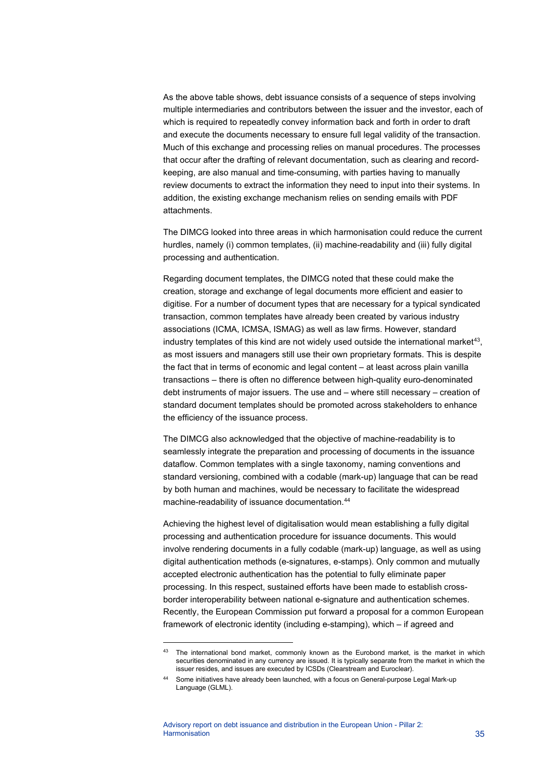As the above table shows, debt issuance consists of a sequence of steps involving multiple intermediaries and contributors between the issuer and the investor, each of which is required to repeatedly convey information back and forth in order to draft and execute the documents necessary to ensure full legal validity of the transaction. Much of this exchange and processing relies on manual procedures. The processes that occur after the drafting of relevant documentation, such as clearing and record-keeping, are also manual and time-consuming, with parties having to manually review documents to extract the information they need to input into their systems. In addition, the existing exchange mechanism relies on sending emails with PDF attachments.

The DIMCG looked into three areas in which harmonisation could reduce the current hurdles, namely (i) common templates, (ii) machine-readability and (iii) fully digital processing and authentication.

Regarding document templates, the DIMCG noted that these could make the creation, storage and exchange of legal documents more efficient and easier to digitise. For a number of document types that are necessary for a typical syndicated transaction, common templates have already been created by various industry associations (ICMA, ICMSA, ISMAG) as well as law firms. However, standard industry templates of this kind are not widely used outside the international market[43], as most issuers and managers still use their own proprietary formats. This is despite the fact that in terms of economic and legal content – at least across plain vanilla transactions – there is often no difference between high-quality euro-denominated debt instruments of major issuers. The use and – where still necessary – creation of standard document templates should be promoted across stakeholders to enhance the efficiency of the issuance process.

The DIMCG also acknowledged that the objective of machine-readability is to seamlessly integrate the preparation and processing of documents in the issuance dataflow. Common templates with a single taxonomy, naming conventions and standard versioning, combined with a codable (mark-up) language that can be read by both human and machines, would be necessary to facilitate the widespread machine-readability of issuance documentation.[44]

Achieving the highest level of digitalisation would mean establishing a fully digital processing and authentication procedure for issuance documents. This would involve rendering documents in a fully codable (mark-up) language, as well as using digital authentication methods (e-signatures, e-stamps). Only common and mutually accepted electronic authentication has the potential to fully eliminate paper processing. In this respect, sustained efforts have been made to establish cross-border interoperability between national e-signature and authentication schemes. Recently, the European Commission put forward a proposal for a common European framework of electronic identity (including e-stamping), which – if agreed and

---

[43] The international bond market, commonly known as the Eurobond market, is the market in which securities denominated in any currency are issued. It is typically separate from the market in which the issuer resides, and issues are executed by ICSDs (Clearstream and Euroclear).

[44] Some initiatives have already been launched, with a focus on General-purpose Legal Mark-up Language (GLML).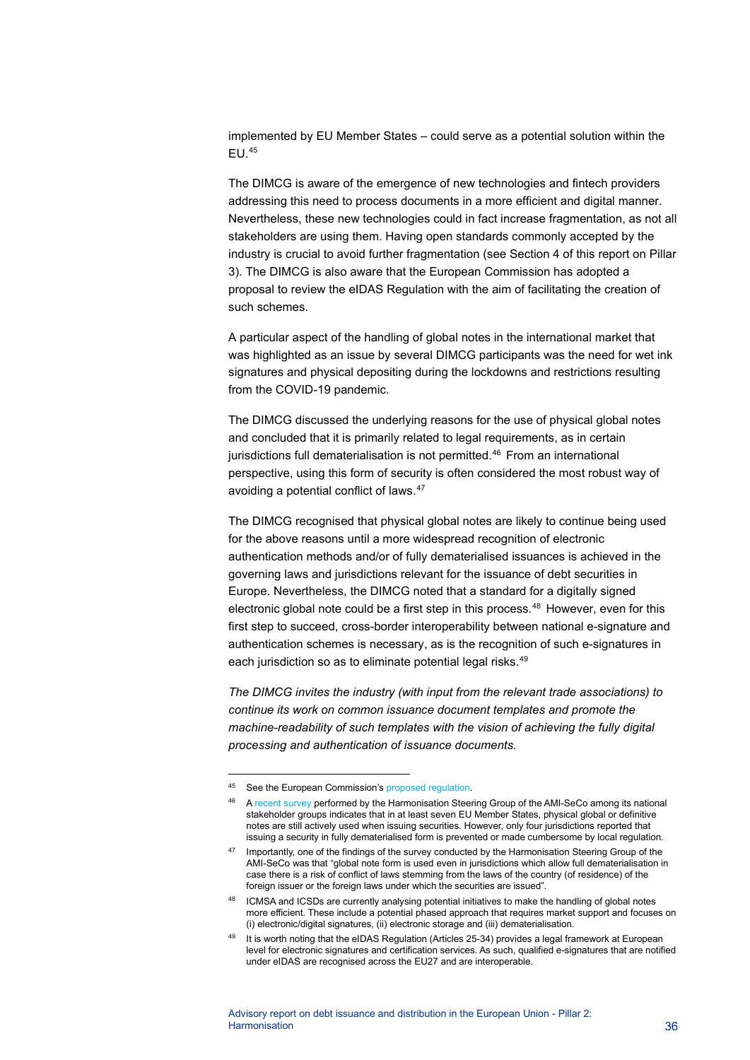implemented by EU Member States – could serve as a potential solution within the EU.[45]

The DIMCG is aware of the emergence of new technologies and fintech providers addressing this need to process documents in a more efficient and digital manner. Nevertheless, these new technologies could in fact increase fragmentation, as not all stakeholders are using them. Having open standards commonly accepted by the industry is crucial to avoid further fragmentation (see Section 4 of this report on Pillar 3). The DIMCG is also aware that the European Commission has adopted a proposal to review the eIDAS Regulation with the aim of facilitating the creation of such schemes.

A particular aspect of the handling of global notes in the international market that was highlighted as an issue by several DIMCG participants was the need for wet ink signatures and physical depositing during the lockdowns and restrictions resulting from the COVID-19 pandemic.

The DIMCG discussed the underlying reasons for the use of physical global notes and concluded that it is primarily related to legal requirements, as in certain jurisdictions full dematerialisation is not permitted.[46] From an international perspective, using this form of security is often considered the most robust way of avoiding a potential conflict of laws.[47]

The DIMCG recognised that physical global notes are likely to continue being used for the above reasons until a more widespread recognition of electronic authentication methods and/or of fully dematerialised issuances is achieved in the governing laws and jurisdictions relevant for the issuance of debt securities in Europe. Nevertheless, the DIMCG noted that a standard for a digitally signed electronic global note could be a first step in this process.[48] However, even for this first step to succeed, cross-border interoperability between national e-signature and authentication schemes is necessary, as is the recognition of such e-signatures in each jurisdiction so as to eliminate potential legal risks.[49]

*The DIMCG invites the industry (with input from the relevant trade associations) to continue its work on common issuance document templates and promote the machine-readability of such templates with the vision of achieving the fully digital processing and authentication of issuance documents.*

---

[45] See the European Commission's proposed regulation.

[46] A recent survey performed by the Harmonisation Steering Group of the AMI-SeCo among its national stakeholder groups indicates that in at least seven EU Member States, physical global or definitive notes are still actively used when issuing securities. However, only four jurisdictions reported that issuing a security in fully dematerialised form is prevented or made cumbersome by local regulation.

[47] Importantly, one of the findings of the survey conducted by the Harmonisation Steering Group of the AMI-SeCo was that "global note form is used even in jurisdictions which allow full dematerialisation in case there is a risk of conflict of laws stemming from the laws of the country (of residence) of the foreign issuer or the foreign laws under which the securities are issued".

[48] ICMSA and ICSDs are currently analysing potential initiatives to make the handling of global notes more efficient. These include a potential phased approach that requires market support and focuses on (i) electronic/digital signatures, (ii) electronic storage and (iii) dematerialisation.

[49] It is worth noting that the eIDAS Regulation (Articles 25-34) provides a legal framework at European level for electronic signatures and certification services. As such, qualified e-signatures that are notified under eIDAS are recognised across the EU27 and are interoperable.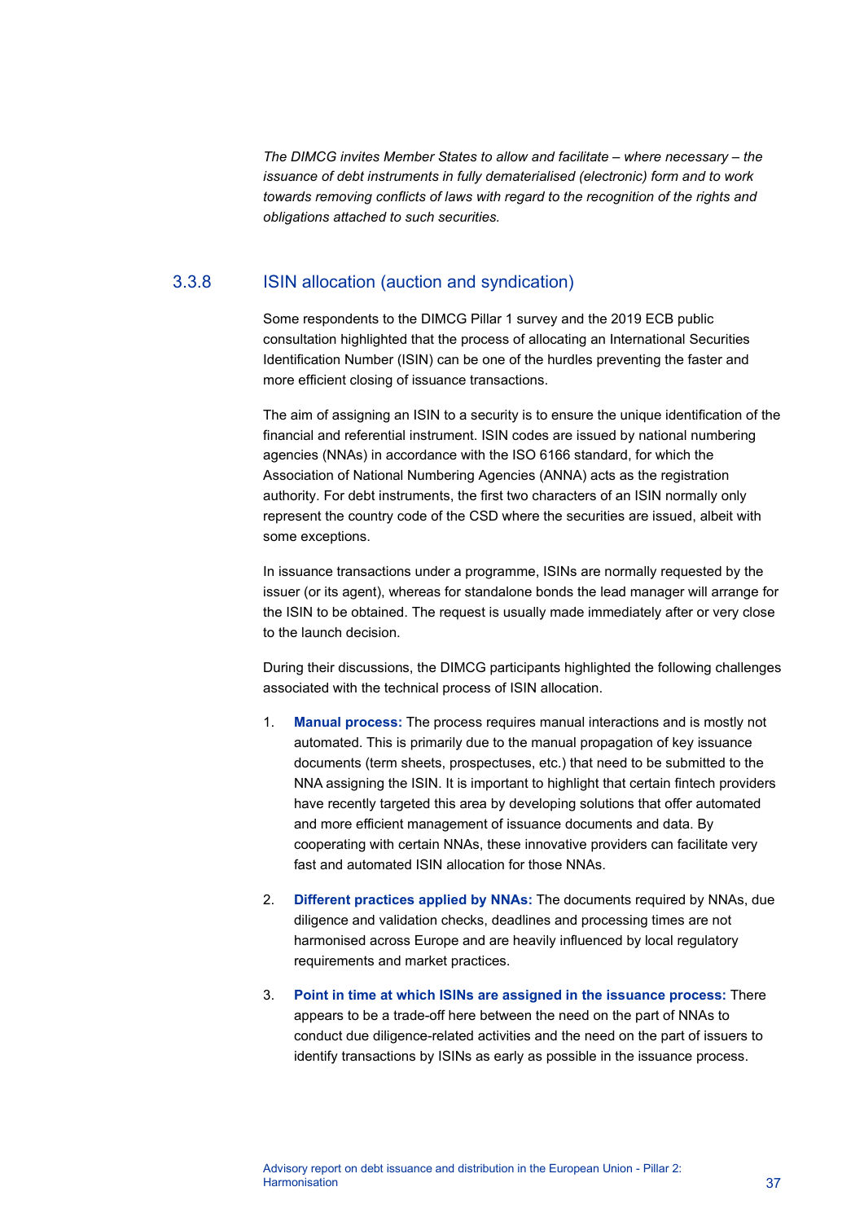*The DIMCG invites Member States to allow and facilitate – where necessary – the issuance of debt instruments in fully dematerialised (electronic) form and to work towards removing conflicts of laws with regard to the recognition of the rights and obligations attached to such securities.*

### 3.3.8 ISIN allocation (auction and syndication)

Some respondents to the DIMCG Pillar 1 survey and the 2019 ECB public consultation highlighted that the process of allocating an International Securities Identification Number (ISIN) can be one of the hurdles preventing the faster and more efficient closing of issuance transactions.

The aim of assigning an ISIN to a security is to ensure the unique identification of the financial and referential instrument. ISIN codes are issued by national numbering agencies (NNAs) in accordance with the ISO 6166 standard, for which the Association of National Numbering Agencies (ANNA) acts as the registration authority. For debt instruments, the first two characters of an ISIN normally only represent the country code of the CSD where the securities are issued, albeit with some exceptions.

In issuance transactions under a programme, ISINs are normally requested by the issuer (or its agent), whereas for standalone bonds the lead manager will arrange for the ISIN to be obtained. The request is usually made immediately after or very close to the launch decision.

During their discussions, the DIMCG participants highlighted the following challenges associated with the technical process of ISIN allocation.

1. **Manual process:** The process requires manual interactions and is mostly not automated. This is primarily due to the manual propagation of key issuance documents (term sheets, prospectuses, etc.) that need to be submitted to the NNA assigning the ISIN. It is important to highlight that certain fintech providers have recently targeted this area by developing solutions that offer automated and more efficient management of issuance documents and data. By cooperating with certain NNAs, these innovative providers can facilitate very fast and automated ISIN allocation for those NNAs.

2. **Different practices applied by NNAs:** The documents required by NNAs, due diligence and validation checks, deadlines and processing times are not harmonised across Europe and are heavily influenced by local regulatory requirements and market practices.

3. **Point in time at which ISINs are assigned in the issuance process:** There appears to be a trade-off here between the need on the part of NNAs to conduct due diligence-related activities and the need on the part of issuers to identify transactions by ISINs as early as possible in the issuance process.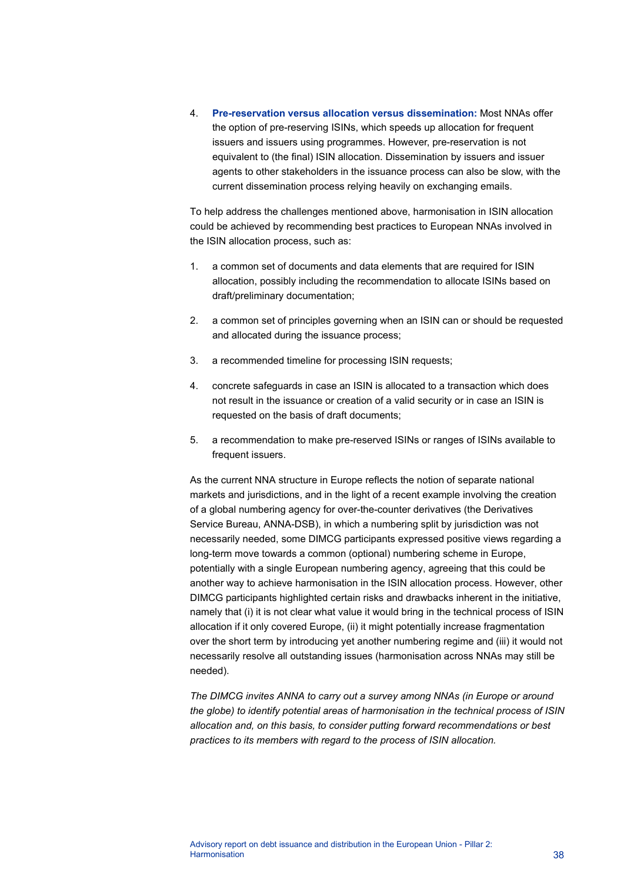4. **Pre-reservation versus allocation versus dissemination:** Most NNAs offer the option of pre-reserving ISINs, which speeds up allocation for frequent issuers and issuers using programmes. However, pre-reservation is not equivalent to (the final) ISIN allocation. Dissemination by issuers and issuer agents to other stakeholders in the issuance process can also be slow, with the current dissemination process relying heavily on exchanging emails.

To help address the challenges mentioned above, harmonisation in ISIN allocation could be achieved by recommending best practices to European NNAs involved in the ISIN allocation process, such as:

1. a common set of documents and data elements that are required for ISIN allocation, possibly including the recommendation to allocate ISINs based on draft/preliminary documentation;
2. a common set of principles governing when an ISIN can or should be requested and allocated during the issuance process;
3. a recommended timeline for processing ISIN requests;
4. concrete safeguards in case an ISIN is allocated to a transaction which does not result in the issuance or creation of a valid security or in case an ISIN is requested on the basis of draft documents;
5. a recommendation to make pre-reserved ISINs or ranges of ISINs available to frequent issuers.

As the current NNA structure in Europe reflects the notion of separate national markets and jurisdictions, and in the light of a recent example involving the creation of a global numbering agency for over-the-counter derivatives (the Derivatives Service Bureau, ANNA-DSB), in which a numbering split by jurisdiction was not necessarily needed, some DIMCG participants expressed positive views regarding a long-term move towards a common (optional) numbering scheme in Europe, potentially with a single European numbering agency, agreeing that this could be another way to achieve harmonisation in the ISIN allocation process. However, other DIMCG participants highlighted certain risks and drawbacks inherent in the initiative, namely that (i) it is not clear what value it would bring in the technical process of ISIN allocation if it only covered Europe, (ii) it might potentially increase fragmentation over the short term by introducing yet another numbering regime and (iii) it would not necessarily resolve all outstanding issues (harmonisation across NNAs may still be needed).

*The DIMCG invites ANNA to carry out a survey among NNAs (in Europe or around the globe) to identify potential areas of harmonisation in the technical process of ISIN allocation and, on this basis, to consider putting forward recommendations or best practices to its members with regard to the process of ISIN allocation.*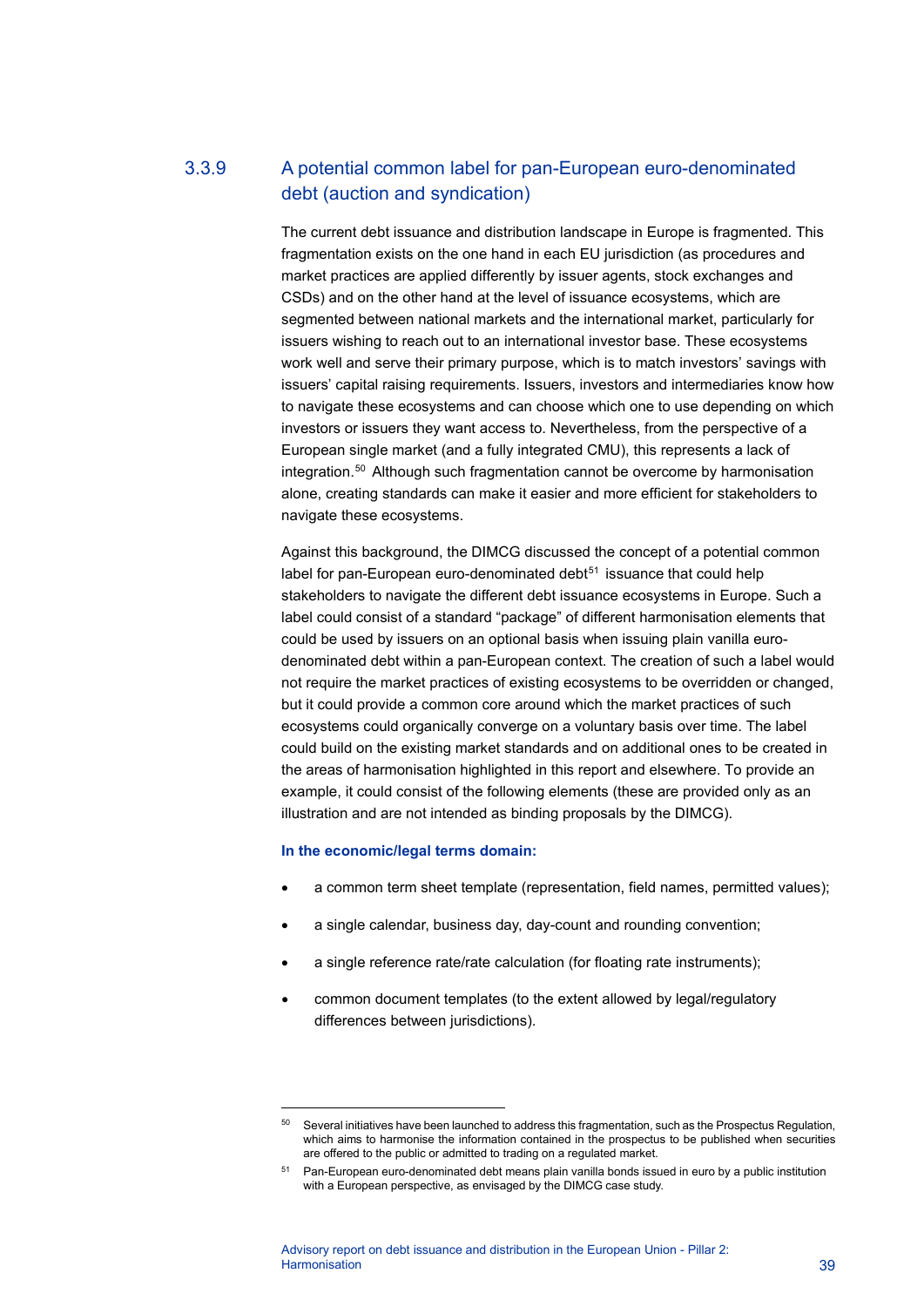### 3.3.9 A potential common label for pan-European euro-denominated debt (auction and syndication)

The current debt issuance and distribution landscape in Europe is fragmented. This fragmentation exists on the one hand in each EU jurisdiction (as procedures and market practices are applied differently by issuer agents, stock exchanges and CSDs) and on the other hand at the level of issuance ecosystems, which are segmented between national markets and the international market, particularly for issuers wishing to reach out to an international investor base. These ecosystems work well and serve their primary purpose, which is to match investors' savings with issuers' capital raising requirements. Issuers, investors and intermediaries know how to navigate these ecosystems and can choose which one to use depending on which investors or issuers they want access to. Nevertheless, from the perspective of a European single market (and a fully integrated CMU), this represents a lack of integration.[50] Although such fragmentation cannot be overcome by harmonisation alone, creating standards can make it easier and more efficient for stakeholders to navigate these ecosystems.

Against this background, the DIMCG discussed the concept of a potential common label for pan-European euro-denominated debt[51] issuance that could help stakeholders to navigate the different debt issuance ecosystems in Europe. Such a label could consist of a standard "package" of different harmonisation elements that could be used by issuers on an optional basis when issuing plain vanilla euro-denominated debt within a pan-European context. The creation of such a label would not require the market practices of existing ecosystems to be overridden or changed, but it could provide a common core around which the market practices of such ecosystems could organically converge on a voluntary basis over time. The label could build on the existing market standards and on additional ones to be created in the areas of harmonisation highlighted in this report and elsewhere. To provide an example, it could consist of the following elements (these are provided only as an illustration and are not intended as binding proposals by the DIMCG).

**In the economic/legal terms domain:**

- a common term sheet template (representation, field names, permitted values);
- a single calendar, business day, day-count and rounding convention;
- a single reference rate/rate calculation (for floating rate instruments);
- common document templates (to the extent allowed by legal/regulatory differences between jurisdictions).

---

[50] Several initiatives have been launched to address this fragmentation, such as the Prospectus Regulation, which aims to harmonise the information contained in the prospectus to be published when securities are offered to the public or admitted to trading on a regulated market.

[51] Pan-European euro-denominated debt means plain vanilla bonds issued in euro by a public institution with a European perspective, as envisaged by the DIMCG case study.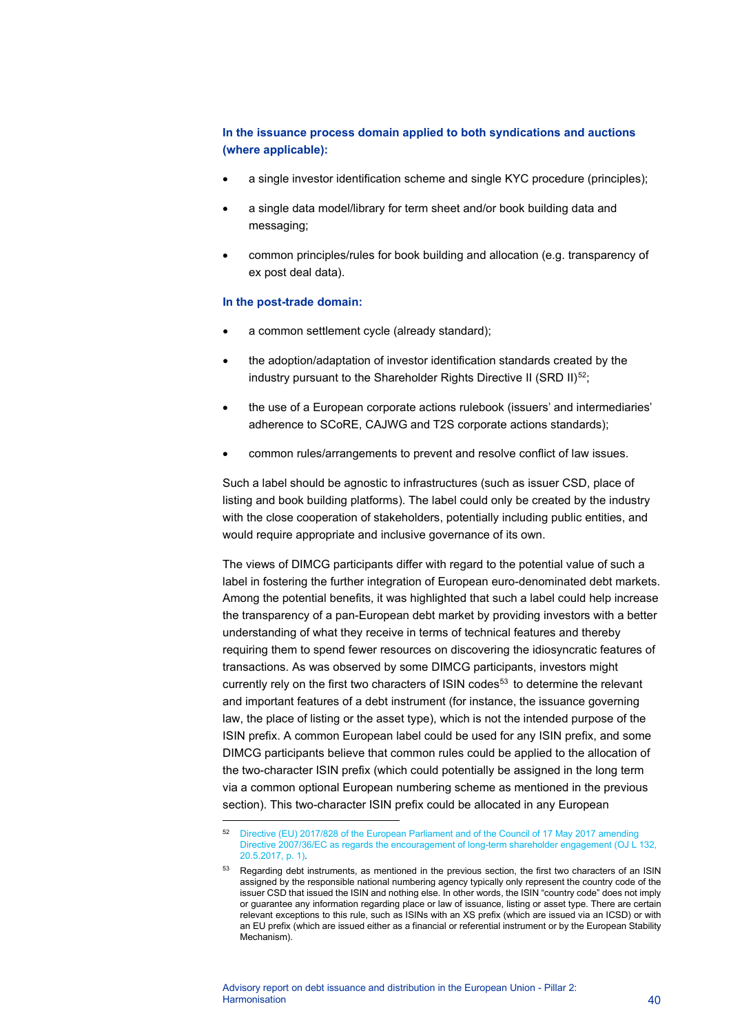**In the issuance process domain applied to both syndications and auctions (where applicable):**

- a single investor identification scheme and single KYC procedure (principles);
- a single data model/library for term sheet and/or book building data and messaging;
- common principles/rules for book building and allocation (e.g. transparency of ex post deal data).

**In the post-trade domain:**

- a common settlement cycle (already standard);
- the adoption/adaptation of investor identification standards created by the industry pursuant to the Shareholder Rights Directive II (SRD II)[52];
- the use of a European corporate actions rulebook (issuers' and intermediaries' adherence to SCoRE, CAJWG and T2S corporate actions standards);
- common rules/arrangements to prevent and resolve conflict of law issues.

Such a label should be agnostic to infrastructures (such as issuer CSD, place of listing and book building platforms). The label could only be created by the industry with the close cooperation of stakeholders, potentially including public entities, and would require appropriate and inclusive governance of its own.

The views of DIMCG participants differ with regard to the potential value of such a label in fostering the further integration of European euro-denominated debt markets. Among the potential benefits, it was highlighted that such a label could help increase the transparency of a pan-European debt market by providing investors with a better understanding of what they receive in terms of technical features and thereby requiring them to spend fewer resources on discovering the idiosyncratic features of transactions. As was observed by some DIMCG participants, investors might currently rely on the first two characters of ISIN codes[53] to determine the relevant and important features of a debt instrument (for instance, the issuance governing law, the place of listing or the asset type), which is not the intended purpose of the ISIN prefix. A common European label could be used for any ISIN prefix, and some DIMCG participants believe that common rules could be applied to the allocation of the two-character ISIN prefix (which could potentially be assigned in the long term via a common optional European numbering scheme as mentioned in the previous section). This two-character ISIN prefix could be allocated in any European

---

[52] Directive (EU) 2017/828 of the European Parliament and of the Council of 17 May 2017 amending Directive 2007/36/EC as regards the encouragement of long-term shareholder engagement (OJ L 132, 20.5.2017, p. 1).

[53] Regarding debt instruments, as mentioned in the previous section, the first two characters of an ISIN assigned by the responsible national numbering agency typically only represent the country code of the issuer CSD that issued the ISIN and nothing else. In other words, the ISIN "country code" does not imply or guarantee any information regarding place or law of issuance, listing or asset type. There are certain relevant exceptions to this rule, such as ISINs with an XS prefix (which are issued via an ICSD) or with an EU prefix (which are issued either as a financial or referential instrument or by the European Stability Mechanism).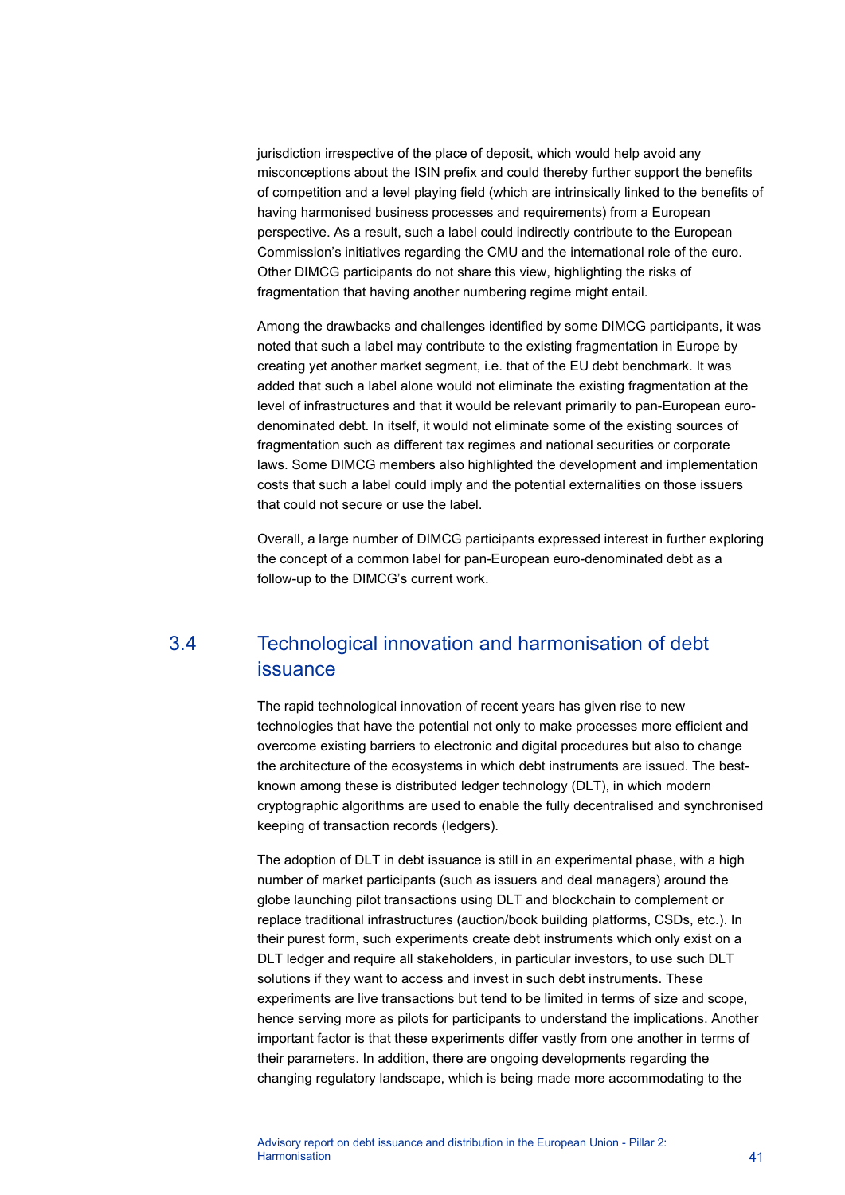jurisdiction irrespective of the place of deposit, which would help avoid any misconceptions about the ISIN prefix and could thereby further support the benefits of competition and a level playing field (which are intrinsically linked to the benefits of having harmonised business processes and requirements) from a European perspective. As a result, such a label could indirectly contribute to the European Commission's initiatives regarding the CMU and the international role of the euro. Other DIMCG participants do not share this view, highlighting the risks of fragmentation that having another numbering regime might entail.

Among the drawbacks and challenges identified by some DIMCG participants, it was noted that such a label may contribute to the existing fragmentation in Europe by creating yet another market segment, i.e. that of the EU debt benchmark. It was added that such a label alone would not eliminate the existing fragmentation at the level of infrastructures and that it would be relevant primarily to pan-European euro-denominated debt. In itself, it would not eliminate some of the existing sources of fragmentation such as different tax regimes and national securities or corporate laws. Some DIMCG members also highlighted the development and implementation costs that such a label could imply and the potential externalities on those issuers that could not secure or use the label.

Overall, a large number of DIMCG participants expressed interest in further exploring the concept of a common label for pan-European euro-denominated debt as a follow-up to the DIMCG's current work.

## 3.4 Technological innovation and harmonisation of debt issuance

The rapid technological innovation of recent years has given rise to new technologies that have the potential not only to make processes more efficient and overcome existing barriers to electronic and digital procedures but also to change the architecture of the ecosystems in which debt instruments are issued. The best-known among these is distributed ledger technology (DLT), in which modern cryptographic algorithms are used to enable the fully decentralised and synchronised keeping of transaction records (ledgers).

The adoption of DLT in debt issuance is still in an experimental phase, with a high number of market participants (such as issuers and deal managers) around the globe launching pilot transactions using DLT and blockchain to complement or replace traditional infrastructures (auction/book building platforms, CSDs, etc.). In their purest form, such experiments create debt instruments which only exist on a DLT ledger and require all stakeholders, in particular investors, to use such DLT solutions if they want to access and invest in such debt instruments. These experiments are live transactions but tend to be limited in terms of size and scope, hence serving more as pilots for participants to understand the implications. Another important factor is that these experiments differ vastly from one another in terms of their parameters. In addition, there are ongoing developments regarding the changing regulatory landscape, which is being made more accommodating to the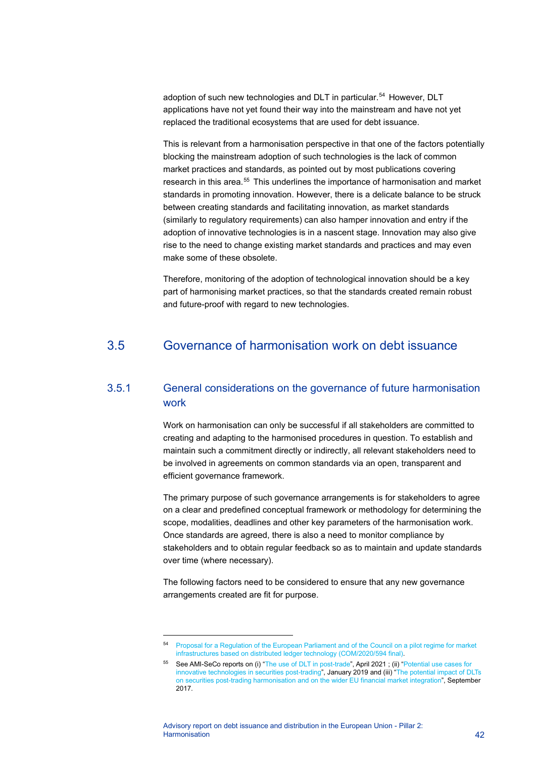adoption of such new technologies and DLT in particular.[54] However, DLT applications have not yet found their way into the mainstream and have not yet replaced the traditional ecosystems that are used for debt issuance.

This is relevant from a harmonisation perspective in that one of the factors potentially blocking the mainstream adoption of such technologies is the lack of common market practices and standards, as pointed out by most publications covering research in this area.[55] This underlines the importance of harmonisation and market standards in promoting innovation. However, there is a delicate balance to be struck between creating standards and facilitating innovation, as market standards (similarly to regulatory requirements) can also hamper innovation and entry if the adoption of innovative technologies is in a nascent stage. Innovation may also give rise to the need to change existing market standards and practices and may even make some of these obsolete.

Therefore, monitoring of the adoption of technological innovation should be a key part of harmonising market practices, so that the standards created remain robust and future-proof with regard to new technologies.

## 3.5 Governance of harmonisation work on debt issuance

### 3.5.1 General considerations on the governance of future harmonisation work

Work on harmonisation can only be successful if all stakeholders are committed to creating and adapting to the harmonised procedures in question. To establish and maintain such a commitment directly or indirectly, all relevant stakeholders need to be involved in agreements on common standards via an open, transparent and efficient governance framework.

The primary purpose of such governance arrangements is for stakeholders to agree on a clear and predefined conceptual framework or methodology for determining the scope, modalities, deadlines and other key parameters of the harmonisation work. Once standards are agreed, there is also a need to monitor compliance by stakeholders and to obtain regular feedback so as to maintain and update standards over time (where necessary).

The following factors need to be considered to ensure that any new governance arrangements created are fit for purpose.

---

[54] Proposal for a Regulation of the European Parliament and of the Council on a pilot regime for market infrastructures based on distributed ledger technology (COM/2020/594 final).

[55] See AMI-SeCo reports on (i) "The use of DLT in post-trade", April 2021 ; (ii) "Potential use cases for innovative technologies in securities post-trading", January 2019 and (iii) "The potential impact of DLTs on securities post-trading harmonisation and on the wider EU financial market integration", September 2017.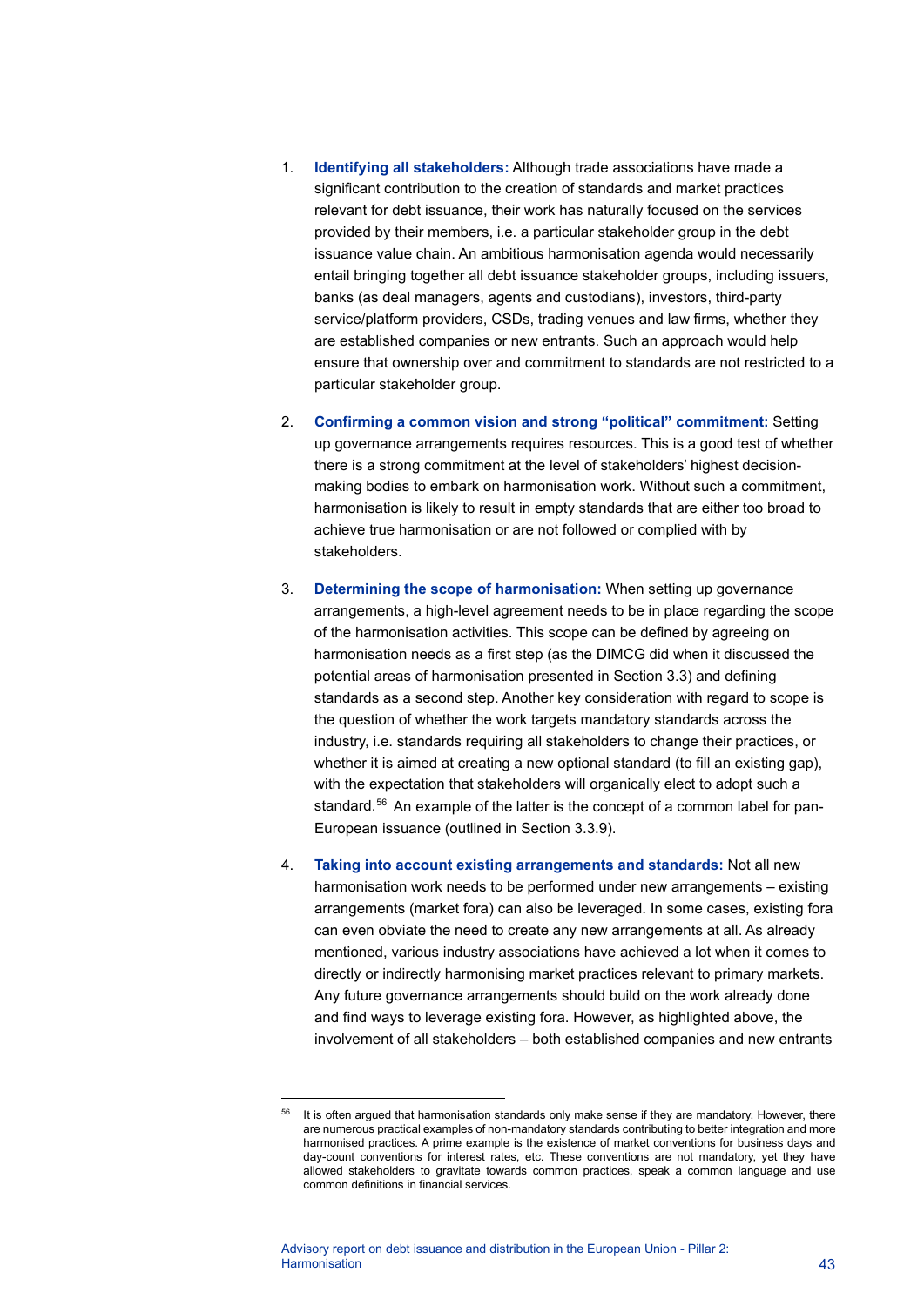1. **Identifying all stakeholders:** Although trade associations have made a significant contribution to the creation of standards and market practices relevant for debt issuance, their work has naturally focused on the services provided by their members, i.e. a particular stakeholder group in the debt issuance value chain. An ambitious harmonisation agenda would necessarily entail bringing together all debt issuance stakeholder groups, including issuers, banks (as deal managers, agents and custodians), investors, third-party service/platform providers, CSDs, trading venues and law firms, whether they are established companies or new entrants. Such an approach would help ensure that ownership over and commitment to standards are not restricted to a particular stakeholder group.

2. **Confirming a common vision and strong "political" commitment:** Setting up governance arrangements requires resources. This is a good test of whether there is a strong commitment at the level of stakeholders' highest decision-making bodies to embark on harmonisation work. Without such a commitment, harmonisation is likely to result in empty standards that are either too broad to achieve true harmonisation or are not followed or complied with by stakeholders.

3. **Determining the scope of harmonisation:** When setting up governance arrangements, a high-level agreement needs to be in place regarding the scope of the harmonisation activities. This scope can be defined by agreeing on harmonisation needs as a first step (as the DIMCG did when it discussed the potential areas of harmonisation presented in Section 3.3) and defining standards as a second step. Another key consideration with regard to scope is the question of whether the work targets mandatory standards across the industry, i.e. standards requiring all stakeholders to change their practices, or whether it is aimed at creating a new optional standard (to fill an existing gap), with the expectation that stakeholders will organically elect to adopt such a standard.[56] An example of the latter is the concept of a common label for pan-European issuance (outlined in Section 3.3.9).

4. **Taking into account existing arrangements and standards:** Not all new harmonisation work needs to be performed under new arrangements – existing arrangements (market fora) can also be leveraged. In some cases, existing fora can even obviate the need to create any new arrangements at all. As already mentioned, various industry associations have achieved a lot when it comes to directly or indirectly harmonising market practices relevant to primary markets. Any future governance arrangements should build on the work already done and find ways to leverage existing fora. However, as highlighted above, the involvement of all stakeholders – both established companies and new entrants

[56] It is often argued that harmonisation standards only make sense if they are mandatory. However, there are numerous practical examples of non-mandatory standards contributing to better integration and more harmonised practices. A prime example is the existence of market conventions for business days and day-count conventions for interest rates, etc. These conventions are not mandatory, yet they have allowed stakeholders to gravitate towards common practices, speak a common language and use common definitions in financial services.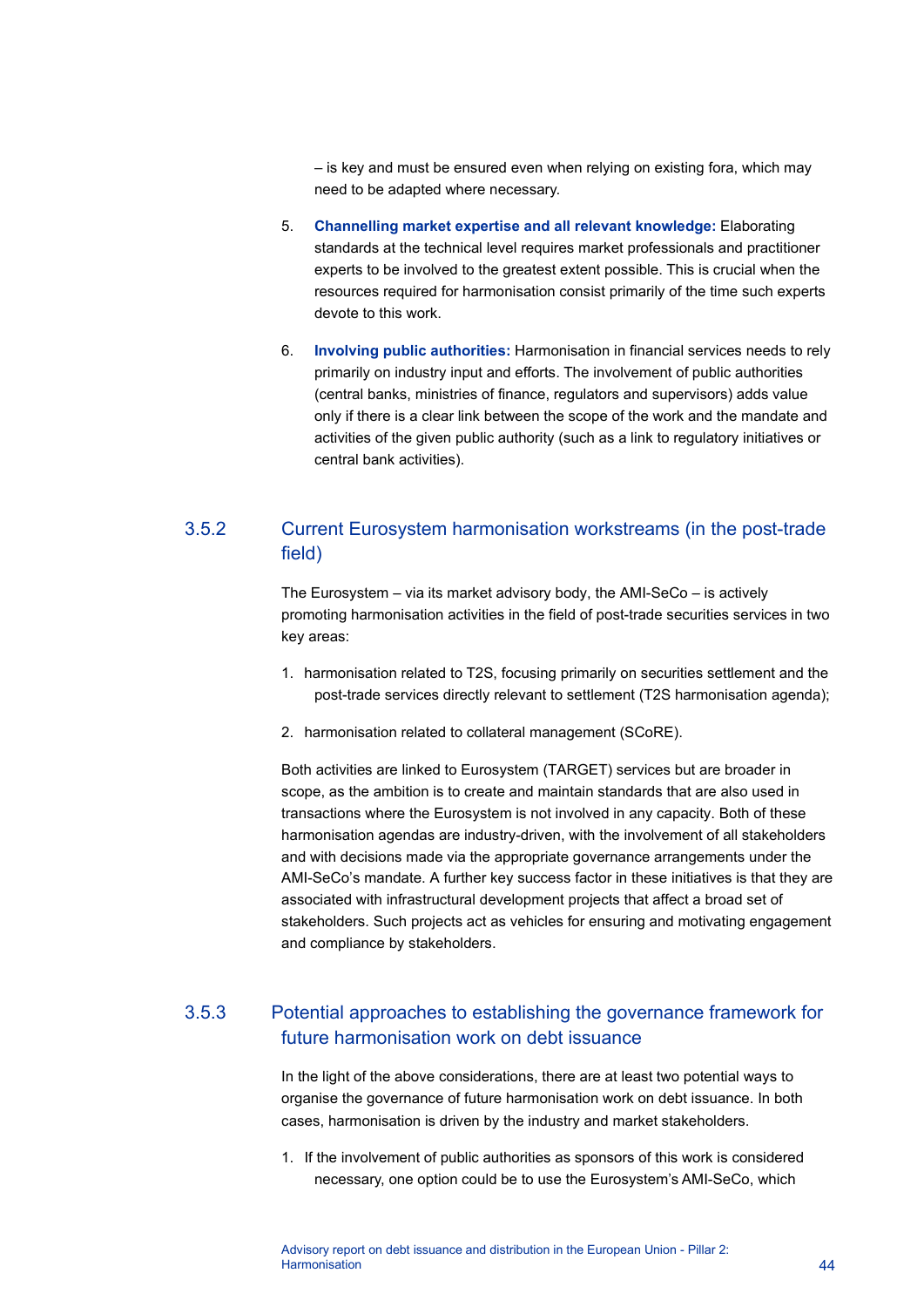– is key and must be ensured even when relying on existing fora, which may need to be adapted where necessary.

5. **Channelling market expertise and all relevant knowledge:** Elaborating standards at the technical level requires market professionals and practitioner experts to be involved to the greatest extent possible. This is crucial when the resources required for harmonisation consist primarily of the time such experts devote to this work.

6. **Involving public authorities:** Harmonisation in financial services needs to rely primarily on industry input and efforts. The involvement of public authorities (central banks, ministries of finance, regulators and supervisors) adds value only if there is a clear link between the scope of the work and the mandate and activities of the given public authority (such as a link to regulatory initiatives or central bank activities).

### 3.5.2 Current Eurosystem harmonisation workstreams (in the post-trade field)

The Eurosystem – via its market advisory body, the AMI-SeCo – is actively promoting harmonisation activities in the field of post-trade securities services in two key areas:

1. harmonisation related to T2S, focusing primarily on securities settlement and the post-trade services directly relevant to settlement (T2S harmonisation agenda);
2. harmonisation related to collateral management (SCoRE).

Both activities are linked to Eurosystem (TARGET) services but are broader in scope, as the ambition is to create and maintain standards that are also used in transactions where the Eurosystem is not involved in any capacity. Both of these harmonisation agendas are industry-driven, with the involvement of all stakeholders and with decisions made via the appropriate governance arrangements under the AMI-SeCo's mandate. A further key success factor in these initiatives is that they are associated with infrastructural development projects that affect a broad set of stakeholders. Such projects act as vehicles for ensuring and motivating engagement and compliance by stakeholders.

### 3.5.3 Potential approaches to establishing the governance framework for future harmonisation work on debt issuance

In the light of the above considerations, there are at least two potential ways to organise the governance of future harmonisation work on debt issuance. In both cases, harmonisation is driven by the industry and market stakeholders.

1. If the involvement of public authorities as sponsors of this work is considered necessary, one option could be to use the Eurosystem's AMI-SeCo, which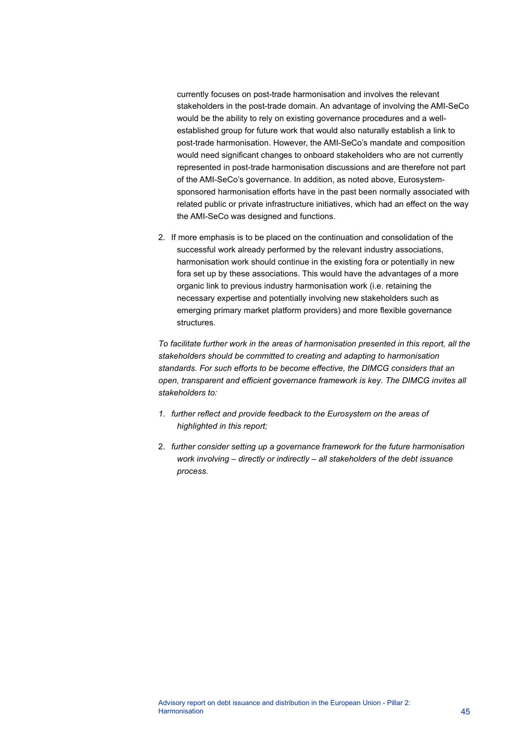currently focuses on post-trade harmonisation and involves the relevant stakeholders in the post-trade domain. An advantage of involving the AMI-SeCo would be the ability to rely on existing governance procedures and a well-established group for future work that would also naturally establish a link to post-trade harmonisation. However, the AMI-SeCo's mandate and composition would need significant changes to onboard stakeholders who are not currently represented in post-trade harmonisation discussions and are therefore not part of the AMI-SeCo's governance. In addition, as noted above, Eurosystem-sponsored harmonisation efforts have in the past been normally associated with related public or private infrastructure initiatives, which had an effect on the way the AMI-SeCo was designed and functions.

2. If more emphasis is to be placed on the continuation and consolidation of the successful work already performed by the relevant industry associations, harmonisation work should continue in the existing fora or potentially in new fora set up by these associations. This would have the advantages of a more organic link to previous industry harmonisation work (i.e. retaining the necessary expertise and potentially involving new stakeholders such as emerging primary market platform providers) and more flexible governance structures.

*To facilitate further work in the areas of harmonisation presented in this report, all the stakeholders should be committed to creating and adapting to harmonisation standards. For such efforts to be become effective, the DIMCG considers that an open, transparent and efficient governance framework is key. The DIMCG invites all stakeholders to:*

1. *further reflect and provide feedback to the Eurosystem on the areas of highlighted in this report;*
2. *further consider setting up a governance framework for the future harmonisation work involving – directly or indirectly – all stakeholders of the debt issuance process.*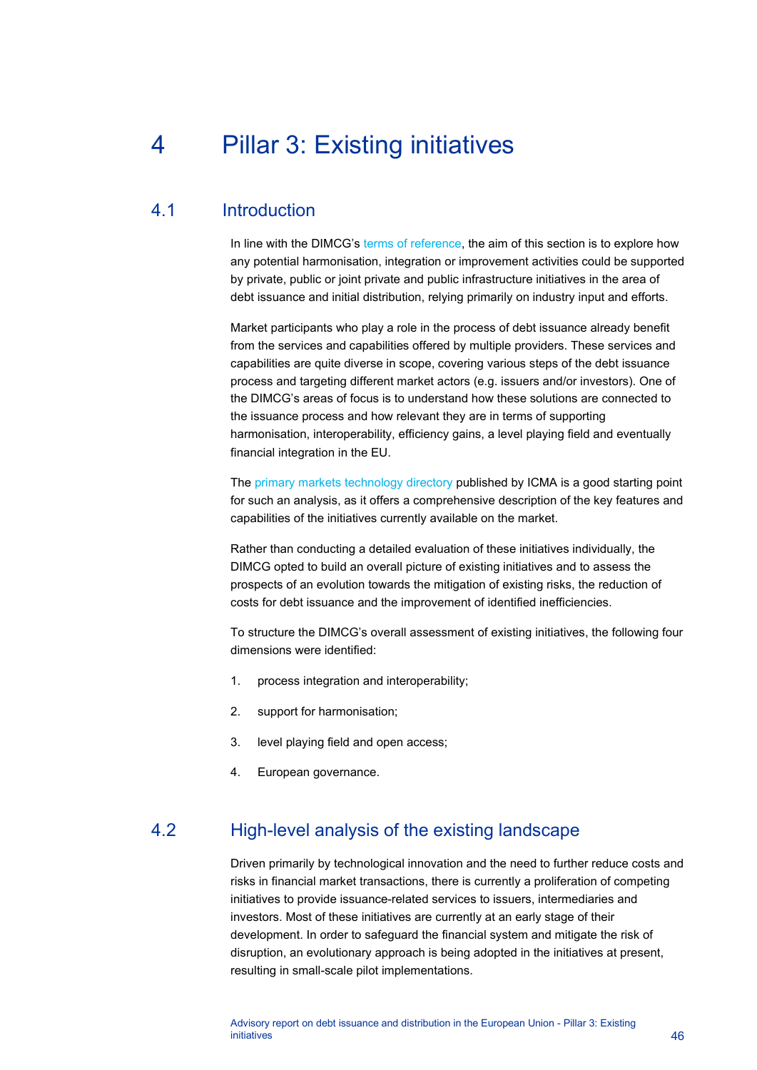# 4 Pillar 3: Existing initiatives

## 4.1 Introduction

In line with the DIMCG's terms of reference, the aim of this section is to explore how any potential harmonisation, integration or improvement activities could be supported by private, public or joint private and public infrastructure initiatives in the area of debt issuance and initial distribution, relying primarily on industry input and efforts.

Market participants who play a role in the process of debt issuance already benefit from the services and capabilities offered by multiple providers. These services and capabilities are quite diverse in scope, covering various steps of the debt issuance process and targeting different market actors (e.g. issuers and/or investors). One of the DIMCG's areas of focus is to understand how these solutions are connected to the issuance process and how relevant they are in terms of supporting harmonisation, interoperability, efficiency gains, a level playing field and eventually financial integration in the EU.

The primary markets technology directory published by ICMA is a good starting point for such an analysis, as it offers a comprehensive description of the key features and capabilities of the initiatives currently available on the market.

Rather than conducting a detailed evaluation of these initiatives individually, the DIMCG opted to build an overall picture of existing initiatives and to assess the prospects of an evolution towards the mitigation of existing risks, the reduction of costs for debt issuance and the improvement of identified inefficiencies.

To structure the DIMCG's overall assessment of existing initiatives, the following four dimensions were identified:

1. process integration and interoperability;
2. support for harmonisation;
3. level playing field and open access;
4. European governance.

## 4.2 High-level analysis of the existing landscape

Driven primarily by technological innovation and the need to further reduce costs and risks in financial market transactions, there is currently a proliferation of competing initiatives to provide issuance-related services to issuers, intermediaries and investors. Most of these initiatives are currently at an early stage of their development. In order to safeguard the financial system and mitigate the risk of disruption, an evolutionary approach is being adopted in the initiatives at present, resulting in small-scale pilot implementations.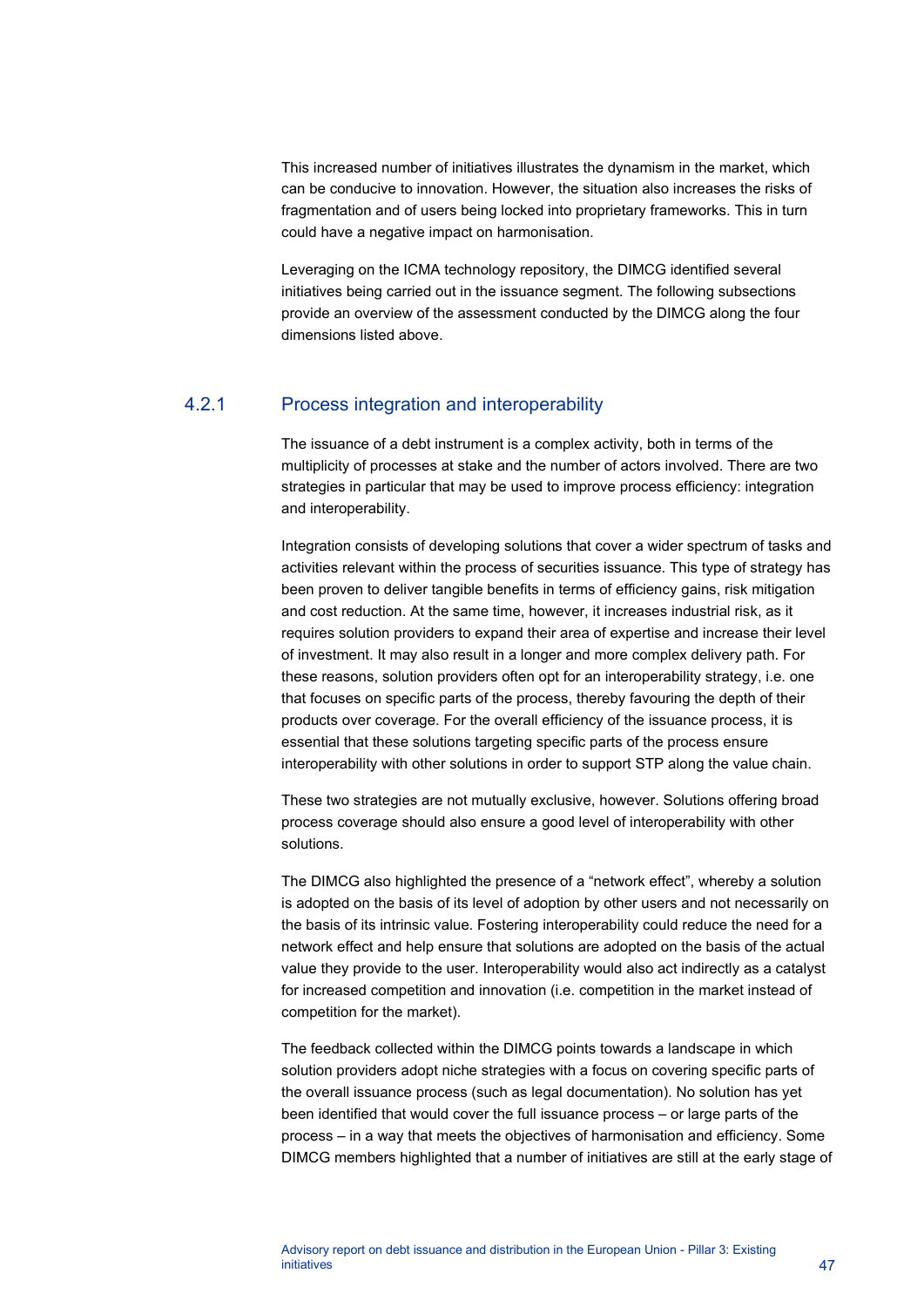This increased number of initiatives illustrates the dynamism in the market, which can be conducive to innovation. However, the situation also increases the risks of fragmentation and of users being locked into proprietary frameworks. This in turn could have a negative impact on harmonisation.

Leveraging on the ICMA technology repository, the DIMCG identified several initiatives being carried out in the issuance segment. The following subsections provide an overview of the assessment conducted by the DIMCG along the four dimensions listed above.

### 4.2.1 Process integration and interoperability

The issuance of a debt instrument is a complex activity, both in terms of the multiplicity of processes at stake and the number of actors involved. There are two strategies in particular that may be used to improve process efficiency: integration and interoperability.

Integration consists of developing solutions that cover a wider spectrum of tasks and activities relevant within the process of securities issuance. This type of strategy has been proven to deliver tangible benefits in terms of efficiency gains, risk mitigation and cost reduction. At the same time, however, it increases industrial risk, as it requires solution providers to expand their area of expertise and increase their level of investment. It may also result in a longer and more complex delivery path. For these reasons, solution providers often opt for an interoperability strategy, i.e. one that focuses on specific parts of the process, thereby favouring the depth of their products over coverage. For the overall efficiency of the issuance process, it is essential that these solutions targeting specific parts of the process ensure interoperability with other solutions in order to support STP along the value chain.

These two strategies are not mutually exclusive, however. Solutions offering broad process coverage should also ensure a good level of interoperability with other solutions.

The DIMCG also highlighted the presence of a “network effect”, whereby a solution is adopted on the basis of its level of adoption by other users and not necessarily on the basis of its intrinsic value. Fostering interoperability could reduce the need for a network effect and help ensure that solutions are adopted on the basis of the actual value they provide to the user. Interoperability would also act indirectly as a catalyst for increased competition and innovation (i.e. competition in the market instead of competition for the market).

The feedback collected within the DIMCG points towards a landscape in which solution providers adopt niche strategies with a focus on covering specific parts of the overall issuance process (such as legal documentation). No solution has yet been identified that would cover the full issuance process – or large parts of the process – in a way that meets the objectives of harmonisation and efficiency. Some DIMCG members highlighted that a number of initiatives are still at the early stage of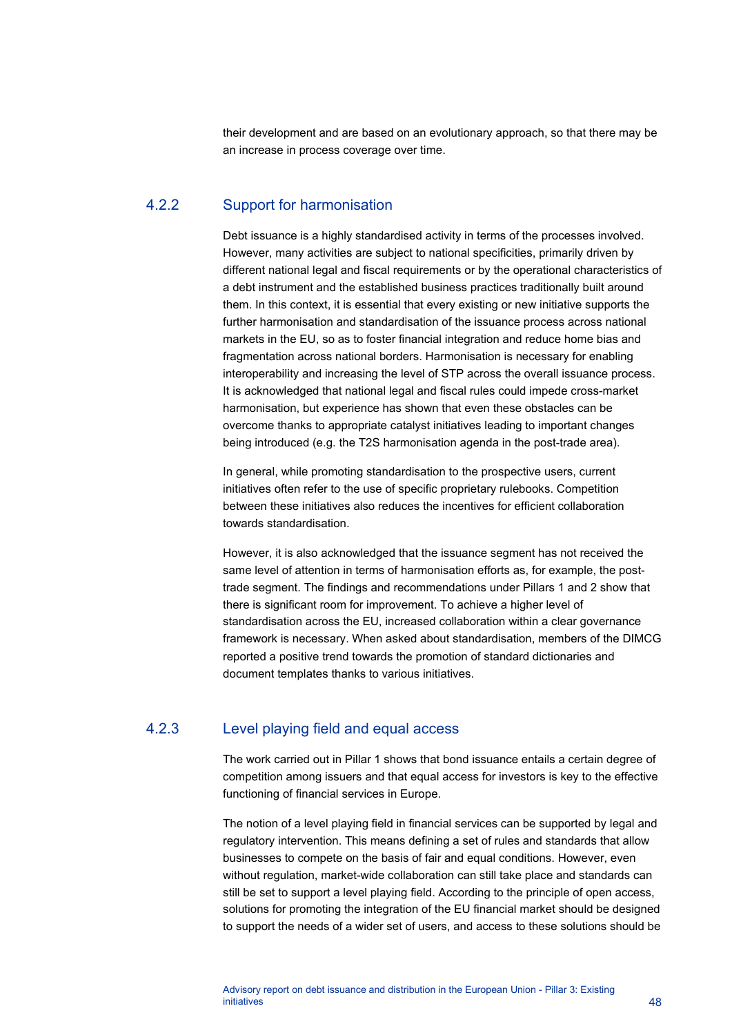their development and are based on an evolutionary approach, so that there may be an increase in process coverage over time.

### 4.2.2 Support for harmonisation

Debt issuance is a highly standardised activity in terms of the processes involved. However, many activities are subject to national specificities, primarily driven by different national legal and fiscal requirements or by the operational characteristics of a debt instrument and the established business practices traditionally built around them. In this context, it is essential that every existing or new initiative supports the further harmonisation and standardisation of the issuance process across national markets in the EU, so as to foster financial integration and reduce home bias and fragmentation across national borders. Harmonisation is necessary for enabling interoperability and increasing the level of STP across the overall issuance process. It is acknowledged that national legal and fiscal rules could impede cross-market harmonisation, but experience has shown that even these obstacles can be overcome thanks to appropriate catalyst initiatives leading to important changes being introduced (e.g. the T2S harmonisation agenda in the post-trade area).

In general, while promoting standardisation to the prospective users, current initiatives often refer to the use of specific proprietary rulebooks. Competition between these initiatives also reduces the incentives for efficient collaboration towards standardisation.

However, it is also acknowledged that the issuance segment has not received the same level of attention in terms of harmonisation efforts as, for example, the post-trade segment. The findings and recommendations under Pillars 1 and 2 show that there is significant room for improvement. To achieve a higher level of standardisation across the EU, increased collaboration within a clear governance framework is necessary. When asked about standardisation, members of the DIMCG reported a positive trend towards the promotion of standard dictionaries and document templates thanks to various initiatives.

### 4.2.3 Level playing field and equal access

The work carried out in Pillar 1 shows that bond issuance entails a certain degree of competition among issuers and that equal access for investors is key to the effective functioning of financial services in Europe.

The notion of a level playing field in financial services can be supported by legal and regulatory intervention. This means defining a set of rules and standards that allow businesses to compete on the basis of fair and equal conditions. However, even without regulation, market-wide collaboration can still take place and standards can still be set to support a level playing field. According to the principle of open access, solutions for promoting the integration of the EU financial market should be designed to support the needs of a wider set of users, and access to these solutions should be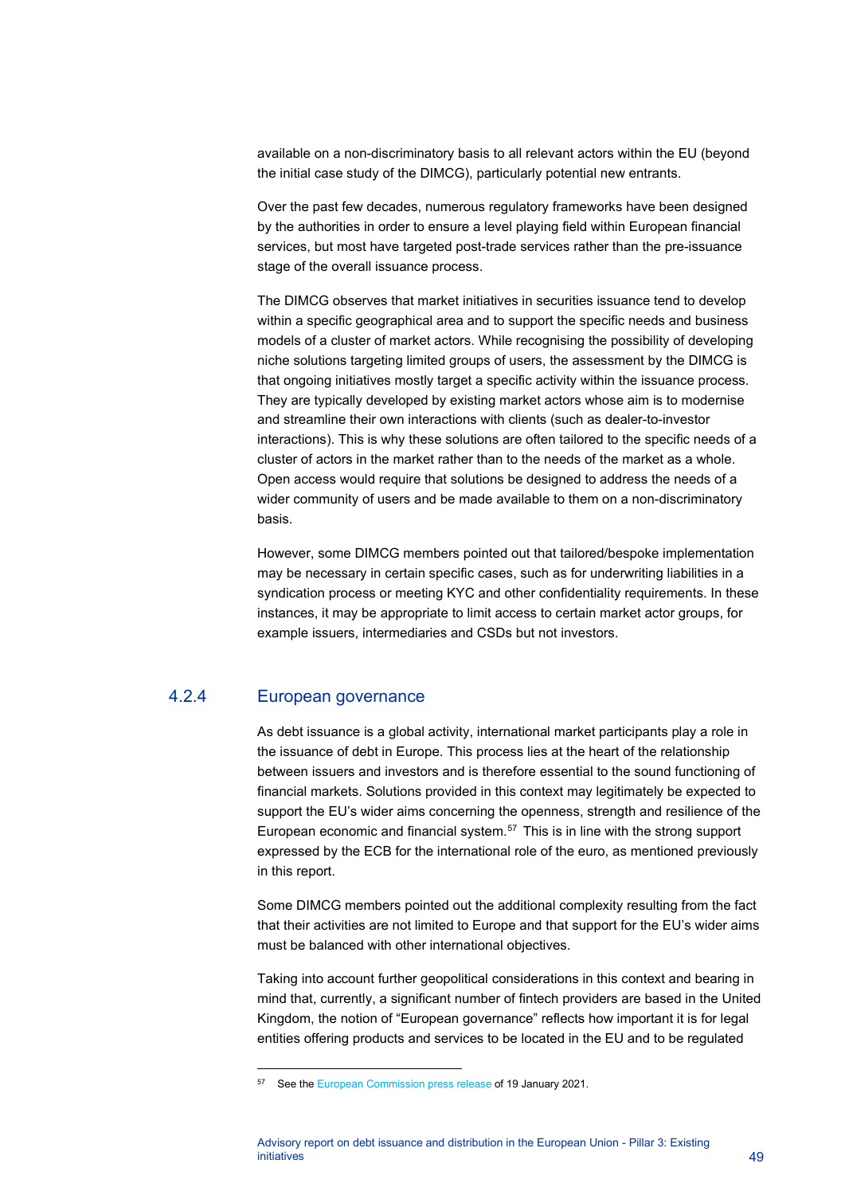available on a non-discriminatory basis to all relevant actors within the EU (beyond the initial case study of the DIMCG), particularly potential new entrants.

Over the past few decades, numerous regulatory frameworks have been designed by the authorities in order to ensure a level playing field within European financial services, but most have targeted post-trade services rather than the pre-issuance stage of the overall issuance process.

The DIMCG observes that market initiatives in securities issuance tend to develop within a specific geographical area and to support the specific needs and business models of a cluster of market actors. While recognising the possibility of developing niche solutions targeting limited groups of users, the assessment by the DIMCG is that ongoing initiatives mostly target a specific activity within the issuance process. They are typically developed by existing market actors whose aim is to modernise and streamline their own interactions with clients (such as dealer-to-investor interactions). This is why these solutions are often tailored to the specific needs of a cluster of actors in the market rather than to the needs of the market as a whole. Open access would require that solutions be designed to address the needs of a wider community of users and be made available to them on a non-discriminatory basis.

However, some DIMCG members pointed out that tailored/bespoke implementation may be necessary in certain specific cases, such as for underwriting liabilities in a syndication process or meeting KYC and other confidentiality requirements. In these instances, it may be appropriate to limit access to certain market actor groups, for example issuers, intermediaries and CSDs but not investors.

### 4.2.4 European governance

As debt issuance is a global activity, international market participants play a role in the issuance of debt in Europe. This process lies at the heart of the relationship between issuers and investors and is therefore essential to the sound functioning of financial markets. Solutions provided in this context may legitimately be expected to support the EU's wider aims concerning the openness, strength and resilience of the European economic and financial system.[57] This is in line with the strong support expressed by the ECB for the international role of the euro, as mentioned previously in this report.

Some DIMCG members pointed out the additional complexity resulting from the fact that their activities are not limited to Europe and that support for the EU's wider aims must be balanced with other international objectives.

Taking into account further geopolitical considerations in this context and bearing in mind that, currently, a significant number of fintech providers are based in the United Kingdom, the notion of "European governance" reflects how important it is for legal entities offering products and services to be located in the EU and to be regulated

[57] See the European Commission press release of 19 January 2021.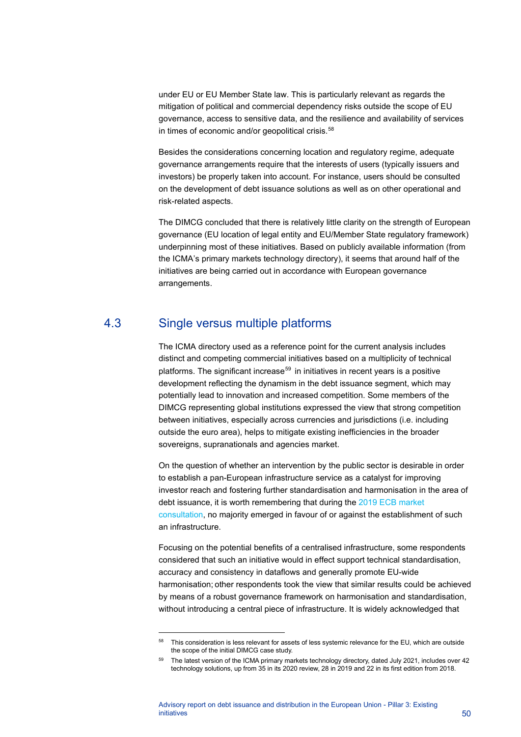under EU or EU Member State law. This is particularly relevant as regards the mitigation of political and commercial dependency risks outside the scope of EU governance, access to sensitive data, and the resilience and availability of services in times of economic and/or geopolitical crisis.[58]

Besides the considerations concerning location and regulatory regime, adequate governance arrangements require that the interests of users (typically issuers and investors) be properly taken into account. For instance, users should be consulted on the development of debt issuance solutions as well as on other operational and risk-related aspects.

The DIMCG concluded that there is relatively little clarity on the strength of European governance (EU location of legal entity and EU/Member State regulatory framework) underpinning most of these initiatives. Based on publicly available information (from the ICMA's primary markets technology directory), it seems that around half of the initiatives are being carried out in accordance with European governance arrangements.

## 4.3 Single versus multiple platforms

The ICMA directory used as a reference point for the current analysis includes distinct and competing commercial initiatives based on a multiplicity of technical platforms. The significant increase[59] in initiatives in recent years is a positive development reflecting the dynamism in the debt issuance segment, which may potentially lead to innovation and increased competition. Some members of the DIMCG representing global institutions expressed the view that strong competition between initiatives, especially across currencies and jurisdictions (i.e. including outside the euro area), helps to mitigate existing inefficiencies in the broader sovereigns, supranationals and agencies market.

On the question of whether an intervention by the public sector is desirable in order to establish a pan-European infrastructure service as a catalyst for improving investor reach and fostering further standardisation and harmonisation in the area of debt issuance, it is worth remembering that during the 2019 ECB market consultation, no majority emerged in favour of or against the establishment of such an infrastructure.

Focusing on the potential benefits of a centralised infrastructure, some respondents considered that such an initiative would in effect support technical standardisation, accuracy and consistency in dataflows and generally promote EU-wide harmonisation; other respondents took the view that similar results could be achieved by means of a robust governance framework on harmonisation and standardisation, without introducing a central piece of infrastructure. It is widely acknowledged that

---

[58] This consideration is less relevant for assets of less systemic relevance for the EU, which are outside the scope of the initial DIMCG case study.

[59] The latest version of the ICMA primary markets technology directory, dated July 2021, includes over 42 technology solutions, up from 35 in its 2020 review, 28 in 2019 and 22 in its first edition from 2018.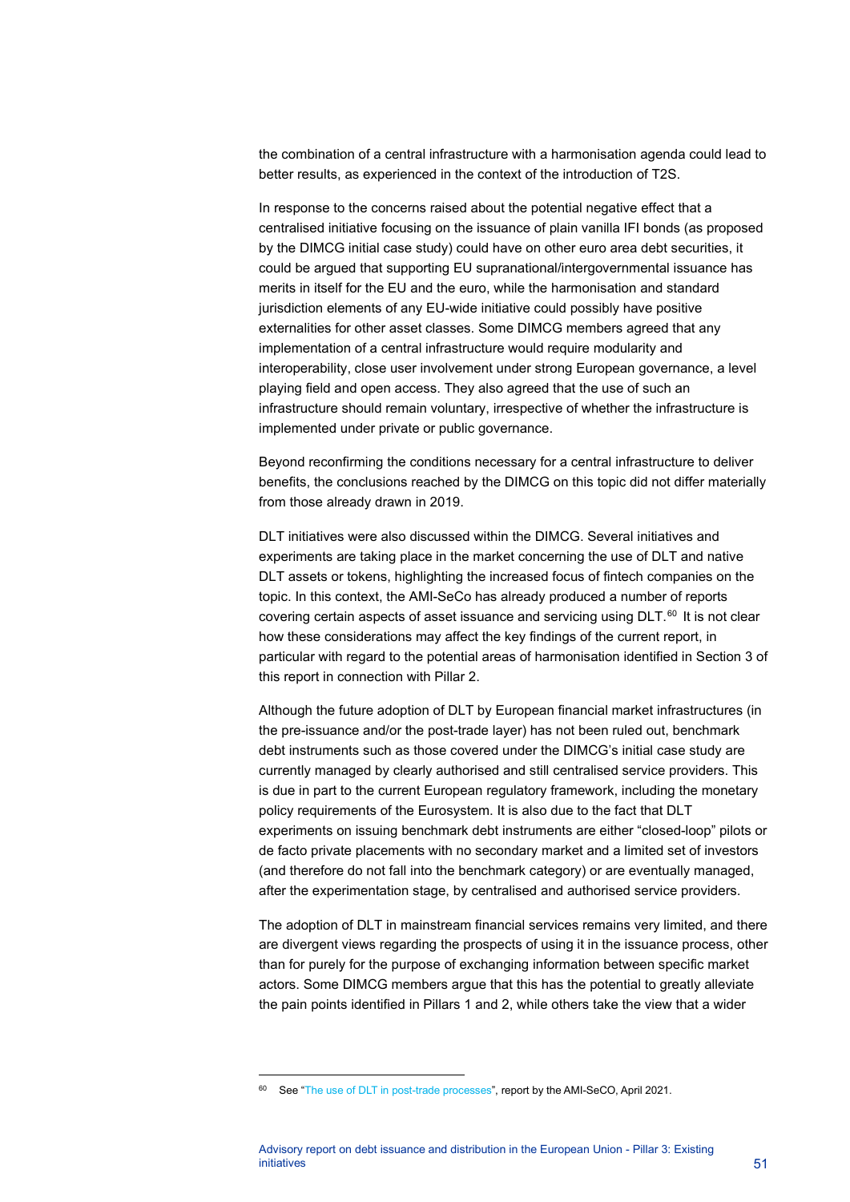the combination of a central infrastructure with a harmonisation agenda could lead to better results, as experienced in the context of the introduction of T2S.

In response to the concerns raised about the potential negative effect that a centralised initiative focusing on the issuance of plain vanilla IFI bonds (as proposed by the DIMCG initial case study) could have on other euro area debt securities, it could be argued that supporting EU supranational/intergovernmental issuance has merits in itself for the EU and the euro, while the harmonisation and standard jurisdiction elements of any EU-wide initiative could possibly have positive externalities for other asset classes. Some DIMCG members agreed that any implementation of a central infrastructure would require modularity and interoperability, close user involvement under strong European governance, a level playing field and open access. They also agreed that the use of such an infrastructure should remain voluntary, irrespective of whether the infrastructure is implemented under private or public governance.

Beyond reconfirming the conditions necessary for a central infrastructure to deliver benefits, the conclusions reached by the DIMCG on this topic did not differ materially from those already drawn in 2019.

DLT initiatives were also discussed within the DIMCG. Several initiatives and experiments are taking place in the market concerning the use of DLT and native DLT assets or tokens, highlighting the increased focus of fintech companies on the topic. In this context, the AMI-SeCo has already produced a number of reports covering certain aspects of asset issuance and servicing using DLT.[60] It is not clear how these considerations may affect the key findings of the current report, in particular with regard to the potential areas of harmonisation identified in Section 3 of this report in connection with Pillar 2.

Although the future adoption of DLT by European financial market infrastructures (in the pre-issuance and/or the post-trade layer) has not been ruled out, benchmark debt instruments such as those covered under the DIMCG's initial case study are currently managed by clearly authorised and still centralised service providers. This is due in part to the current European regulatory framework, including the monetary policy requirements of the Eurosystem. It is also due to the fact that DLT experiments on issuing benchmark debt instruments are either "closed-loop" pilots or de facto private placements with no secondary market and a limited set of investors (and therefore do not fall into the benchmark category) or are eventually managed, after the experimentation stage, by centralised and authorised service providers.

The adoption of DLT in mainstream financial services remains very limited, and there are divergent views regarding the prospects of using it in the issuance process, other than for purely for the purpose of exchanging information between specific market actors. Some DIMCG members argue that this has the potential to greatly alleviate the pain points identified in Pillars 1 and 2, while others take the view that a wider

[60] See "The use of DLT in post-trade processes", report by the AMI-SeCO, April 2021.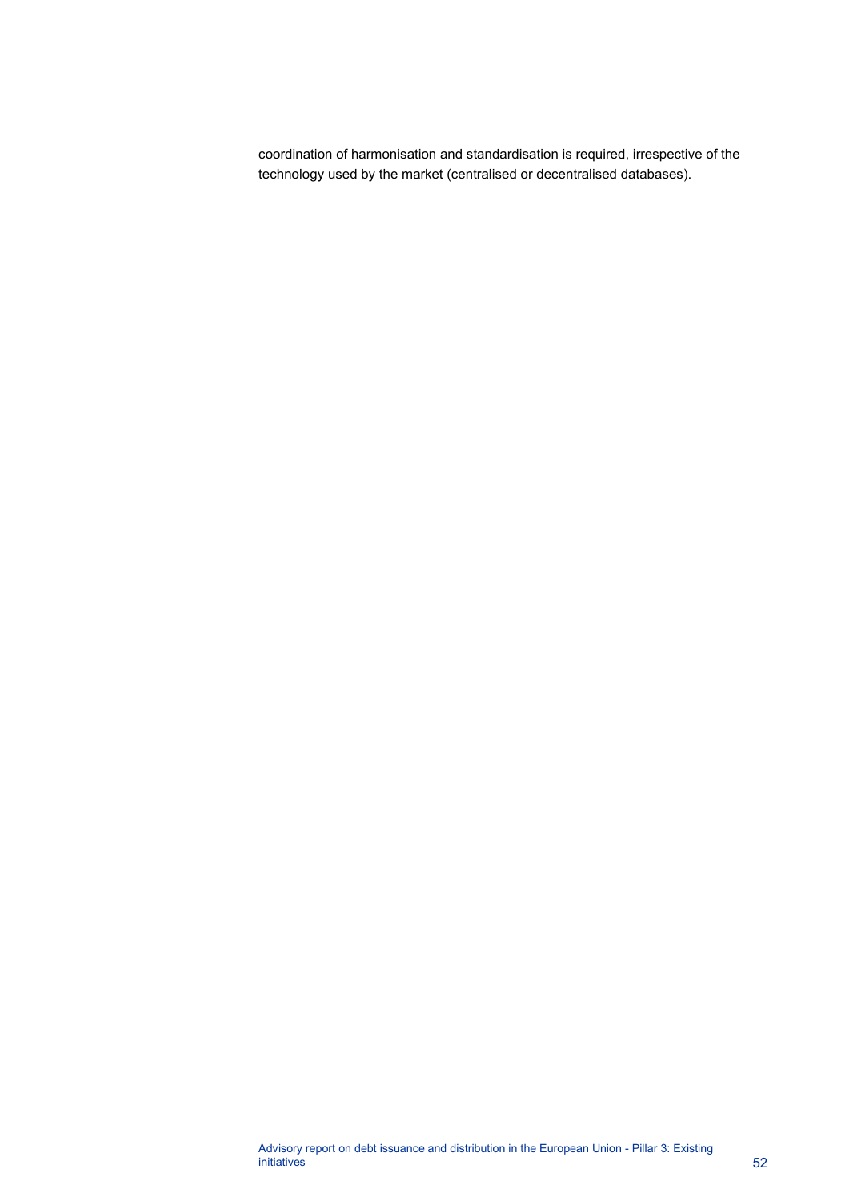coordination of harmonisation and standardisation is required, irrespective of the technology used by the market (centralised or decentralised databases).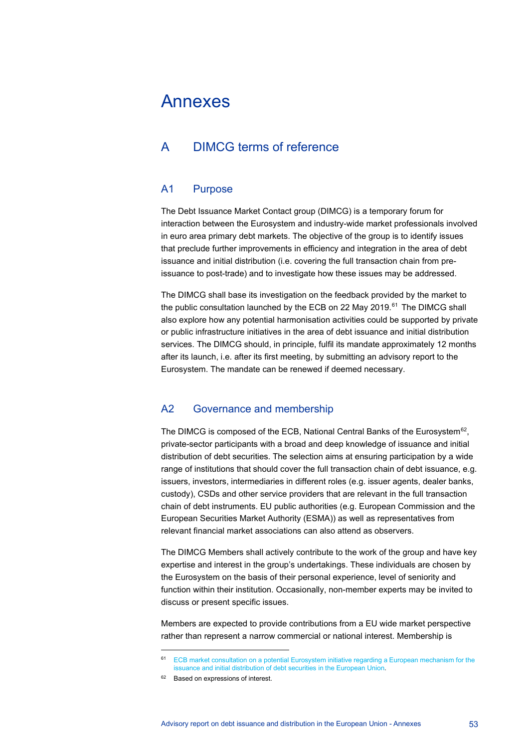# Annexes

## A DIMCG terms of reference

### A1 Purpose

The Debt Issuance Market Contact group (DIMCG) is a temporary forum for interaction between the Eurosystem and industry-wide market professionals involved in euro area primary debt markets. The objective of the group is to identify issues that preclude further improvements in efficiency and integration in the area of debt issuance and initial distribution (i.e. covering the full transaction chain from pre-issuance to post-trade) and to investigate how these issues may be addressed.

The DIMCG shall base its investigation on the feedback provided by the market to the public consultation launched by the ECB on 22 May 2019.[61] The DIMCG shall also explore how any potential harmonisation activities could be supported by private or public infrastructure initiatives in the area of debt issuance and initial distribution services. The DIMCG should, in principle, fulfil its mandate approximately 12 months after its launch, i.e. after its first meeting, by submitting an advisory report to the Eurosystem. The mandate can be renewed if deemed necessary.

### A2 Governance and membership

The DIMCG is composed of the ECB, National Central Banks of the Eurosystem[62], private-sector participants with a broad and deep knowledge of issuance and initial distribution of debt securities. The selection aims at ensuring participation by a wide range of institutions that should cover the full transaction chain of debt issuance, e.g. issuers, investors, intermediaries in different roles (e.g. issuer agents, dealer banks, custody), CSDs and other service providers that are relevant in the full transaction chain of debt instruments. EU public authorities (e.g. European Commission and the European Securities Market Authority (ESMA)) as well as representatives from relevant financial market associations can also attend as observers.

The DIMCG Members shall actively contribute to the work of the group and have key expertise and interest in the group's undertakings. These individuals are chosen by the Eurosystem on the basis of their personal experience, level of seniority and function within their institution. Occasionally, non-member experts may be invited to discuss or present specific issues.

Members are expected to provide contributions from a EU wide market perspective rather than represent a narrow commercial or national interest. Membership is

---

[61] ECB market consultation on a potential Eurosystem initiative regarding a European mechanism for the issuance and initial distribution of debt securities in the European Union.

[62] Based on expressions of interest.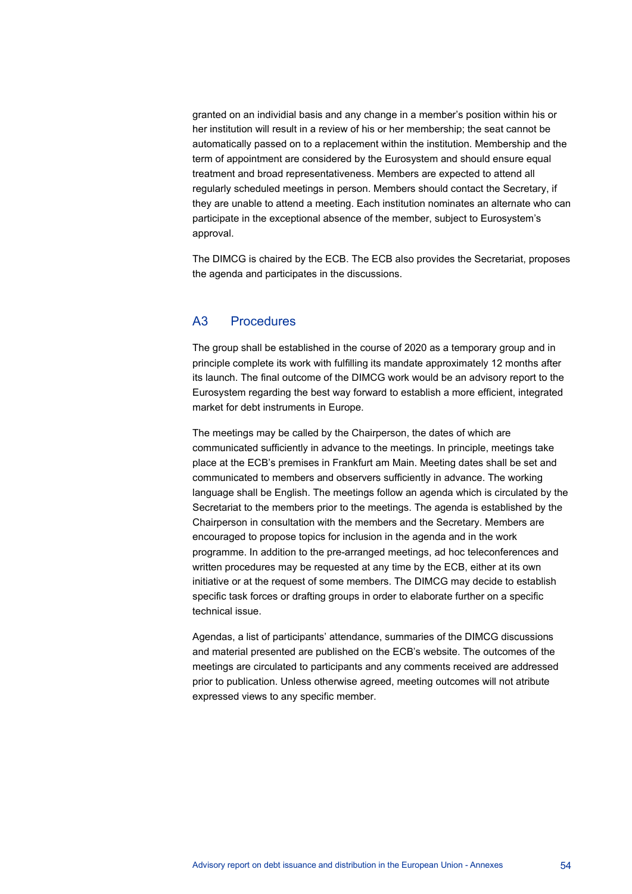granted on an individial basis and any change in a member's position within his or her institution will result in a review of his or her membership; the seat cannot be automatically passed on to a replacement within the institution. Membership and the term of appointment are considered by the Eurosystem and should ensure equal treatment and broad representativeness. Members are expected to attend all regularly scheduled meetings in person. Members should contact the Secretary, if they are unable to attend a meeting. Each institution nominates an alternate who can participate in the exceptional absence of the member, subject to Eurosystem's approval.

The DIMCG is chaired by the ECB. The ECB also provides the Secretariat, proposes the agenda and participates in the discussions.

## A3 Procedures

The group shall be established in the course of 2020 as a temporary group and in principle complete its work with fulfilling its mandate approximately 12 months after its launch. The final outcome of the DIMCG work would be an advisory report to the Eurosystem regarding the best way forward to establish a more efficient, integrated market for debt instruments in Europe.

The meetings may be called by the Chairperson, the dates of which are communicated sufficiently in advance to the meetings. In principle, meetings take place at the ECB's premises in Frankfurt am Main. Meeting dates shall be set and communicated to members and observers sufficiently in advance. The working language shall be English. The meetings follow an agenda which is circulated by the Secretariat to the members prior to the meetings. The agenda is established by the Chairperson in consultation with the members and the Secretary. Members are encouraged to propose topics for inclusion in the agenda and in the work programme. In addition to the pre-arranged meetings, ad hoc teleconferences and written procedures may be requested at any time by the ECB, either at its own initiative or at the request of some members. The DIMCG may decide to establish specific task forces or drafting groups in order to elaborate further on a specific technical issue.

Agendas, a list of participants' attendance, summaries of the DIMCG discussions and material presented are published on the ECB's website. The outcomes of the meetings are circulated to participants and any comments received are addressed prior to publication. Unless otherwise agreed, meeting outcomes will not atribute expressed views to any specific member.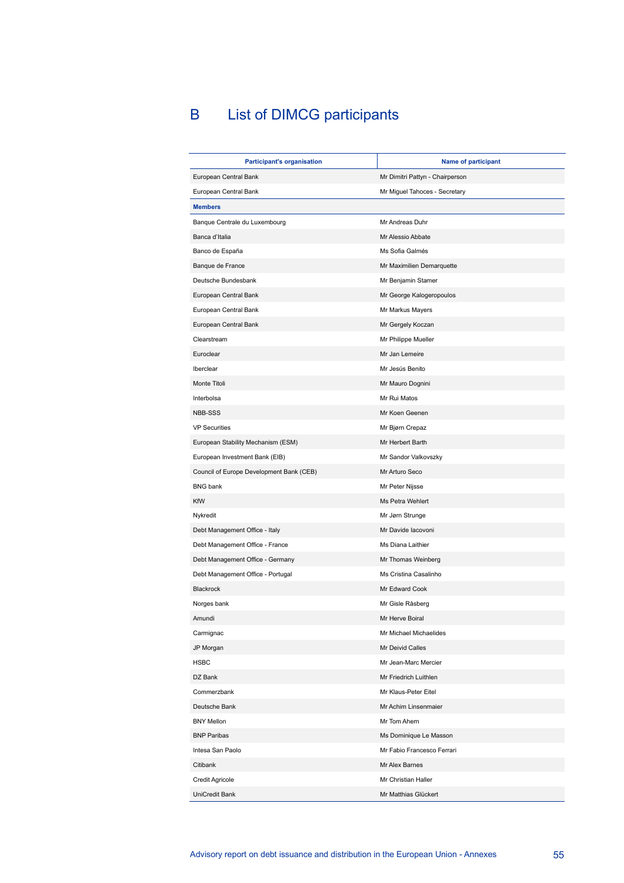# B List of DIMCG participants

| Participant's organisation | Name of participant |
| --- | --- |
| European Central Bank | Mr Dimitri Pattyn - Chairperson |
| European Central Bank | Mr Miguel Tahoces - Secretary |
| **Members** | |
| Banque Centrale du Luxembourg | Mr Andreas Duhr |
| Banca d'Italia | Mr Alessio Abbate |
| Banco de España | Ms Sofia Galmés |
| Banque de France | Mr Maximilien Demarquette |
| Deutsche Bundesbank | Mr Benjamin Stamer |
| European Central Bank | Mr George Kalogeropoulos |
| European Central Bank | Mr Markus Mayers |
| European Central Bank | Mr Gergely Koczan |
| Clearstream | Mr Philippe Mueller |
| Euroclear | Mr Jan Lemeire |
| Iberclear | Mr Jesús Benito |
| Monte Titoli | Mr Mauro Dognini |
| Interbolsa | Mr Rui Matos |
| NBB-SSS | Mr Koen Geenen |
| VP Securities | Mr Bjørn Crepaz |
| European Stability Mechanism (ESM) | Mr Herbert Barth |
| European Investment Bank (EIB) | Mr Sandor Valkovszky |
| Council of Europe Development Bank (CEB) | Mr Arturo Seco |
| BNG bank | Mr Peter Nijsse |
| KfW | Ms Petra Wehlert |
| Nykredit | Mr Jørn Strunge |
| Debt Management Office - Italy | Mr Davide Iacovoni |
| Debt Management Office - France | Ms Diana Laithier |
| Debt Management Office - Germany | Mr Thomas Weinberg |
| Debt Management Office - Portugal | Ms Cristina Casalinho |
| Blackrock | Mr Edward Cook |
| Norges bank | Mr Gisle Råsberg |
| Amundi | Mr Herve Boiral |
| Carmignac | Mr Michael Michaelides |
| JP Morgan | Mr Deivid Calles |
| HSBC | Mr Jean-Marc Mercier |
| DZ Bank | Mr Friedrich Luithlen |
| Commerzbank | Mr Klaus-Peter Eitel |
| Deutsche Bank | Mr Achim Linsenmaier |
| BNY Mellon | Mr Tom Ahern |
| BNP Paribas | Ms Dominique Le Masson |
| Intesa San Paolo | Mr Fabio Francesco Ferrari |
| Citibank | Mr Alex Barnes |
| Credit Agricole | Mr Christian Haller |
| UniCredit Bank | Mr Matthias Glückert |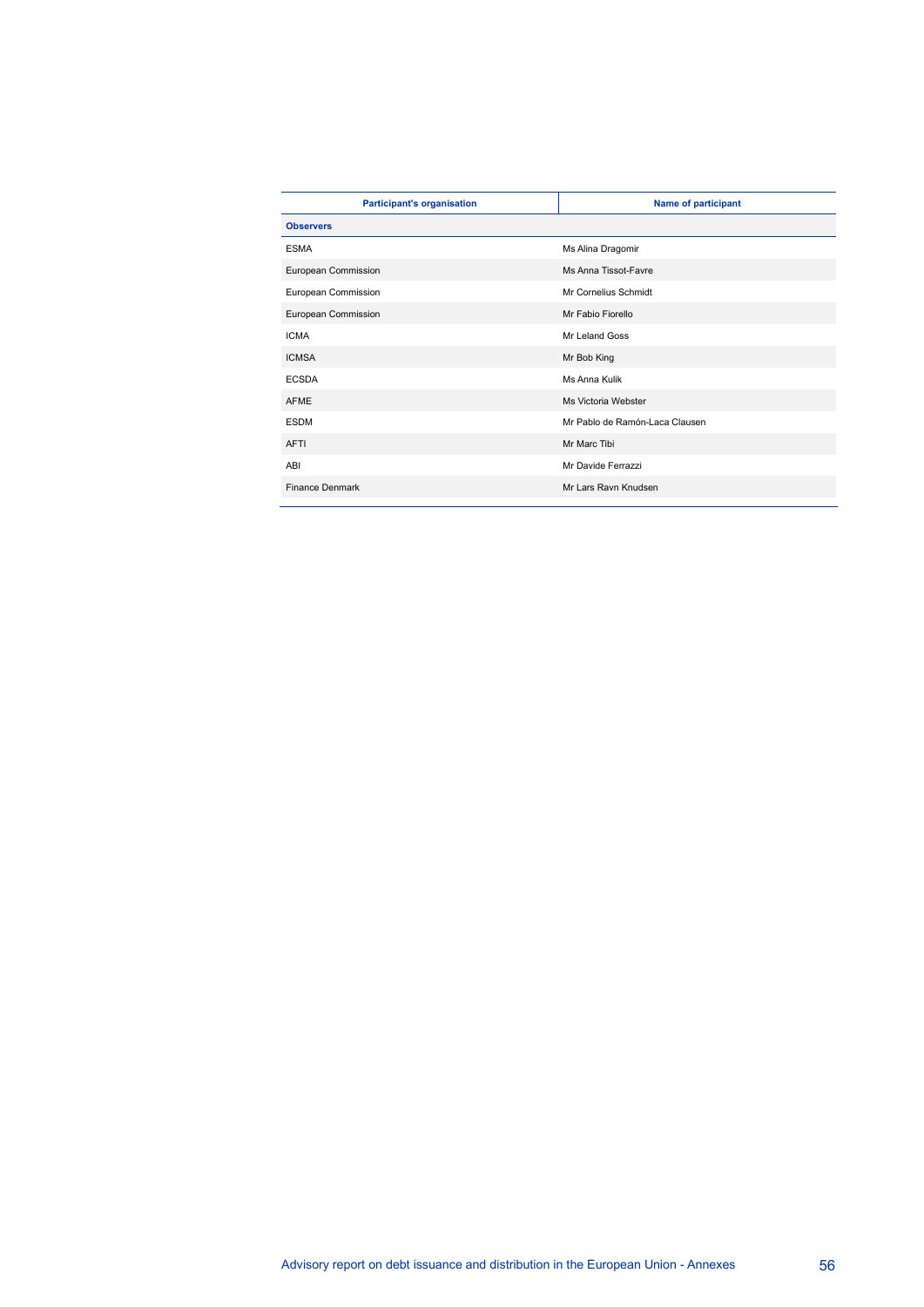| Participant's organisation | Name of participant |
|---|---|
| **Observers** | |
| ESMA | Ms Alina Dragomir |
| European Commission | Ms Anna Tissot-Favre |
| European Commission | Mr Cornelius Schmidt |
| European Commission | Mr Fabio Fiorello |
| ICMA | Mr Leland Goss |
| ICMSA | Mr Bob King |
| ECSDA | Ms Anna Kulik |
| AFME | Ms Victoria Webster |
| ESDM | Mr Pablo de Ramón-Laca Clausen |
| AFTI | Mr Marc Tibi |
| ABI | Mr Davide Ferrazzi |
| Finance Denmark | Mr Lars Ravn Knudsen |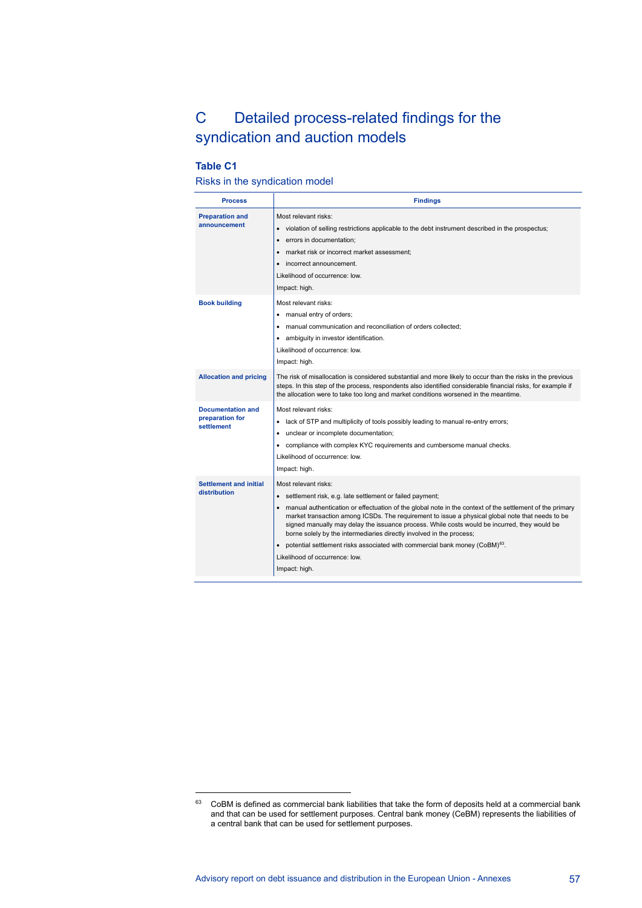# C Detailed process-related findings for the syndication and auction models

## Table C1

Risks in the syndication model

| Process | Findings |
|---|---|
| **Preparation and announcement** | Most relevant risks:<br>• violation of selling restrictions applicable to the debt instrument described in the prospectus;<br>• errors in documentation;<br>• market risk or incorrect market assessment;<br>• incorrect announcement.<br>Likelihood of occurrence: low.<br>Impact: high. |
| **Book building** | Most relevant risks:<br>• manual entry of orders;<br>• manual communication and reconciliation of orders collected;<br>• ambiguity in investor identification.<br>Likelihood of occurrence: low.<br>Impact: high. |
| **Allocation and pricing** | The risk of misallocation is considered substantial and more likely to occur than the risks in the previous steps. In this step of the process, respondents also identified considerable financial risks, for example if the allocation were to take too long and market conditions worsened in the meantime. |
| **Documentation and preparation for settlement** | Most relevant risks:<br>• lack of STP and multiplicity of tools possibly leading to manual re-entry errors;<br>• unclear or incomplete documentation;<br>• compliance with complex KYC requirements and cumbersome manual checks.<br>Likelihood of occurrence: low.<br>Impact: high. |
| **Settlement and initial distribution** | Most relevant risks:<br>• settlement risk, e.g. late settlement or failed payment;<br>• manual authentication or effectuation of the global note in the context of the settlement of the primary market transaction among ICSDs. The requirement to issue a physical global note that needs to be signed manually may delay the issuance process. While costs would be incurred, they would be borne solely by the intermediaries directly involved in the process;<br>• potential settlement risks associated with commercial bank money (CoBM)[63].<br>Likelihood of occurrence: low.<br>Impact: high. |

[63] CoBM is defined as commercial bank liabilities that take the form of deposits held at a commercial bank and that can be used for settlement purposes. Central bank money (CeBM) represents the liabilities of a central bank that can be used for settlement purposes.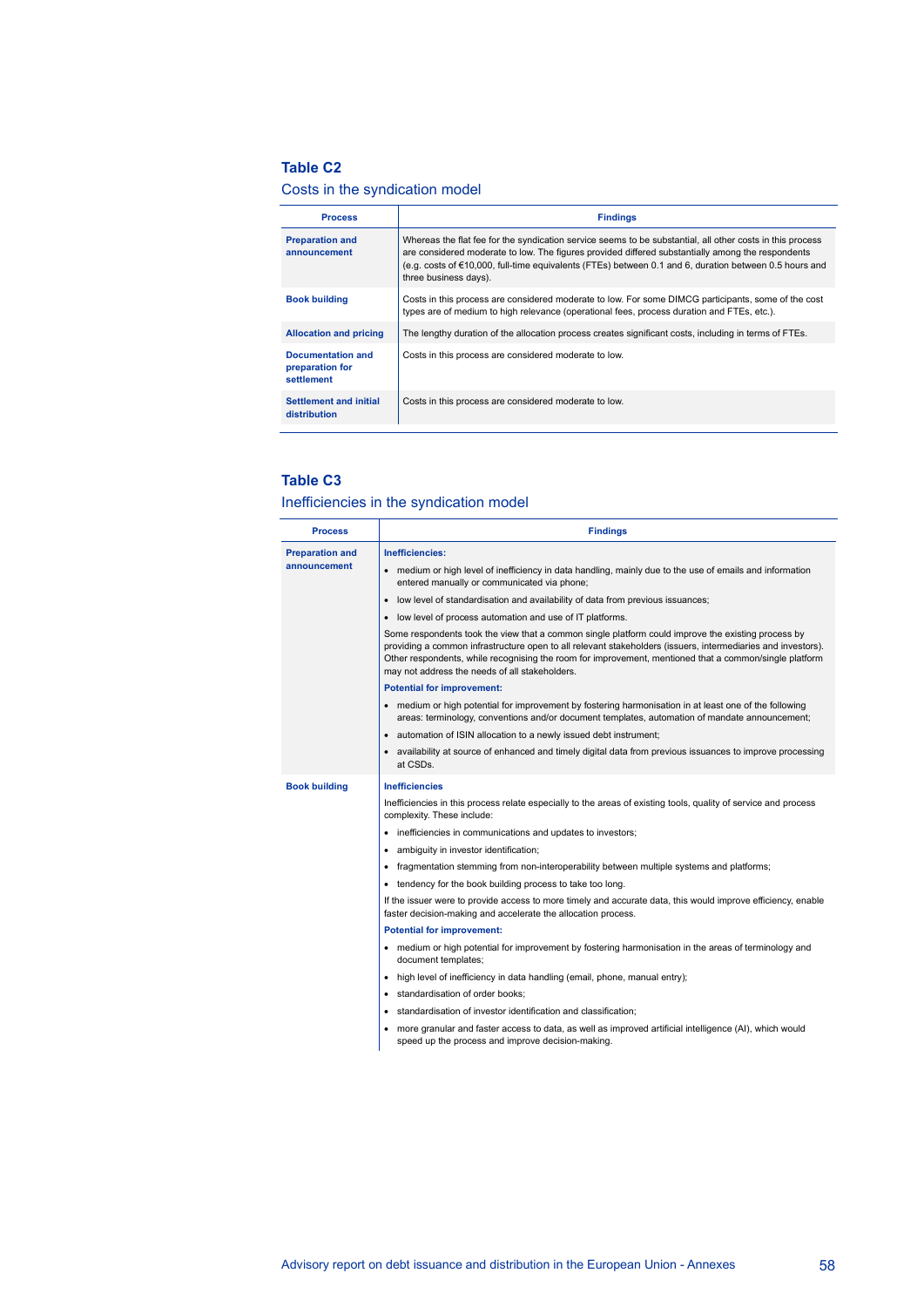## Table C2

### Costs in the syndication model

| Process | Findings |
|---|---|
| **Preparation and announcement** | Whereas the flat fee for the syndication service seems to be substantial, all other costs in this process are considered moderate to low. The figures provided differed substantially among the respondents (e.g. costs of €10,000, full-time equivalents (FTEs) between 0.1 and 6, duration between 0.5 hours and three business days). |
| **Book building** | Costs in this process are considered moderate to low. For some DIMCG participants, some of the cost types are of medium to high relevance (operational fees, process duration and FTEs, etc.). |
| **Allocation and pricing** | The lengthy duration of the allocation process creates significant costs, including in terms of FTEs. |
| **Documentation and preparation for settlement** | Costs in this process are considered moderate to low. |
| **Settlement and initial distribution** | Costs in this process are considered moderate to low. |

## Table C3

### Inefficiencies in the syndication model

| Process | Findings |
|---|---|
| **Preparation and announcement** | **Inefficiencies:**<br>• medium or high level of inefficiency in data handling, mainly due to the use of emails and information entered manually or communicated via phone;<br>• low level of standardisation and availability of data from previous issuances;<br>• low level of process automation and use of IT platforms.<br>Some respondents took the view that a common single platform could improve the existing process by providing a common infrastructure open to all relevant stakeholders (issuers, intermediaries and investors). Other respondents, while recognising the room for improvement, mentioned that a common/single platform may not address the needs of all stakeholders.<br>**Potential for improvement:**<br>• medium or high potential for improvement by fostering harmonisation in at least one of the following areas: terminology, conventions and/or document templates, automation of mandate announcement;<br>• automation of ISIN allocation to a newly issued debt instrument;<br>• availability at source of enhanced and timely digital data from previous issuances to improve processing at CSDs. |
| **Book building** | **Inefficiencies**<br>Inefficiencies in this process relate especially to the areas of existing tools, quality of service and process complexity. These include:<br>• inefficiencies in communications and updates to investors;<br>• ambiguity in investor identification;<br>• fragmentation stemming from non-interoperability between multiple systems and platforms;<br>• tendency for the book building process to take too long.<br>If the issuer were to provide access to more timely and accurate data, this would improve efficiency, enable faster decision-making and accelerate the allocation process.<br>**Potential for improvement:**<br>• medium or high potential for improvement by fostering harmonisation in the areas of terminology and document templates;<br>• high level of inefficiency in data handling (email, phone, manual entry);<br>• standardisation of order books;<br>• standardisation of investor identification and classification;<br>• more granular and faster access to data, as well as improved artificial intelligence (AI), which would speed up the process and improve decision-making. |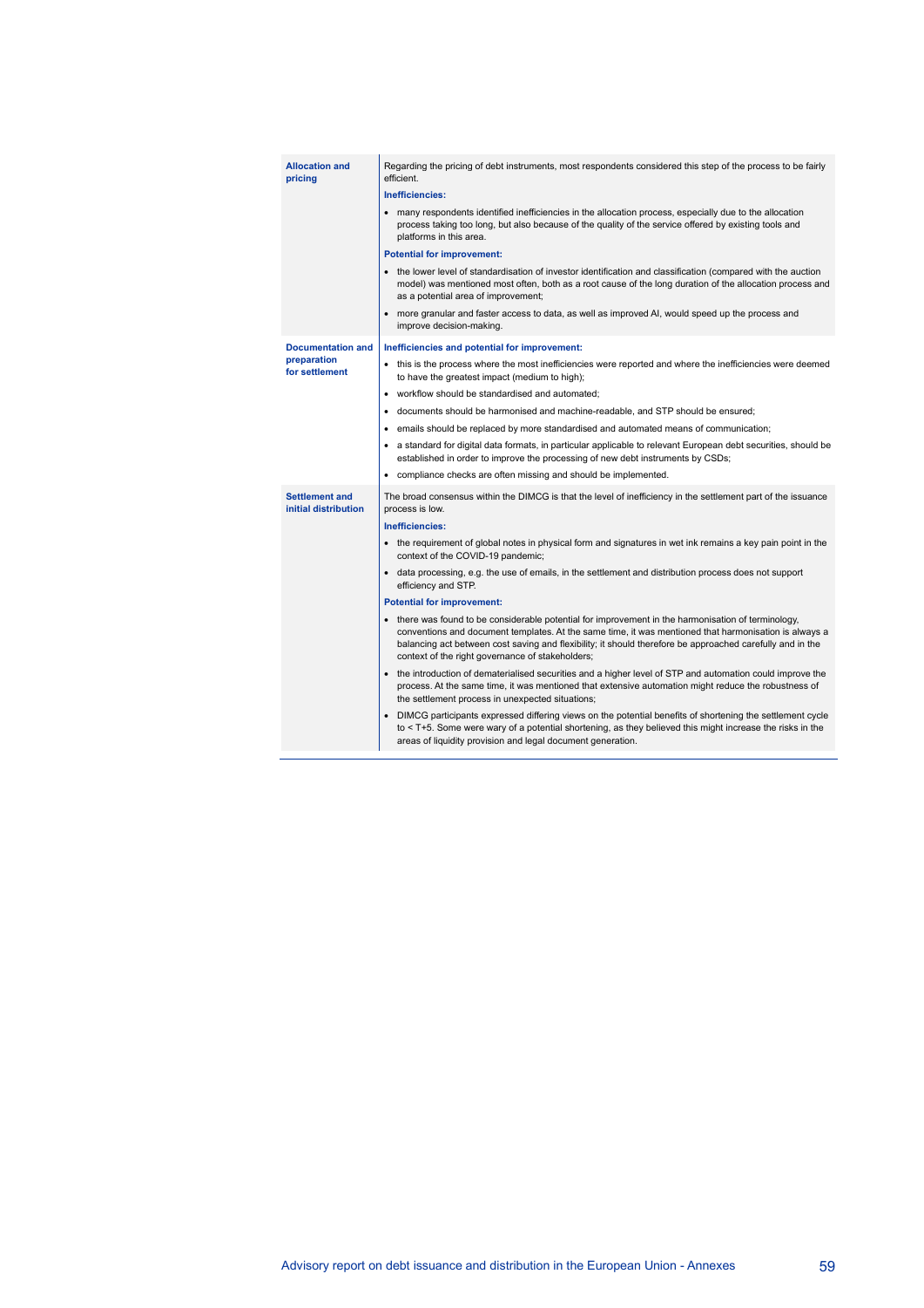| | |
|---|---|
| **Allocation and pricing** | Regarding the pricing of debt instruments, most respondents considered this step of the process to be fairly efficient.<br>**Inefficiencies:**<br>• many respondents identified inefficiencies in the allocation process, especially due to the allocation process taking too long, but also because of the quality of the service offered by existing tools and platforms in this area.<br>**Potential for improvement:**<br>• the lower level of standardisation of investor identification and classification (compared with the auction model) was mentioned most often, both as a root cause of the long duration of the allocation process and as a potential area of improvement;<br>• more granular and faster access to data, as well as improved AI, would speed up the process and improve decision-making. |
| **Documentation and preparation for settlement** | **Inefficiencies and potential for improvement:**<br>• this is the process where the most inefficiencies were reported and where the inefficiencies were deemed to have the greatest impact (medium to high);<br>• workflow should be standardised and automated;<br>• documents should be harmonised and machine-readable, and STP should be ensured;<br>• emails should be replaced by more standardised and automated means of communication;<br>• a standard for digital data formats, in particular applicable to relevant European debt securities, should be established in order to improve the processing of new debt instruments by CSDs;<br>• compliance checks are often missing and should be implemented. |
| **Settlement and initial distribution** | The broad consensus within the DIMCG is that the level of inefficiency in the settlement part of the issuance process is low.<br>**Inefficiencies:**<br>• the requirement of global notes in physical form and signatures in wet ink remains a key pain point in the context of the COVID-19 pandemic;<br>• data processing, e.g. the use of emails, in the settlement and distribution process does not support efficiency and STP.<br>**Potential for improvement:**<br>• there was found to be considerable potential for improvement in the harmonisation of terminology, conventions and document templates. At the same time, it was mentioned that harmonisation is always a balancing act between cost saving and flexibility; it should therefore be approached carefully and in the context of the right governance of stakeholders;<br>• the introduction of dematerialised securities and a higher level of STP and automation could improve the process. At the same time, it was mentioned that extensive automation might reduce the robustness of the settlement process in unexpected situations;<br>• DIMCG participants expressed differing views on the potential benefits of shortening the settlement cycle to < T+5. Some were wary of a potential shortening, as they believed this might increase the risks in the areas of liquidity provision and legal document generation. |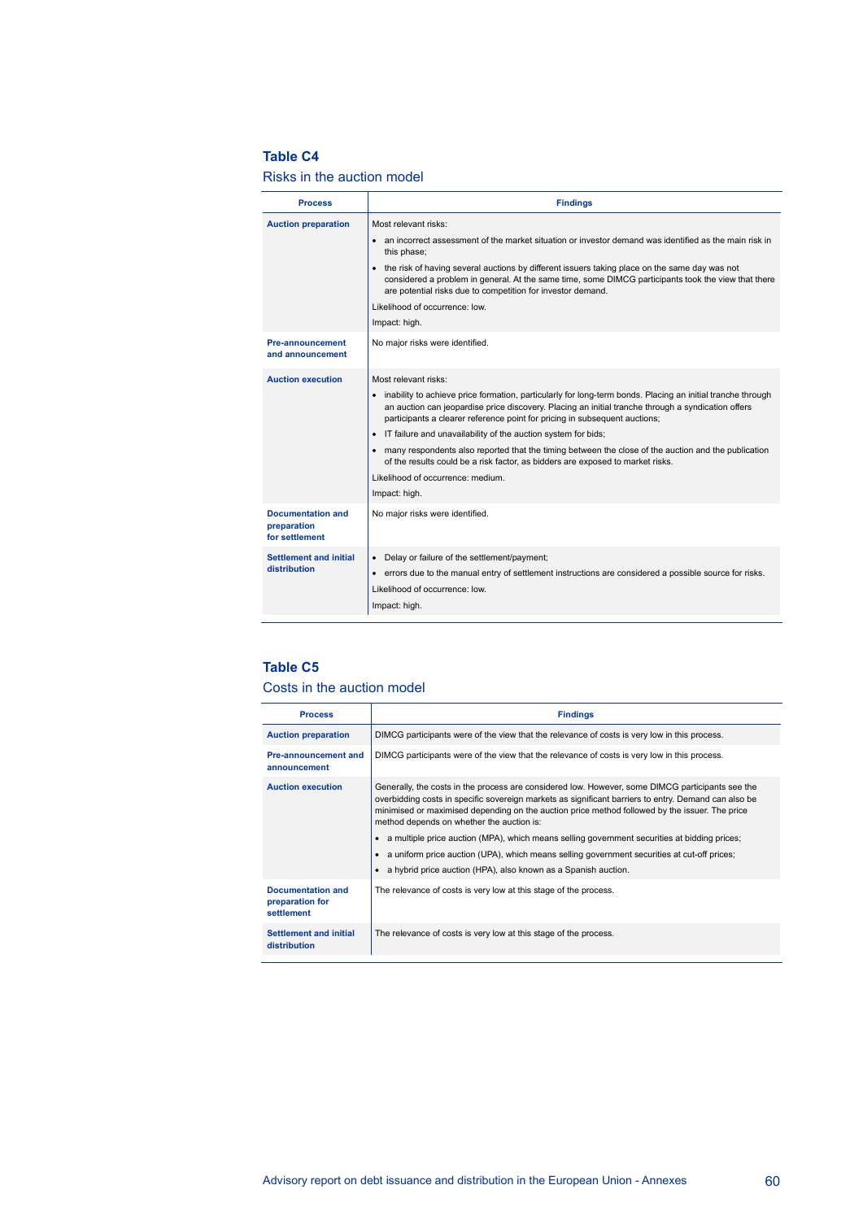**Table C4**

Risks in the auction model

| Process | Findings |
|---|---|
| **Auction preparation** | Most relevant risks:<br>• an incorrect assessment of the market situation or investor demand was identified as the main risk in this phase;<br>• the risk of having several auctions by different issuers taking place on the same day was not considered a problem in general. At the same time, some DIMCG participants took the view that there are potential risks due to competition for investor demand.<br>Likelihood of occurrence: low.<br>Impact: high. |
| **Pre-announcement and announcement** | No major risks were identified. |
| **Auction execution** | Most relevant risks:<br>• inability to achieve price formation, particularly for long-term bonds. Placing an initial tranche through an auction can jeopardise price discovery. Placing an initial tranche through a syndication offers participants a clearer reference point for pricing in subsequent auctions;<br>• IT failure and unavailability of the auction system for bids;<br>• many respondents also reported that the timing between the close of the auction and the publication of the results could be a risk factor, as bidders are exposed to market risks.<br>Likelihood of occurrence: medium.<br>Impact: high. |
| **Documentation and preparation for settlement** | No major risks were identified. |
| **Settlement and initial distribution** | • Delay or failure of the settlement/payment;<br>• errors due to the manual entry of settlement instructions are considered a possible source for risks.<br>Likelihood of occurrence: low.<br>Impact: high. |

**Table C5**

Costs in the auction model

| Process | Findings |
|---|---|
| **Auction preparation** | DIMCG participants were of the view that the relevance of costs is very low in this process. |
| **Pre-announcement and announcement** | DIMCG participants were of the view that the relevance of costs is very low in this process. |
| **Auction execution** | Generally, the costs in the process are considered low. However, some DIMCG participants see the overbidding costs in specific sovereign markets as significant barriers to entry. Demand can also be minimised or maximised depending on the auction price method followed by the issuer. The price method depends on whether the auction is:<br>• a multiple price auction (MPA), which means selling government securities at bidding prices;<br>• a uniform price auction (UPA), which means selling government securities at cut-off prices;<br>• a hybrid price auction (HPA), also known as a Spanish auction. |
| **Documentation and preparation for settlement** | The relevance of costs is very low at this stage of the process. |
| **Settlement and initial distribution** | The relevance of costs is very low at this stage of the process. |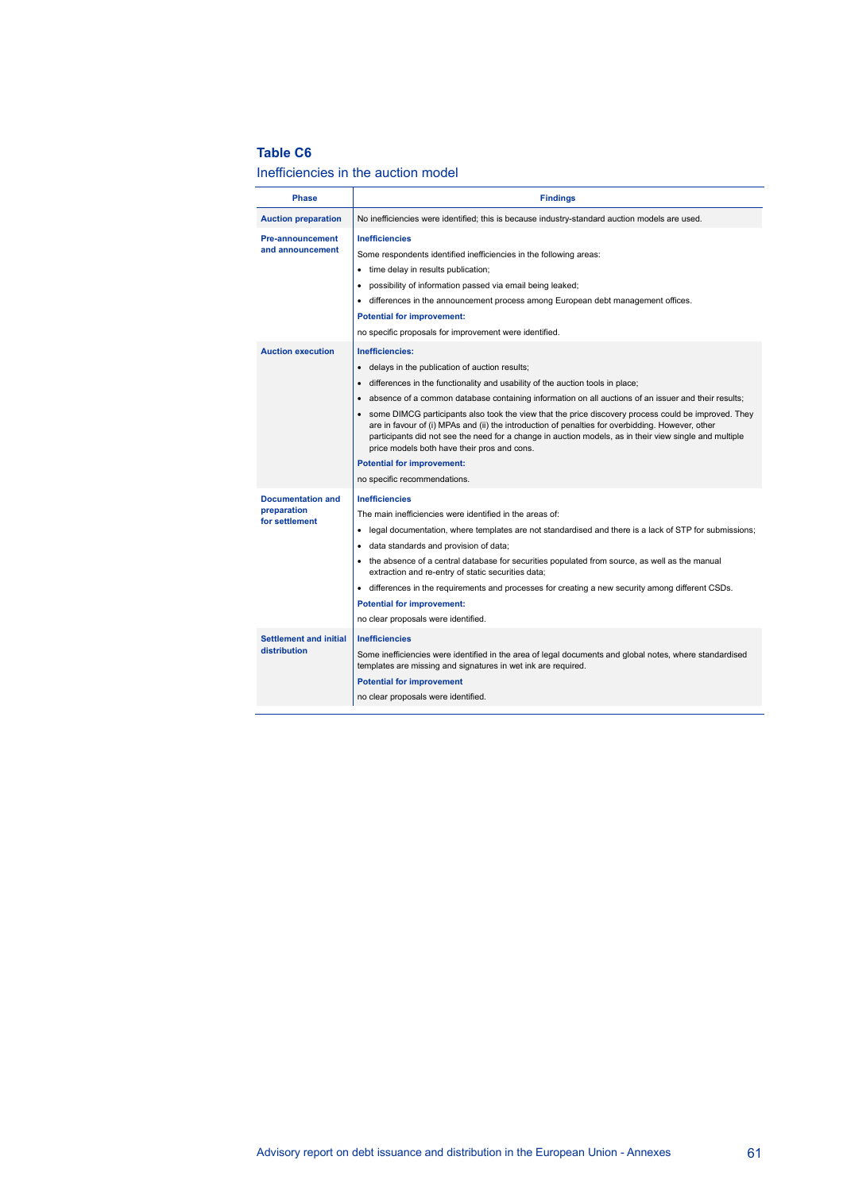**Table C6**

Inefficiencies in the auction model

| Phase | Findings |
|---|---|
| **Auction preparation** | No inefficiencies were identified; this is because industry-standard auction models are used. |
| **Pre-announcement and announcement** | **Inefficiencies**<br>Some respondents identified inefficiencies in the following areas:<br>• time delay in results publication;<br>• possibility of information passed via email being leaked;<br>• differences in the announcement process among European debt management offices.<br>**Potential for improvement:**<br>no specific proposals for improvement were identified. |
| **Auction execution** | **Inefficiencies:**<br>• delays in the publication of auction results;<br>• differences in the functionality and usability of the auction tools in place;<br>• absence of a common database containing information on all auctions of an issuer and their results;<br>• some DIMCG participants also took the view that the price discovery process could be improved. They are in favour of (i) MPAs and (ii) the introduction of penalties for overbidding. However, other participants did not see the need for a change in auction models, as in their view single and multiple price models both have their pros and cons.<br>**Potential for improvement:**<br>no specific recommendations. |
| **Documentation and preparation for settlement** | **Inefficiencies**<br>The main inefficiencies were identified in the areas of:<br>• legal documentation, where templates are not standardised and there is a lack of STP for submissions;<br>• data standards and provision of data;<br>• the absence of a central database for securities populated from source, as well as the manual extraction and re-entry of static securities data;<br>• differences in the requirements and processes for creating a new security among different CSDs.<br>**Potential for improvement:**<br>no clear proposals were identified. |
| **Settlement and initial distribution** | **Inefficiencies**<br>Some inefficiencies were identified in the area of legal documents and global notes, where standardised templates are missing and signatures in wet ink are required.<br>**Potential for improvement**<br>no clear proposals were identified. |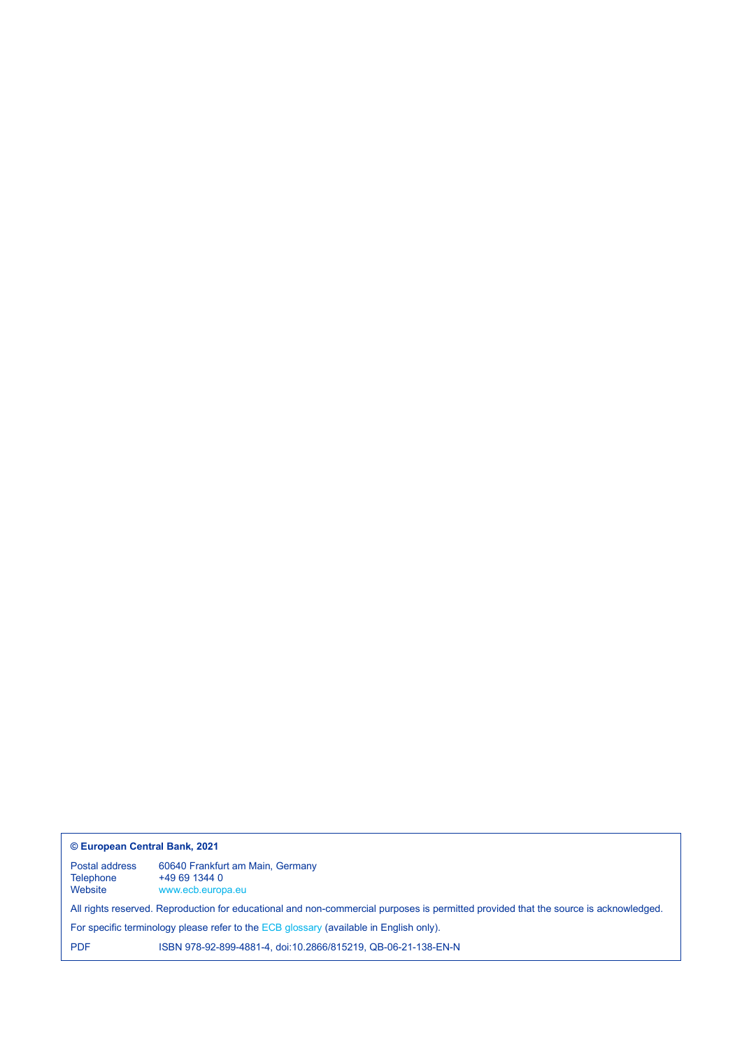**© European Central Bank, 2021**

| | |
|---|---|
| Postal address | 60640 Frankfurt am Main, Germany |
| Telephone | +49 69 1344 0 |
| Website | www.ecb.europa.eu |

All rights reserved. Reproduction for educational and non-commercial purposes is permitted provided that the source is acknowledged.

For specific terminology please refer to the ECB glossary (available in English only).

PDF ISBN 978-92-899-4881-4, doi:10.2866/815219, QB-06-21-138-EN-N